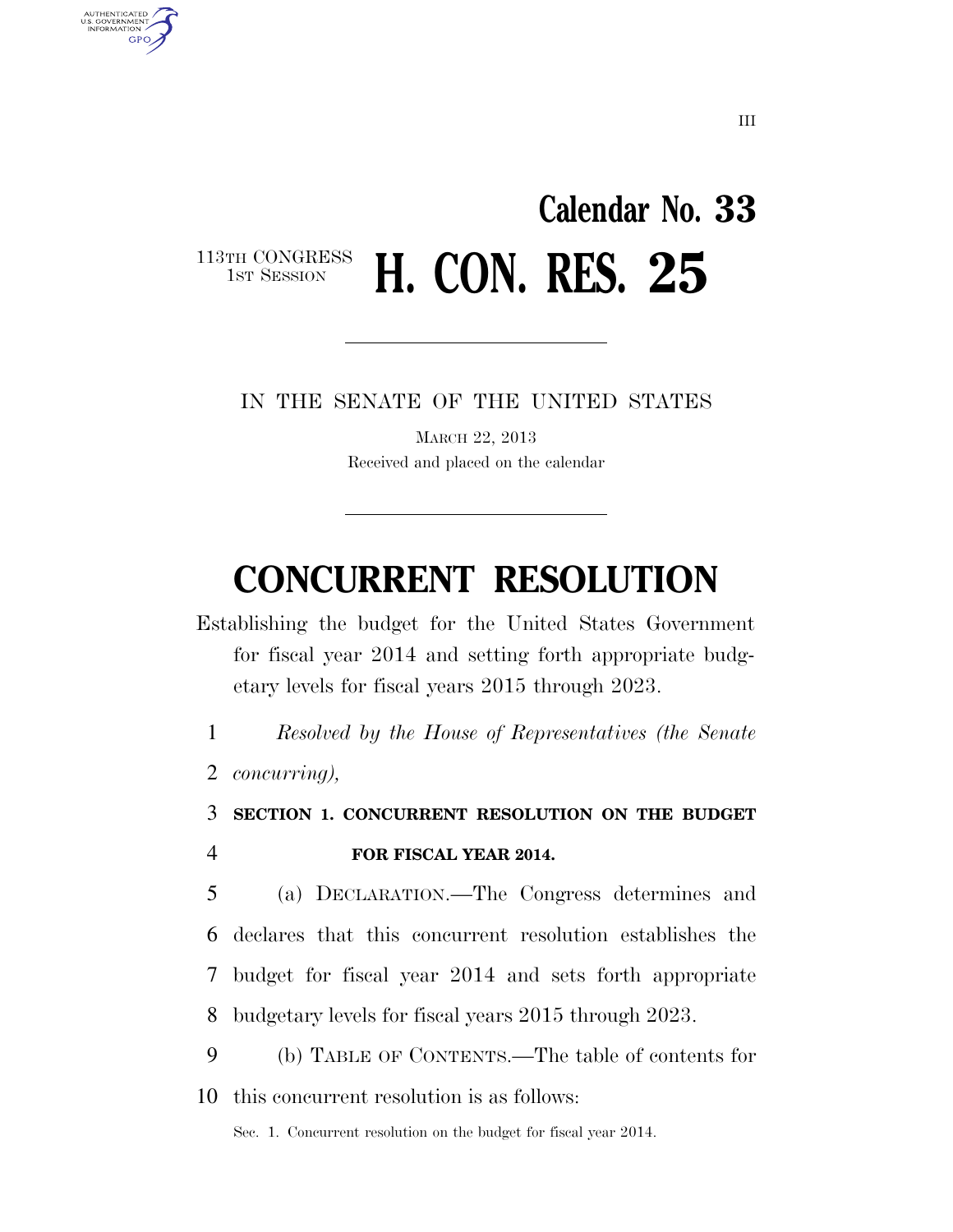# Calendar No. 33

113TH CONGRESS
1ST SESSION

# H. CON. RES. 25

IN THE SENATE OF THE UNITED STATES

MARCH 22, 2013

Received and placed on the calendar

# CONCURRENT RESOLUTION

Establishing the budget for the United States Government for fiscal year 2014 and setting forth appropriate budgetary levels for fiscal years 2015 through 2023.

*Resolved by the House of Representatives (the Senate concurring),*

**SECTION 1. CONCURRENT RESOLUTION ON THE BUDGET FOR FISCAL YEAR 2014.**

(a) DECLARATION.—The Congress determines and declares that this concurrent resolution establishes the budget for fiscal year 2014 and sets forth appropriate budgetary levels for fiscal years 2015 through 2023.

(b) TABLE OF CONTENTS.—The table of contents for this concurrent resolution is as follows:

Sec. 1. Concurrent resolution on the budget for fiscal year 2014.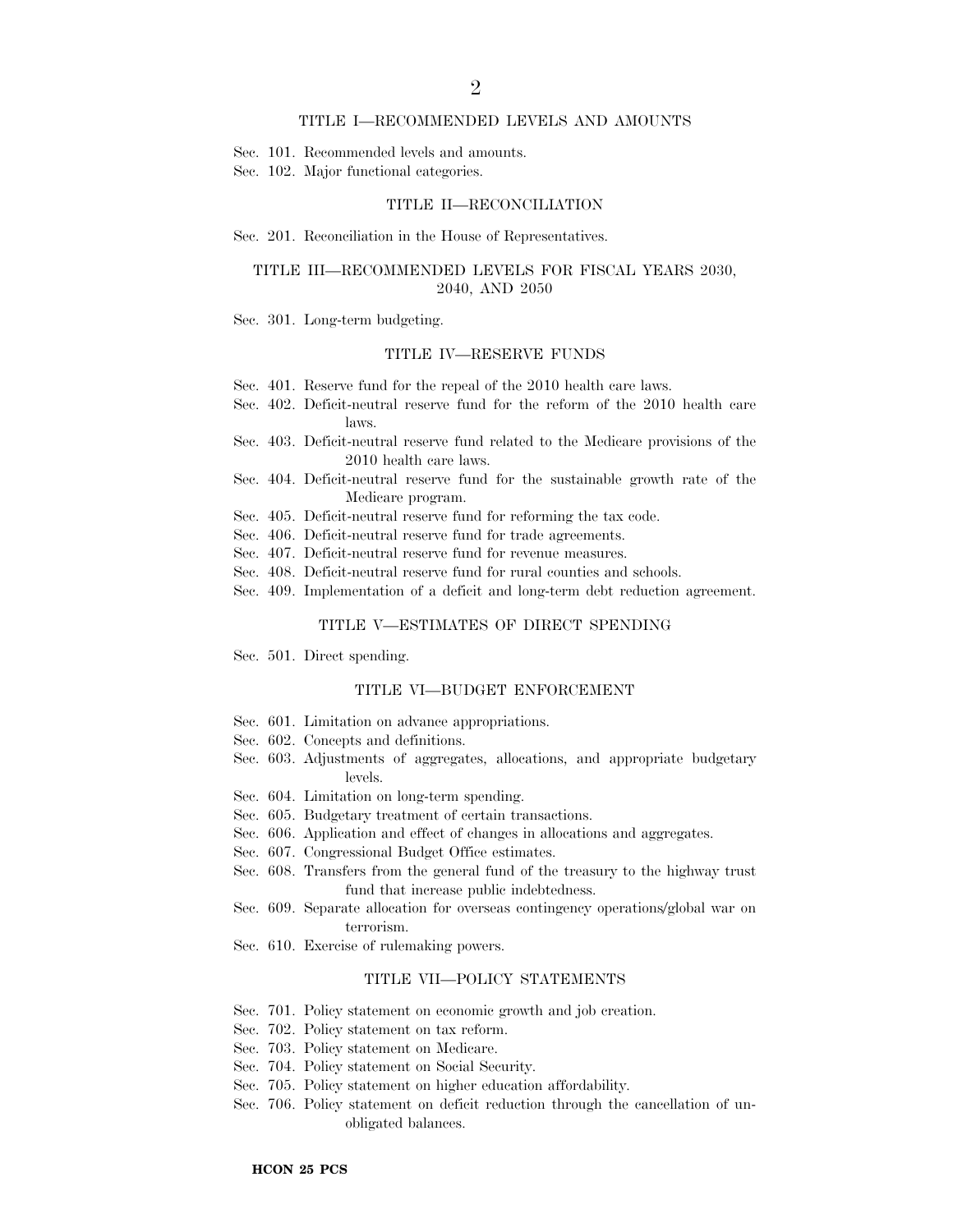## TITLE I—RECOMMENDED LEVELS AND AMOUNTS

Sec. 101. Recommended levels and amounts.
Sec. 102. Major functional categories.

## TITLE II—RECONCILIATION

Sec. 201. Reconciliation in the House of Representatives.

## TITLE III—RECOMMENDED LEVELS FOR FISCAL YEARS 2030, 2040, AND 2050

Sec. 301. Long-term budgeting.

## TITLE IV—RESERVE FUNDS

Sec. 401. Reserve fund for the repeal of the 2010 health care laws.
Sec. 402. Deficit-neutral reserve fund for the reform of the 2010 health care laws.
Sec. 403. Deficit-neutral reserve fund related to the Medicare provisions of the 2010 health care laws.
Sec. 404. Deficit-neutral reserve fund for the sustainable growth rate of the Medicare program.
Sec. 405. Deficit-neutral reserve fund for reforming the tax code.
Sec. 406. Deficit-neutral reserve fund for trade agreements.
Sec. 407. Deficit-neutral reserve fund for revenue measures.
Sec. 408. Deficit-neutral reserve fund for rural counties and schools.
Sec. 409. Implementation of a deficit and long-term debt reduction agreement.

## TITLE V—ESTIMATES OF DIRECT SPENDING

Sec. 501. Direct spending.

## TITLE VI—BUDGET ENFORCEMENT

Sec. 601. Limitation on advance appropriations.
Sec. 602. Concepts and definitions.
Sec. 603. Adjustments of aggregates, allocations, and appropriate budgetary levels.
Sec. 604. Limitation on long-term spending.
Sec. 605. Budgetary treatment of certain transactions.
Sec. 606. Application and effect of changes in allocations and aggregates.
Sec. 607. Congressional Budget Office estimates.
Sec. 608. Transfers from the general fund of the treasury to the highway trust fund that increase public indebtedness.
Sec. 609. Separate allocation for overseas contingency operations/global war on terrorism.
Sec. 610. Exercise of rulemaking powers.

## TITLE VII—POLICY STATEMENTS

Sec. 701. Policy statement on economic growth and job creation.
Sec. 702. Policy statement on tax reform.
Sec. 703. Policy statement on Medicare.
Sec. 704. Policy statement on Social Security.
Sec. 705. Policy statement on higher education affordability.
Sec. 706. Policy statement on deficit reduction through the cancellation of unobligated balances.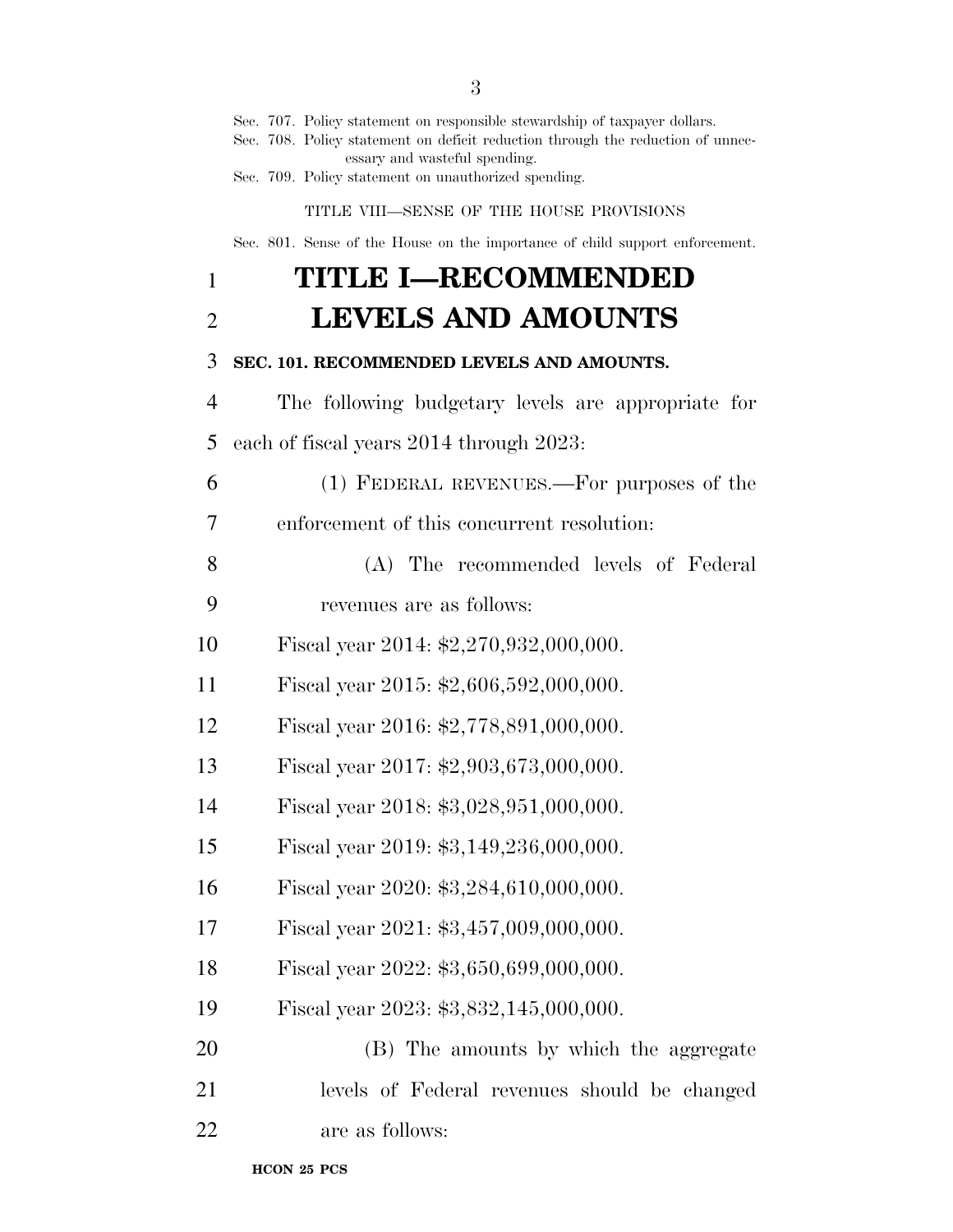Sec. 707. Policy statement on responsible stewardship of taxpayer dollars.
Sec. 708. Policy statement on deficit reduction through the reduction of unnecessary and wasteful spending.
Sec. 709. Policy statement on unauthorized spending.

TITLE VIII—SENSE OF THE HOUSE PROVISIONS

Sec. 801. Sense of the House on the importance of child support enforcement.

# TITLE I—RECOMMENDED LEVELS AND AMOUNTS

### SEC. 101. RECOMMENDED LEVELS AND AMOUNTS.

The following budgetary levels are appropriate for each of fiscal years 2014 through 2023:

(1) FEDERAL REVENUES.—For purposes of the enforcement of this concurrent resolution:

(A) The recommended levels of Federal revenues are as follows:

Fiscal year 2014: $2,270,932,000,000.

Fiscal year 2015: $2,606,592,000,000.

Fiscal year 2016: $2,778,891,000,000.

Fiscal year 2017: $2,903,673,000,000.

Fiscal year 2018: $3,028,951,000,000.

Fiscal year 2019: $3,149,236,000,000.

Fiscal year 2020: $3,284,610,000,000.

Fiscal year 2021: $3,457,009,000,000.

Fiscal year 2022: $3,650,699,000,000.

Fiscal year 2023: $3,832,145,000,000.

(B) The amounts by which the aggregate levels of Federal revenues should be changed are as follows: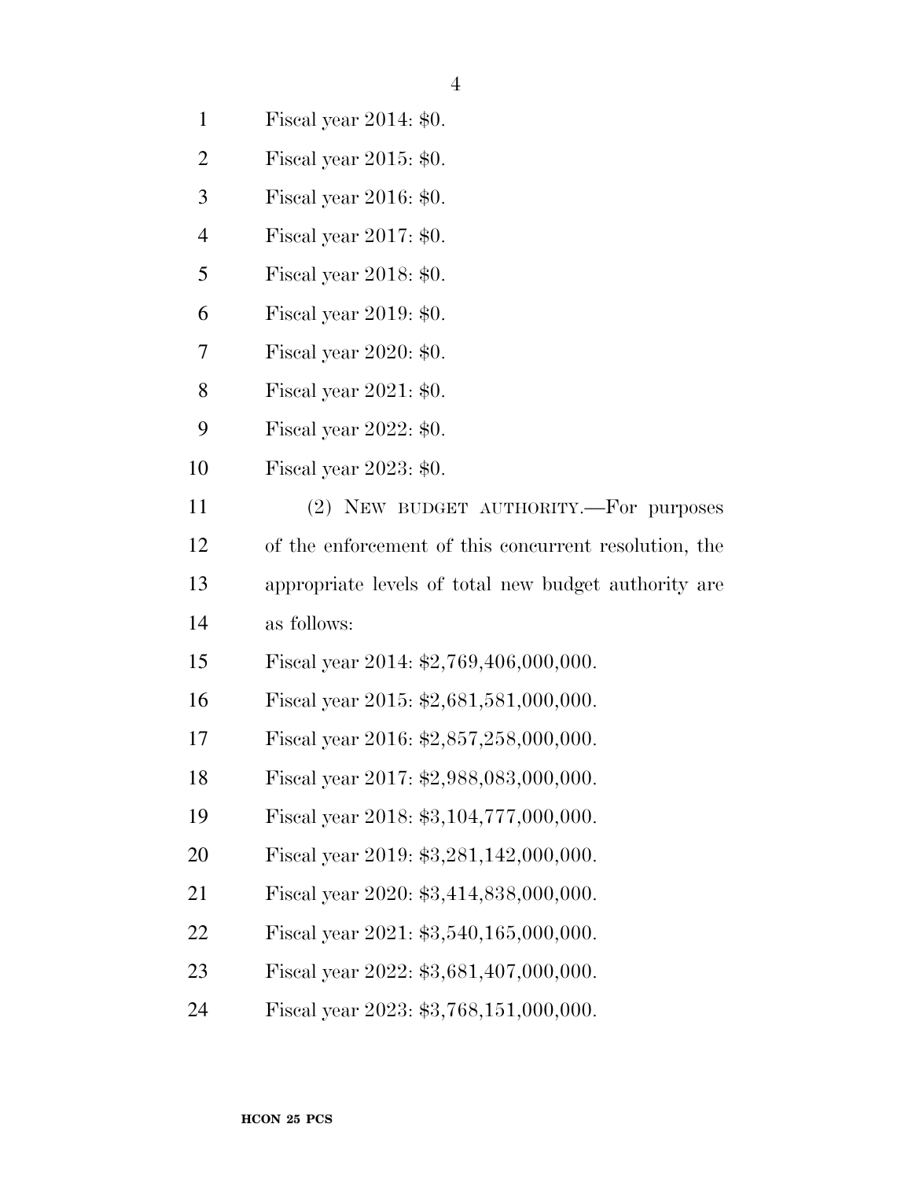Fiscal year 2014: $0.

Fiscal year 2015: $0.

Fiscal year 2016: $0.

Fiscal year 2017: $0.

Fiscal year 2018: $0.

Fiscal year 2019: $0.

Fiscal year 2020: $0.

Fiscal year 2021: $0.

Fiscal year 2022: $0.

Fiscal year 2023: $0.

(2) NEW BUDGET AUTHORITY.—For purposes of the enforcement of this concurrent resolution, the appropriate levels of total new budget authority are as follows:

Fiscal year 2014: $2,769,406,000,000.

Fiscal year 2015: $2,681,581,000,000.

Fiscal year 2016: $2,857,258,000,000.

Fiscal year 2017: $2,988,083,000,000.

Fiscal year 2018: $3,104,777,000,000.

Fiscal year 2019: $3,281,142,000,000.

Fiscal year 2020: $3,414,838,000,000.

Fiscal year 2021: $3,540,165,000,000.

Fiscal year 2022: $3,681,407,000,000.

Fiscal year 2023: $3,768,151,000,000.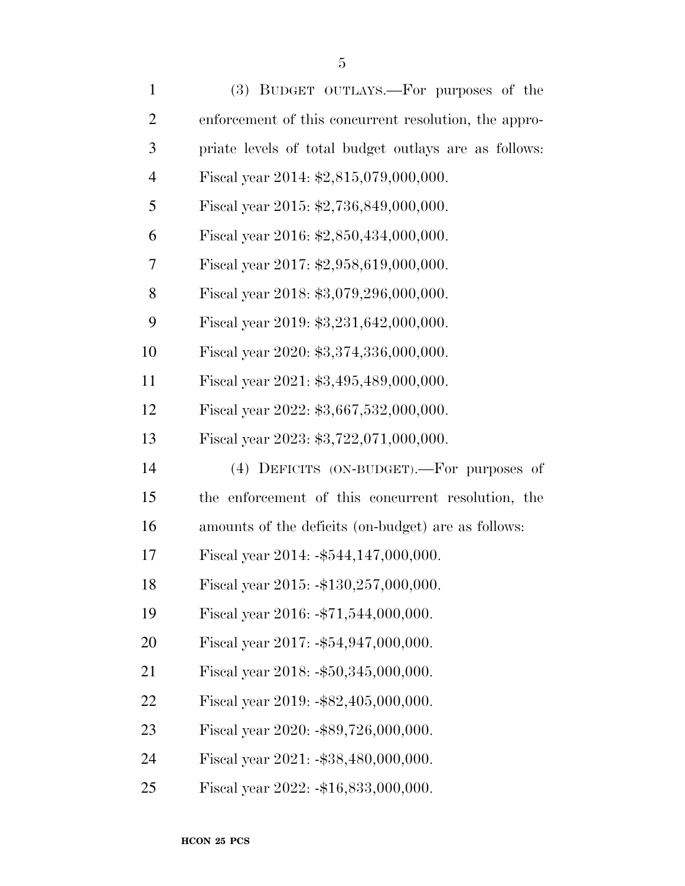(3) BUDGET OUTLAYS.—For purposes of the enforcement of this concurrent resolution, the appropriate levels of total budget outlays are as follows:

Fiscal year 2014: $2,815,079,000,000.

Fiscal year 2015: $2,736,849,000,000.

Fiscal year 2016: $2,850,434,000,000.

Fiscal year 2017: $2,958,619,000,000.

Fiscal year 2018: $3,079,296,000,000.

Fiscal year 2019: $3,231,642,000,000.

Fiscal year 2020: $3,374,336,000,000.

Fiscal year 2021: $3,495,489,000,000.

Fiscal year 2022: $3,667,532,000,000.

Fiscal year 2023: $3,722,071,000,000.

(4) DEFICITS (ON-BUDGET).—For purposes of the enforcement of this concurrent resolution, the amounts of the deficits (on-budget) are as follows:

Fiscal year 2014: -$544,147,000,000.

Fiscal year 2015: -$130,257,000,000.

Fiscal year 2016: -$71,544,000,000.

Fiscal year 2017: -$54,947,000,000.

Fiscal year 2018: -$50,345,000,000.

Fiscal year 2019: -$82,405,000,000.

Fiscal year 2020: -$89,726,000,000.

Fiscal year 2021: -$38,480,000,000.

Fiscal year 2022: -$16,833,000,000.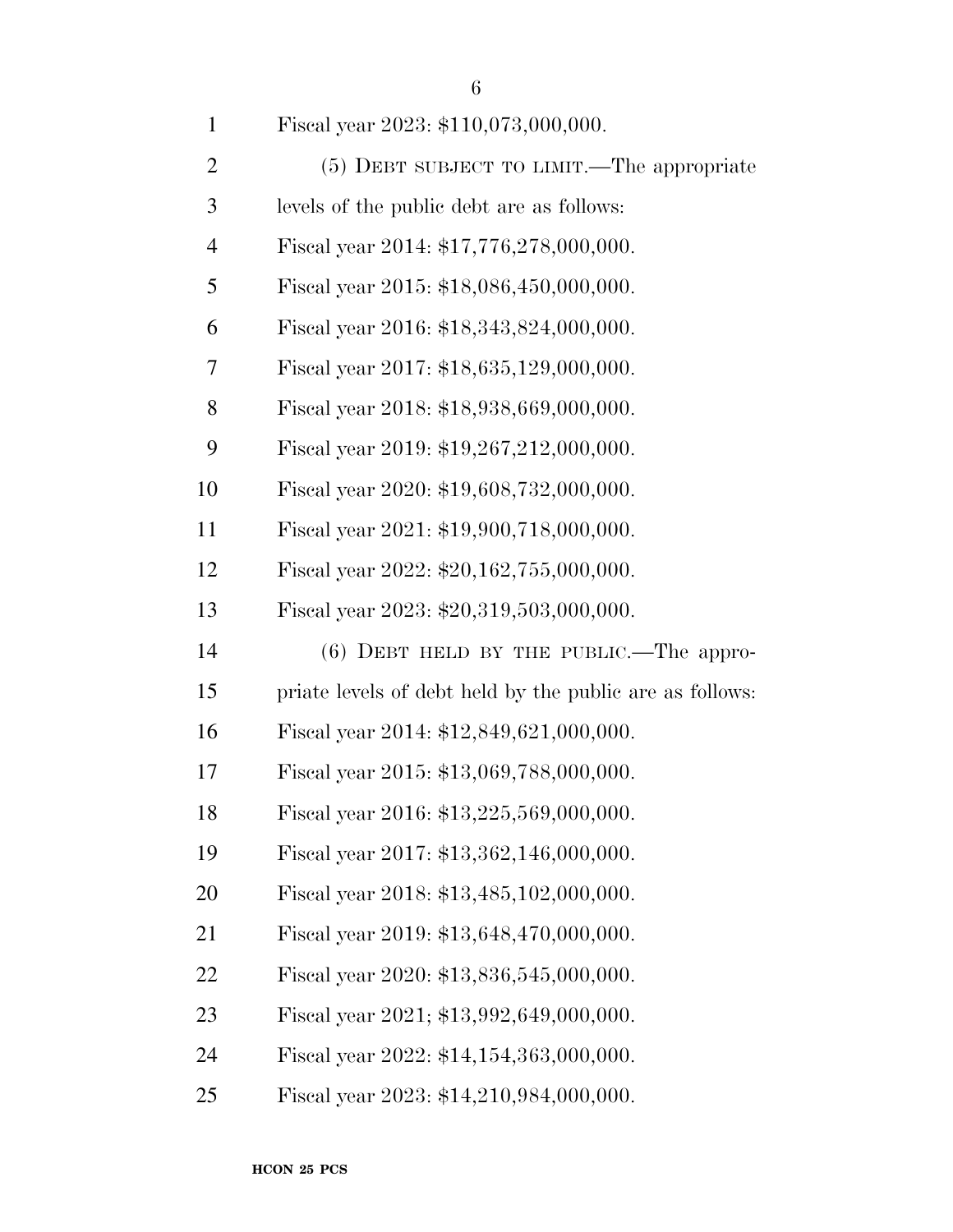Fiscal year 2023: $110,073,000,000.

(5) DEBT SUBJECT TO LIMIT.—The appropriate levels of the public debt are as follows:

Fiscal year 2014: $17,776,278,000,000.

Fiscal year 2015: $18,086,450,000,000.

Fiscal year 2016: $18,343,824,000,000.

Fiscal year 2017: $18,635,129,000,000.

Fiscal year 2018: $18,938,669,000,000.

Fiscal year 2019: $19,267,212,000,000.

Fiscal year 2020: $19,608,732,000,000.

Fiscal year 2021: $19,900,718,000,000.

Fiscal year 2022: $20,162,755,000,000.

Fiscal year 2023: $20,319,503,000,000.

(6) DEBT HELD BY THE PUBLIC.—The appropriate levels of debt held by the public are as follows:

Fiscal year 2014: $12,849,621,000,000.

Fiscal year 2015: $13,069,788,000,000.

Fiscal year 2016: $13,225,569,000,000.

Fiscal year 2017: $13,362,146,000,000.

Fiscal year 2018: $13,485,102,000,000.

Fiscal year 2019: $13,648,470,000,000.

Fiscal year 2020: $13,836,545,000,000.

Fiscal year 2021; $13,992,649,000,000.

Fiscal year 2022: $14,154,363,000,000.

Fiscal year 2023: $14,210,984,000,000.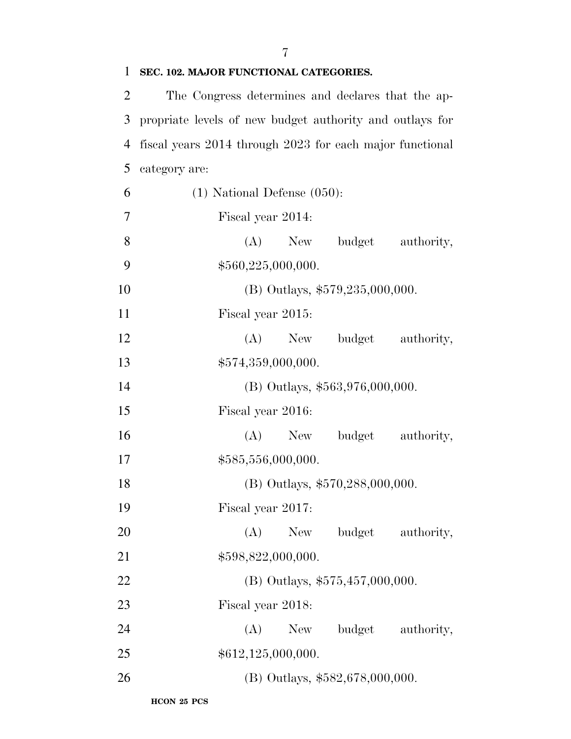**SEC. 102. MAJOR FUNCTIONAL CATEGORIES.**

The Congress determines and declares that the appropriate levels of new budget authority and outlays for fiscal years 2014 through 2023 for each major functional category are:

(1) National Defense (050):

Fiscal year 2014:

(A) New budget authority, $560,225,000,000.

(B) Outlays, $579,235,000,000.

Fiscal year 2015:

(A) New budget authority, $574,359,000,000.

(B) Outlays, $563,976,000,000.

Fiscal year 2016:

(A) New budget authority, $585,556,000,000.

(B) Outlays, $570,288,000,000.

Fiscal year 2017:

(A) New budget authority, $598,822,000,000.

(B) Outlays, $575,457,000,000.

Fiscal year 2018:

(A) New budget authority, $612,125,000,000.

(B) Outlays, $582,678,000,000.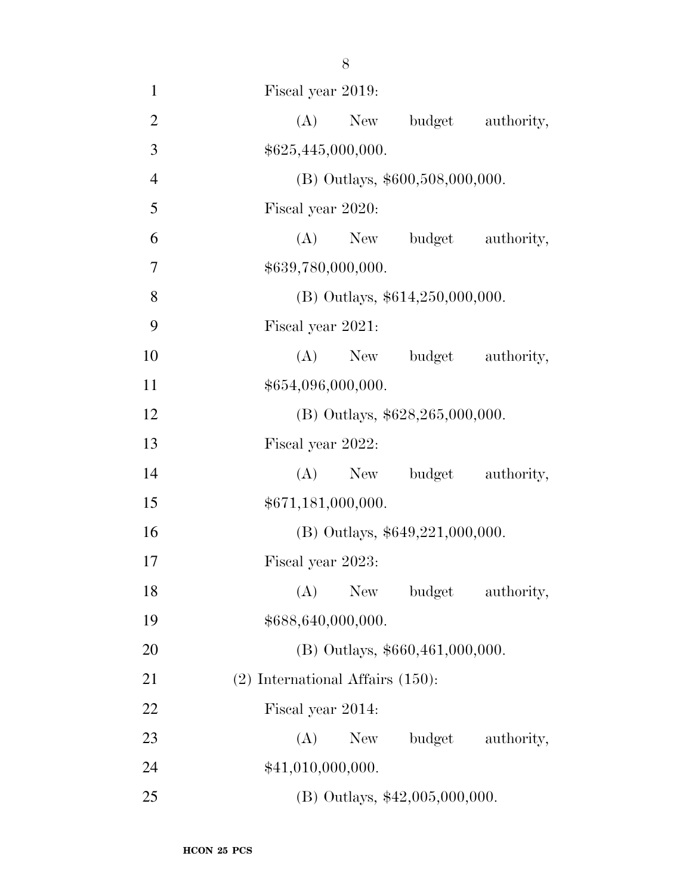Fiscal year 2019:

(A) New budget authority, $625,445,000,000.

(B) Outlays, $600,508,000,000.

Fiscal year 2020:

(A) New budget authority, $639,780,000,000.

(B) Outlays, $614,250,000,000.

Fiscal year 2021:

(A) New budget authority, $654,096,000,000.

(B) Outlays, $628,265,000,000.

Fiscal year 2022:

(A) New budget authority, $671,181,000,000.

(B) Outlays, $649,221,000,000.

Fiscal year 2023:

(A) New budget authority, $688,640,000,000.

(B) Outlays, $660,461,000,000.

(2) International Affairs (150):

Fiscal year 2014:

(A) New budget authority, $41,010,000,000.

(B) Outlays, $42,005,000,000.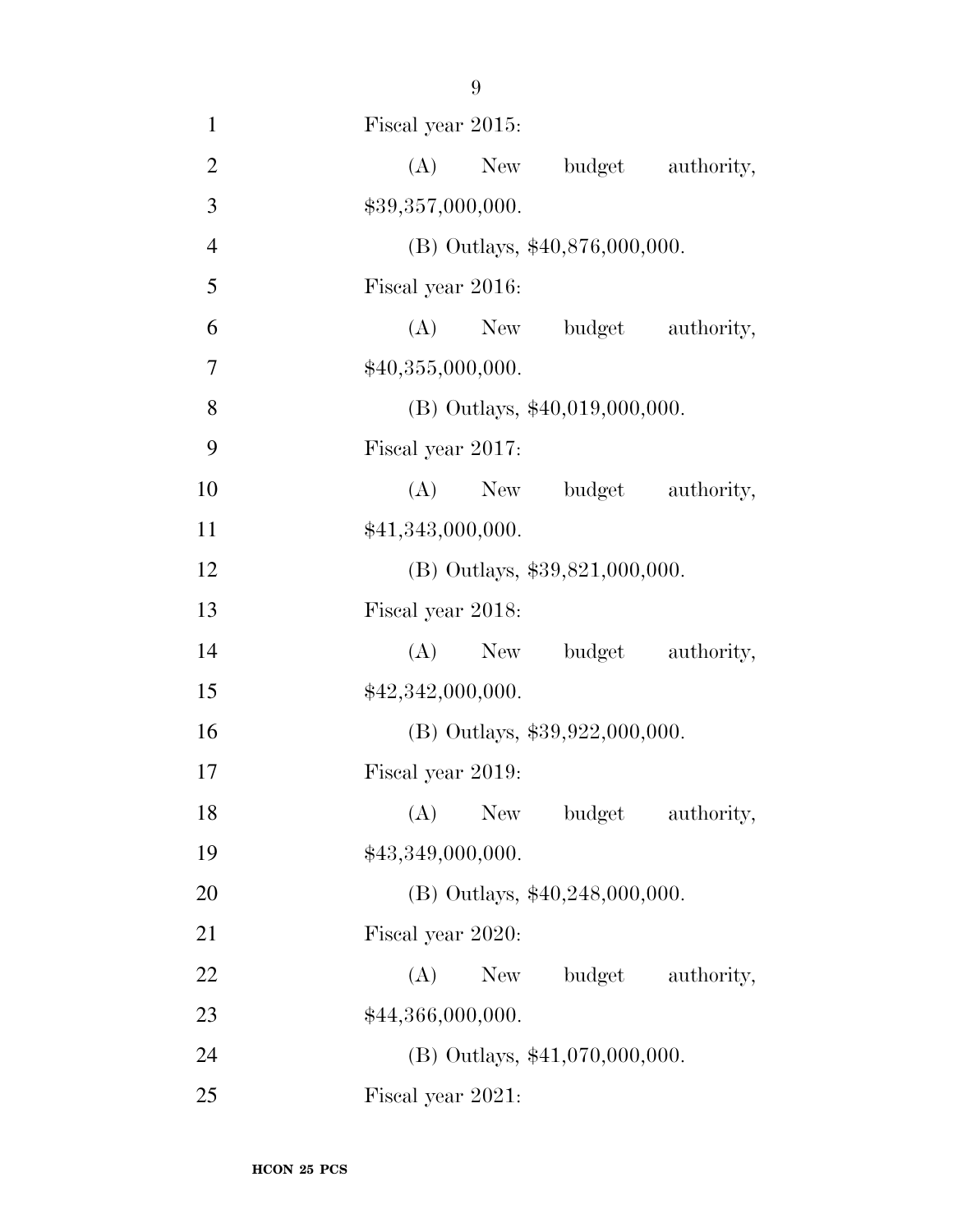Fiscal year 2015:

(A) New budget authority, $39,357,000,000.

(B) Outlays, $40,876,000,000.

Fiscal year 2016:

(A) New budget authority, $40,355,000,000.

(B) Outlays, $40,019,000,000.

Fiscal year 2017:

(A) New budget authority, $41,343,000,000.

(B) Outlays, $39,821,000,000.

Fiscal year 2018:

(A) New budget authority, $42,342,000,000.

(B) Outlays, $39,922,000,000.

Fiscal year 2019:

(A) New budget authority, $43,349,000,000.

(B) Outlays, $40,248,000,000.

Fiscal year 2020:

(A) New budget authority, $44,366,000,000.

(B) Outlays, $41,070,000,000.

Fiscal year 2021: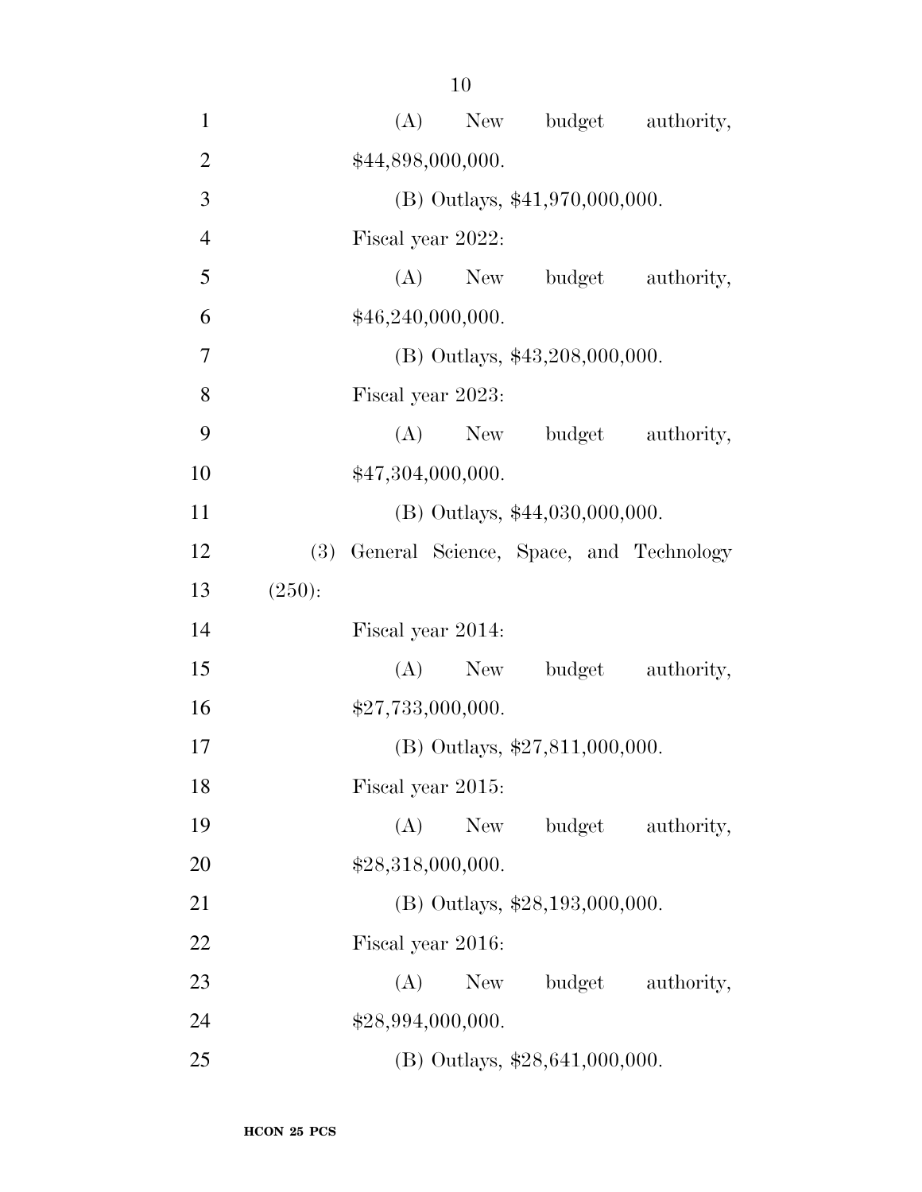(A) New budget authority, $44,898,000,000.

(B) Outlays, $41,970,000,000.

Fiscal year 2022:

(A) New budget authority, $46,240,000,000.

(B) Outlays, $43,208,000,000.

Fiscal year 2023:

(A) New budget authority, $47,304,000,000.

(B) Outlays, $44,030,000,000.

(3) General Science, Space, and Technology (250):

Fiscal year 2014:

(A) New budget authority, $27,733,000,000.

(B) Outlays, $27,811,000,000.

Fiscal year 2015:

(A) New budget authority, $28,318,000,000.

(B) Outlays, $28,193,000,000.

Fiscal year 2016:

(A) New budget authority, $28,994,000,000.

(B) Outlays, $28,641,000,000.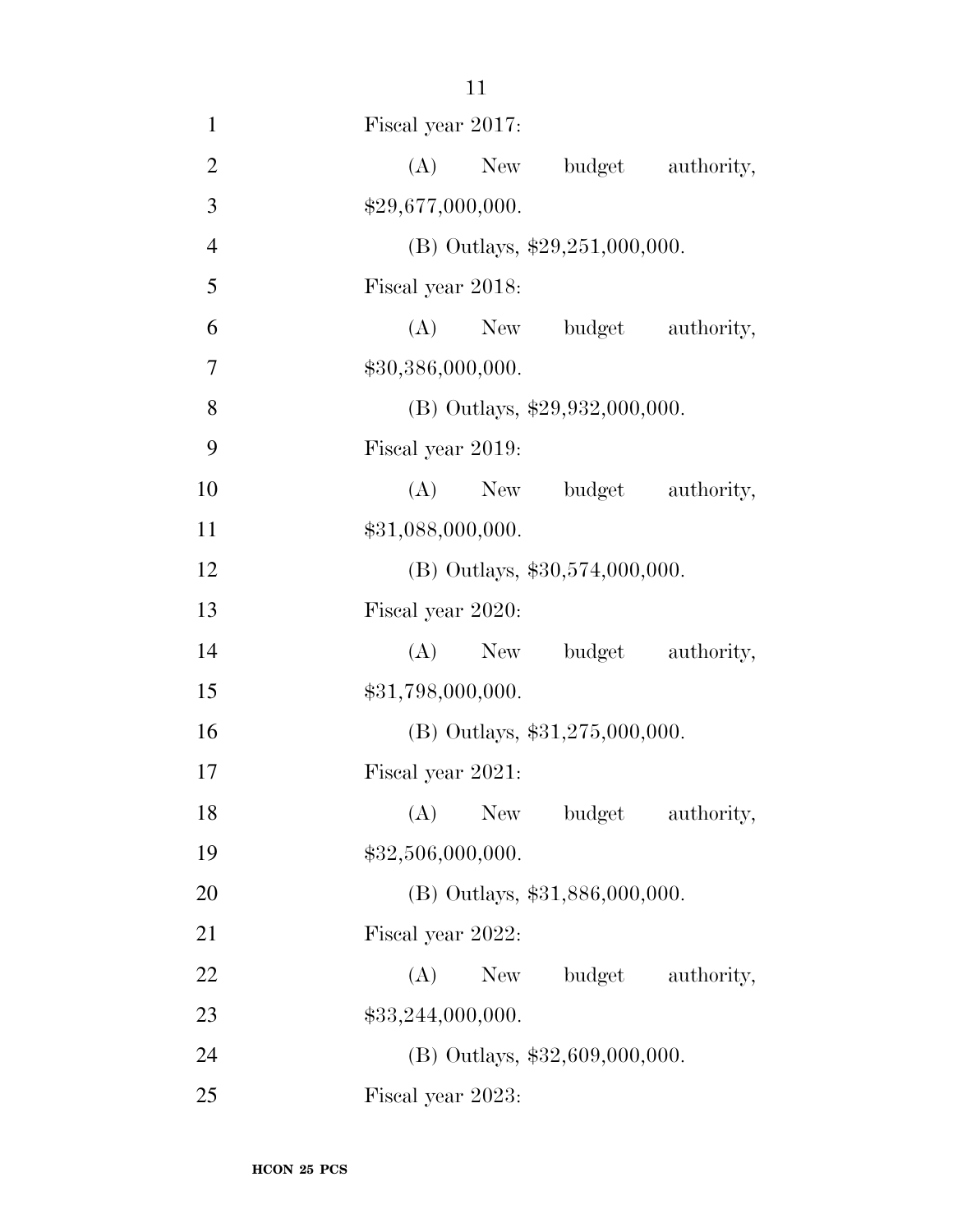Fiscal year 2017:

(A) New budget authority, $29,677,000,000.

(B) Outlays, $29,251,000,000.

Fiscal year 2018:

(A) New budget authority, $30,386,000,000.

(B) Outlays, $29,932,000,000.

Fiscal year 2019:

(A) New budget authority, $31,088,000,000.

(B) Outlays, $30,574,000,000.

Fiscal year 2020:

(A) New budget authority, $31,798,000,000.

(B) Outlays, $31,275,000,000.

Fiscal year 2021:

(A) New budget authority, $32,506,000,000.

(B) Outlays, $31,886,000,000.

Fiscal year 2022:

(A) New budget authority, $33,244,000,000.

(B) Outlays, $32,609,000,000.

Fiscal year 2023: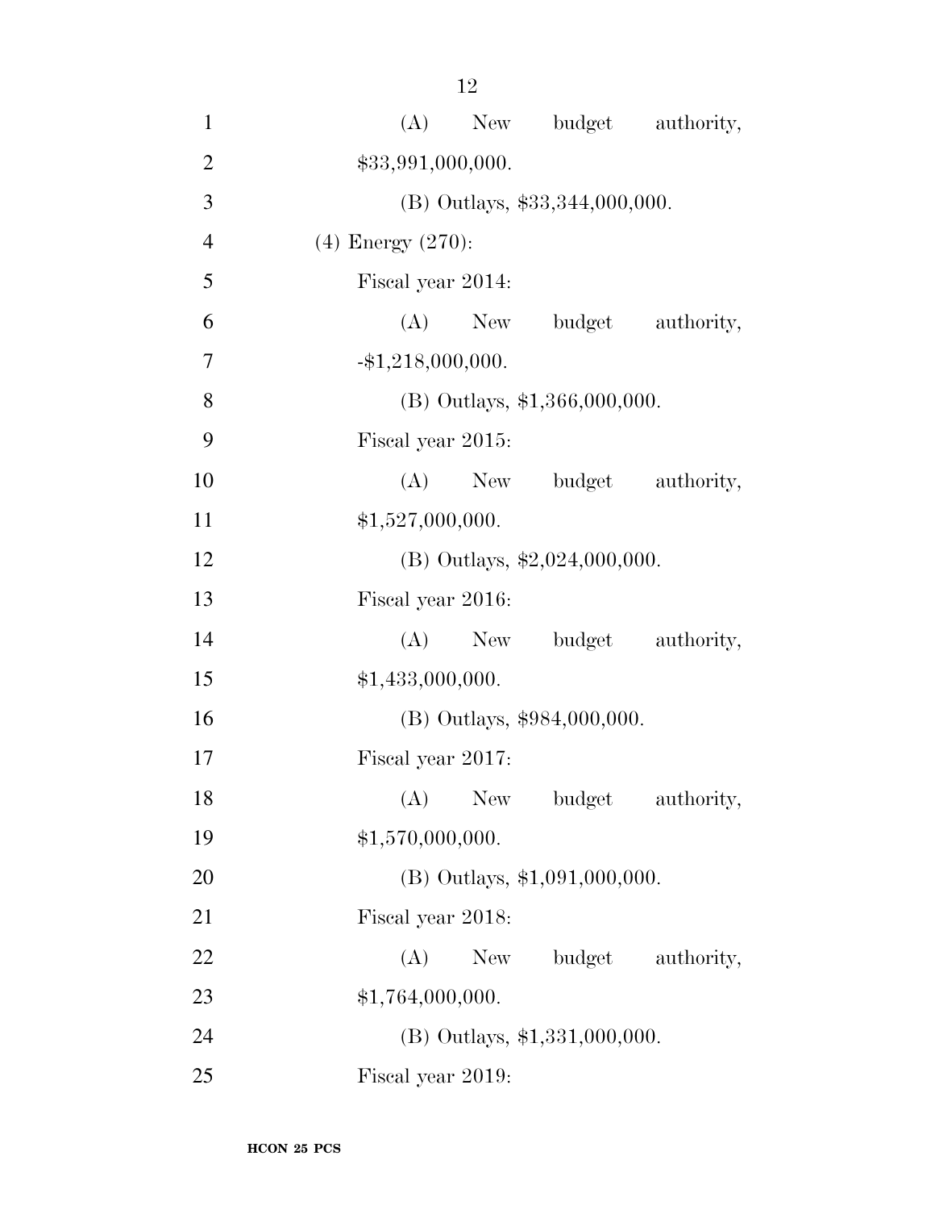(A) New budget authority, $33,991,000,000.

(B) Outlays, $33,344,000,000.

(4) Energy (270):

Fiscal year 2014:

(A) New budget authority, -$1,218,000,000.

(B) Outlays, $1,366,000,000.

Fiscal year 2015:

(A) New budget authority, $1,527,000,000.

(B) Outlays, $2,024,000,000.

Fiscal year 2016:

(A) New budget authority, $1,433,000,000.

(B) Outlays, $984,000,000.

Fiscal year 2017:

(A) New budget authority, $1,570,000,000.

(B) Outlays, $1,091,000,000.

Fiscal year 2018:

(A) New budget authority, $1,764,000,000.

(B) Outlays, $1,331,000,000.

Fiscal year 2019: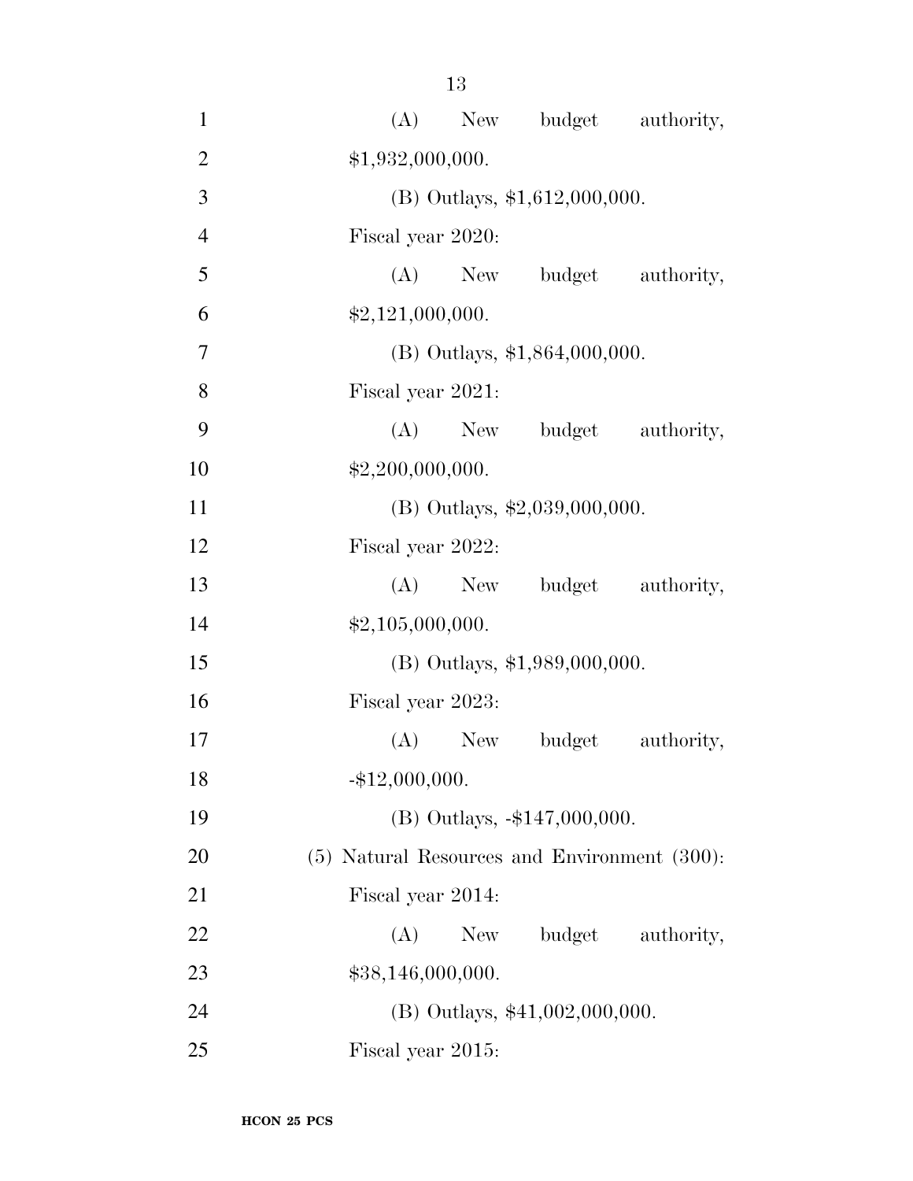(A) New budget authority, $1,932,000,000.

(B) Outlays, $1,612,000,000.

Fiscal year 2020:

(A) New budget authority, $2,121,000,000.

(B) Outlays, $1,864,000,000.

Fiscal year 2021:

(A) New budget authority, $2,200,000,000.

(B) Outlays, $2,039,000,000.

Fiscal year 2022:

(A) New budget authority, $2,105,000,000.

(B) Outlays, $1,989,000,000.

Fiscal year 2023:

(A) New budget authority, -$12,000,000.

(B) Outlays, -$147,000,000.

(5) Natural Resources and Environment (300):

Fiscal year 2014:

(A) New budget authority, $38,146,000,000.

(B) Outlays, $41,002,000,000.

Fiscal year 2015: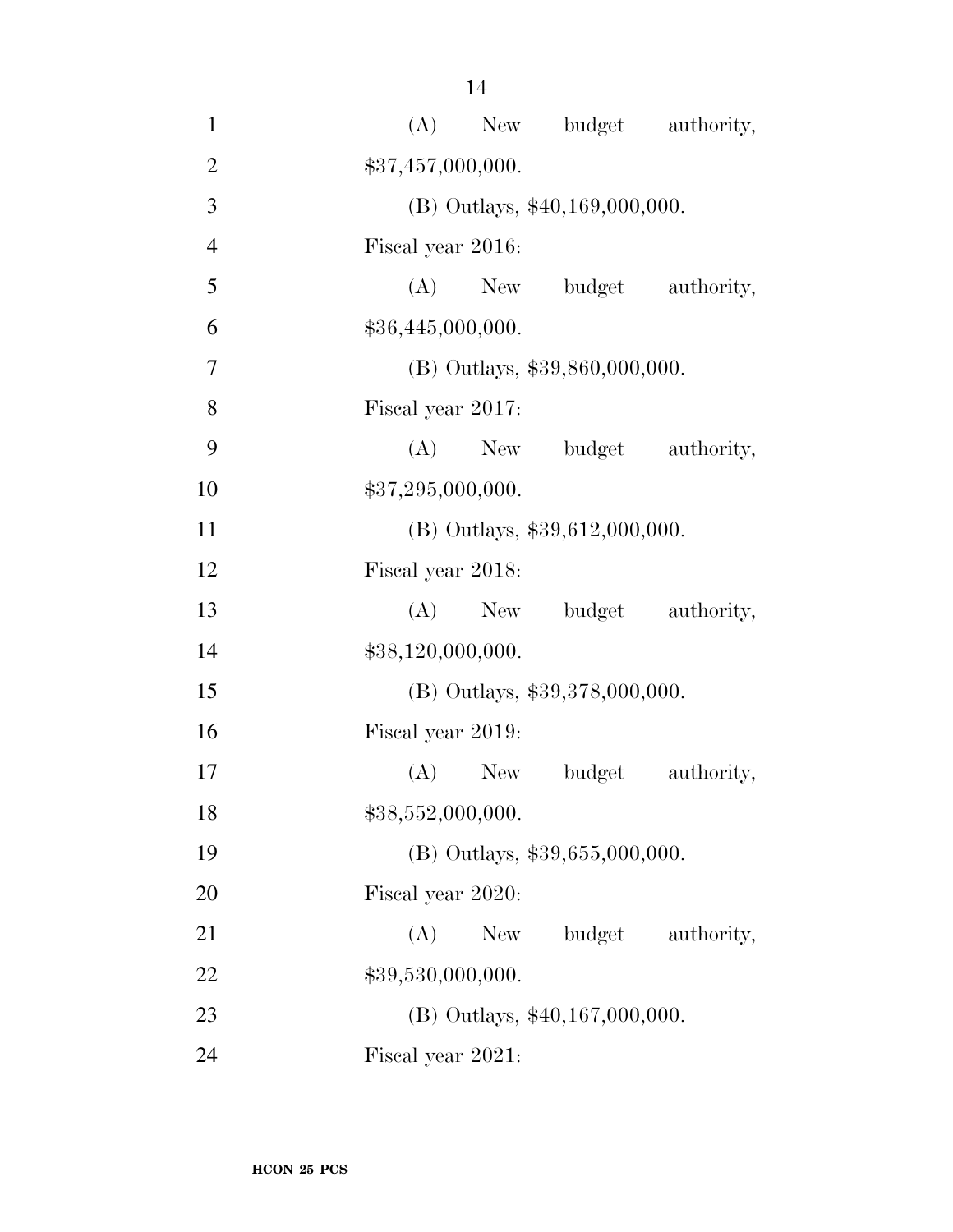(A) New budget authority, $37,457,000,000.

(B) Outlays, $40,169,000,000.

Fiscal year 2016:

(A) New budget authority, $36,445,000,000.

(B) Outlays, $39,860,000,000.

Fiscal year 2017:

(A) New budget authority, $37,295,000,000.

(B) Outlays, $39,612,000,000.

Fiscal year 2018:

(A) New budget authority, $38,120,000,000.

(B) Outlays, $39,378,000,000.

Fiscal year 2019:

(A) New budget authority, $38,552,000,000.

(B) Outlays, $39,655,000,000.

Fiscal year 2020:

(A) New budget authority, $39,530,000,000.

(B) Outlays, $40,167,000,000.

Fiscal year 2021: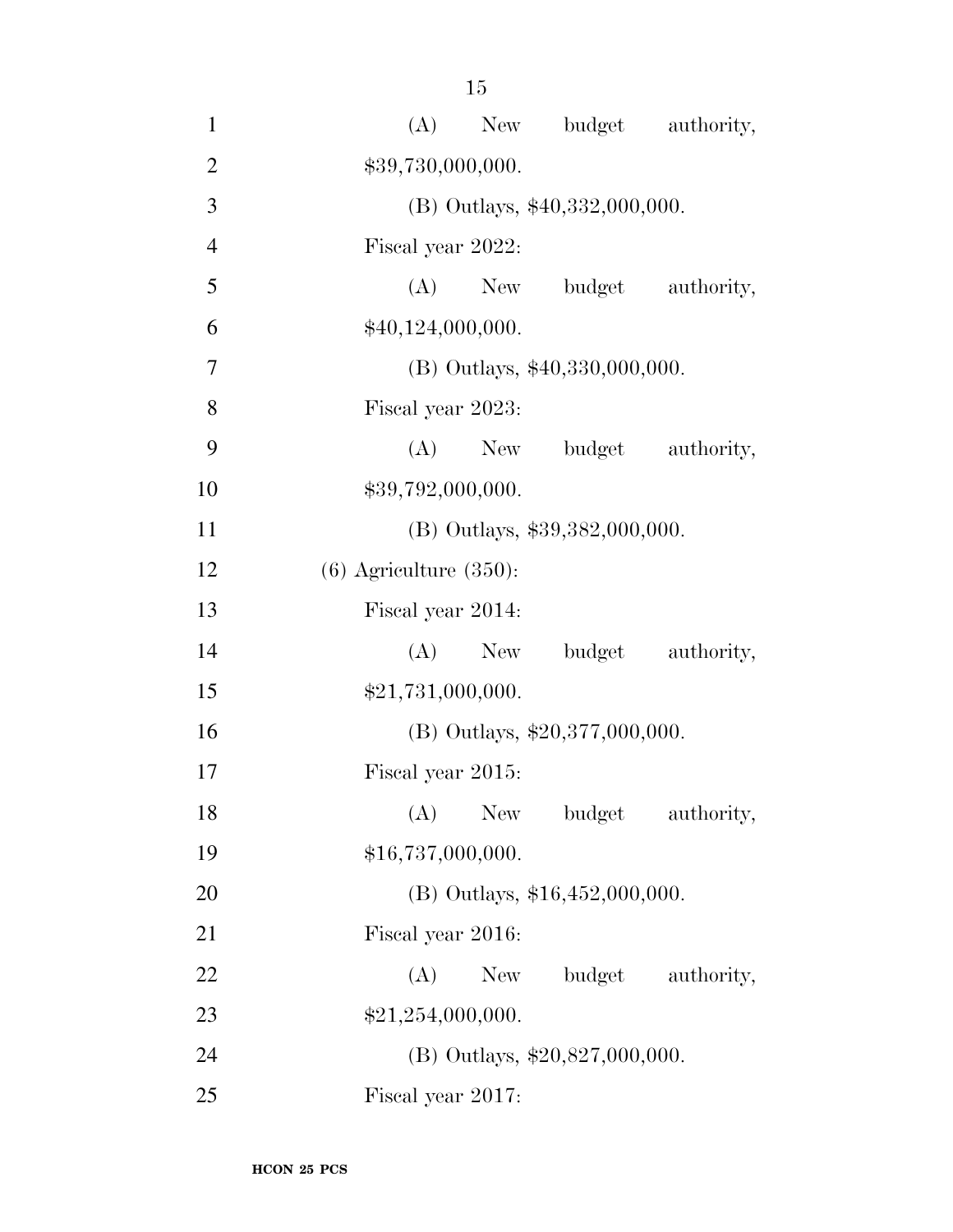(A) New budget authority, $39,730,000,000.

(B) Outlays, $40,332,000,000.

Fiscal year 2022:

(A) New budget authority, $40,124,000,000.

(B) Outlays, $40,330,000,000.

Fiscal year 2023:

(A) New budget authority, $39,792,000,000.

(B) Outlays, $39,382,000,000.

(6) Agriculture (350):

Fiscal year 2014:

(A) New budget authority, $21,731,000,000.

(B) Outlays, $20,377,000,000.

Fiscal year 2015:

(A) New budget authority, $16,737,000,000.

(B) Outlays, $16,452,000,000.

Fiscal year 2016:

(A) New budget authority, $21,254,000,000.

(B) Outlays, $20,827,000,000.

Fiscal year 2017: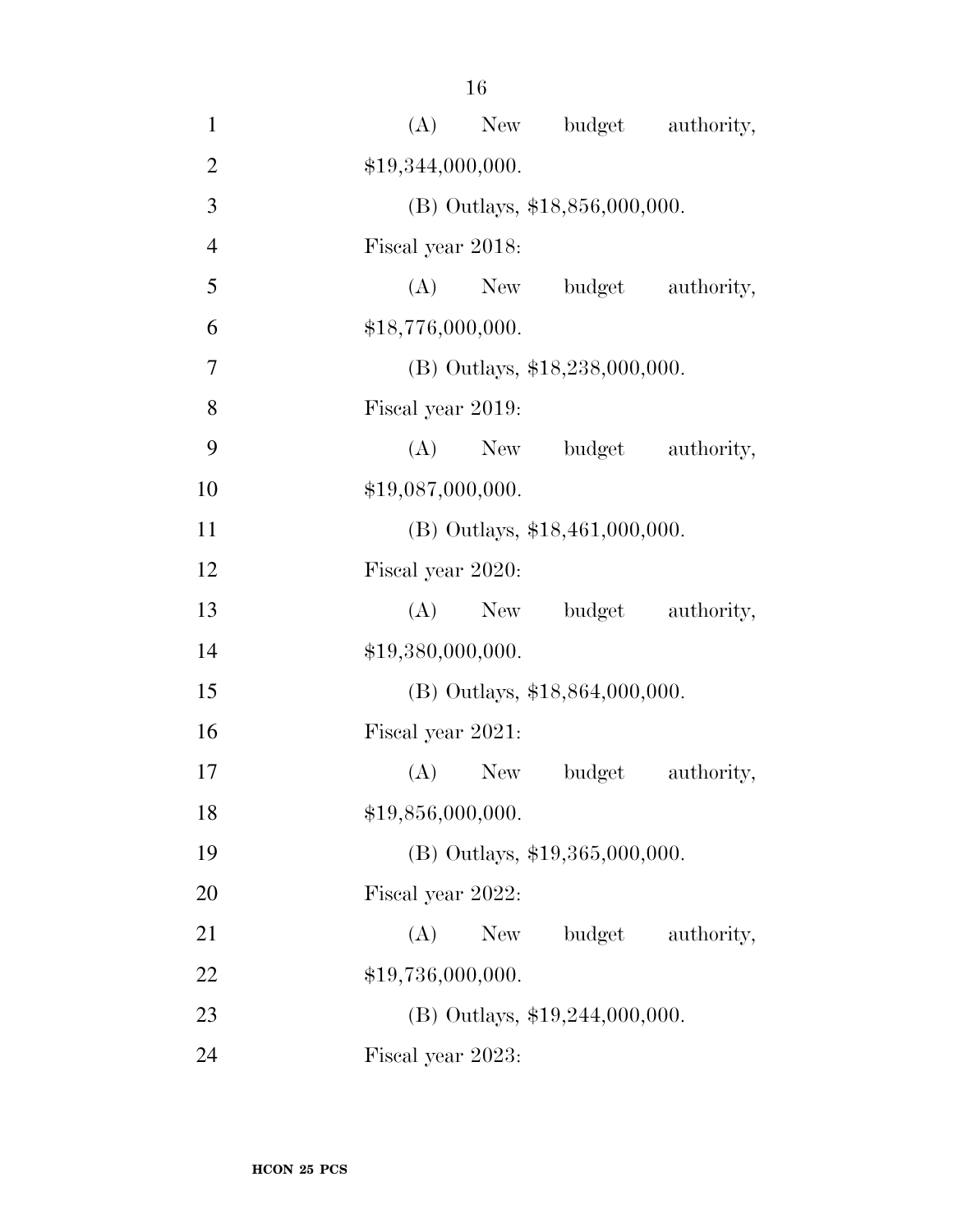(A) New budget authority, $19,344,000,000.

(B) Outlays, $18,856,000,000.

Fiscal year 2018:

(A) New budget authority, $18,776,000,000.

(B) Outlays, $18,238,000,000.

Fiscal year 2019:

(A) New budget authority, $19,087,000,000.

(B) Outlays, $18,461,000,000.

Fiscal year 2020:

(A) New budget authority, $19,380,000,000.

(B) Outlays, $18,864,000,000.

Fiscal year 2021:

(A) New budget authority, $19,856,000,000.

(B) Outlays, $19,365,000,000.

Fiscal year 2022:

(A) New budget authority, $19,736,000,000.

(B) Outlays, $19,244,000,000.

Fiscal year 2023: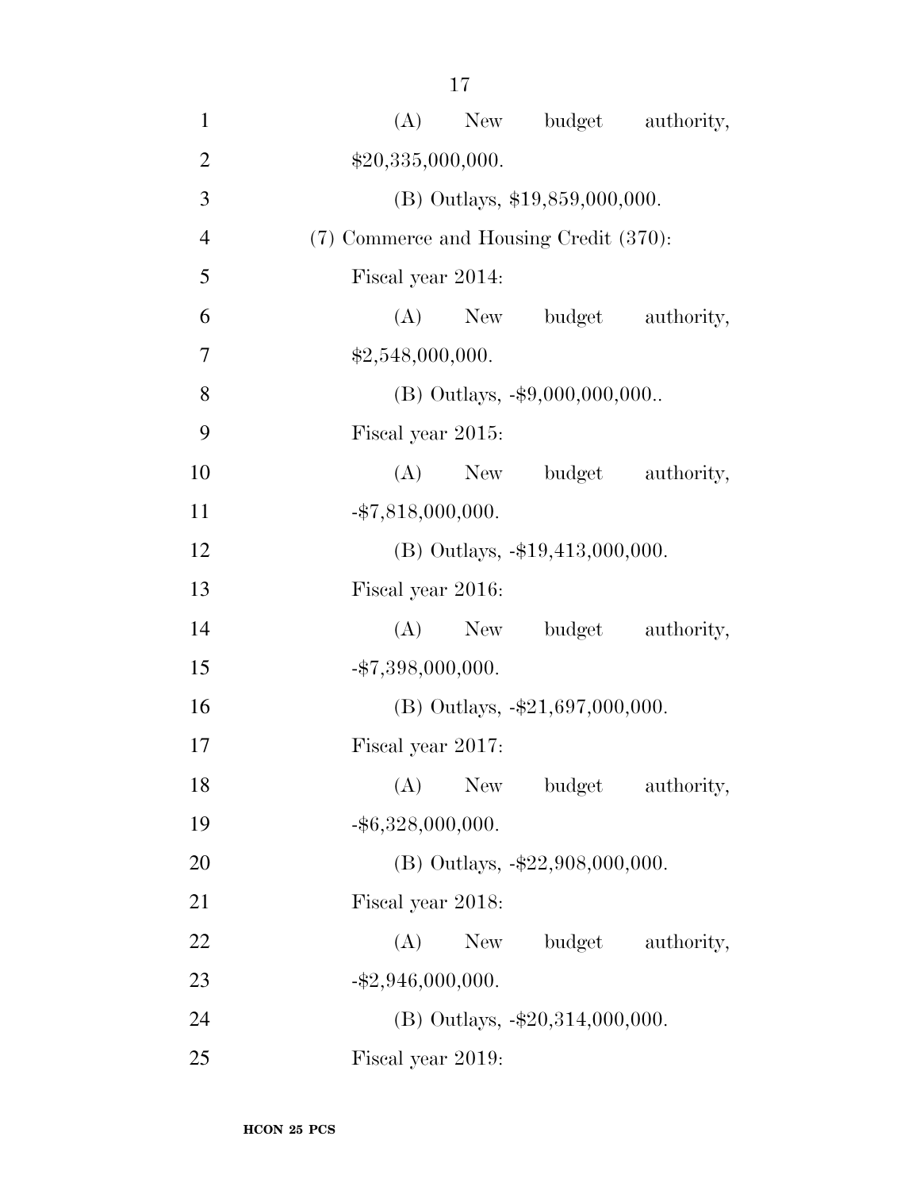(A) New budget authority, $20,335,000,000.

(B) Outlays, $19,859,000,000.

(7) Commerce and Housing Credit (370):

Fiscal year 2014:

(A) New budget authority, $2,548,000,000.

(B) Outlays, -$9,000,000,000..

Fiscal year 2015:

(A) New budget authority, -$7,818,000,000.

(B) Outlays, -$19,413,000,000.

Fiscal year 2016:

(A) New budget authority, -$7,398,000,000.

(B) Outlays, -$21,697,000,000.

Fiscal year 2017:

(A) New budget authority, -$6,328,000,000.

(B) Outlays, -$22,908,000,000.

Fiscal year 2018:

(A) New budget authority, -$2,946,000,000.

(B) Outlays, -$20,314,000,000.

Fiscal year 2019: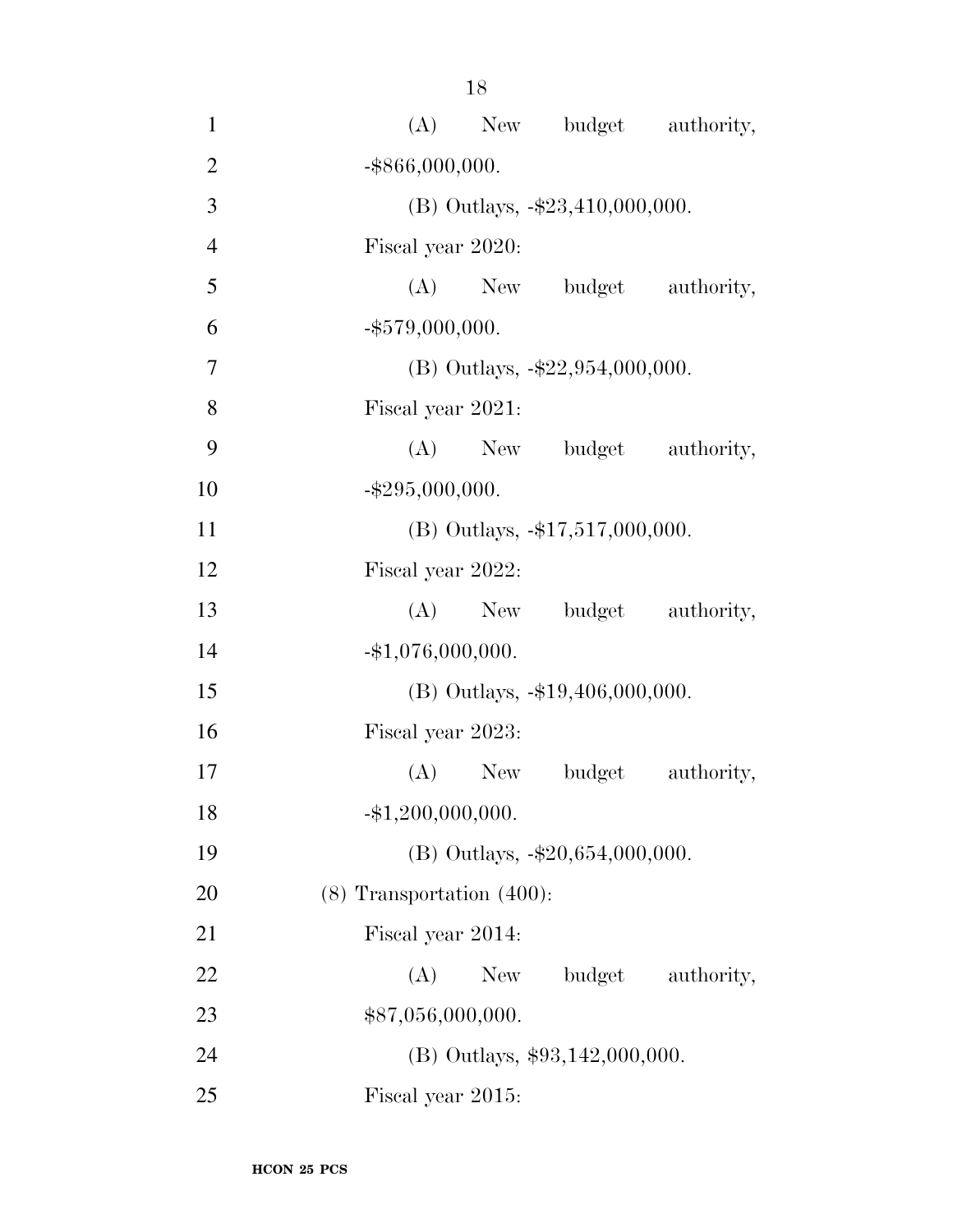(A) New budget authority, -$866,000,000.

(B) Outlays, -$23,410,000,000.

Fiscal year 2020:

(A) New budget authority, -$579,000,000.

(B) Outlays, -$22,954,000,000.

Fiscal year 2021:

(A) New budget authority, -$295,000,000.

(B) Outlays, -$17,517,000,000.

Fiscal year 2022:

(A) New budget authority, -$1,076,000,000.

(B) Outlays, -$19,406,000,000.

Fiscal year 2023:

(A) New budget authority, -$1,200,000,000.

(B) Outlays, -$20,654,000,000.

(8) Transportation (400):

Fiscal year 2014:

(A) New budget authority, $87,056,000,000.

(B) Outlays, $93,142,000,000.

Fiscal year 2015: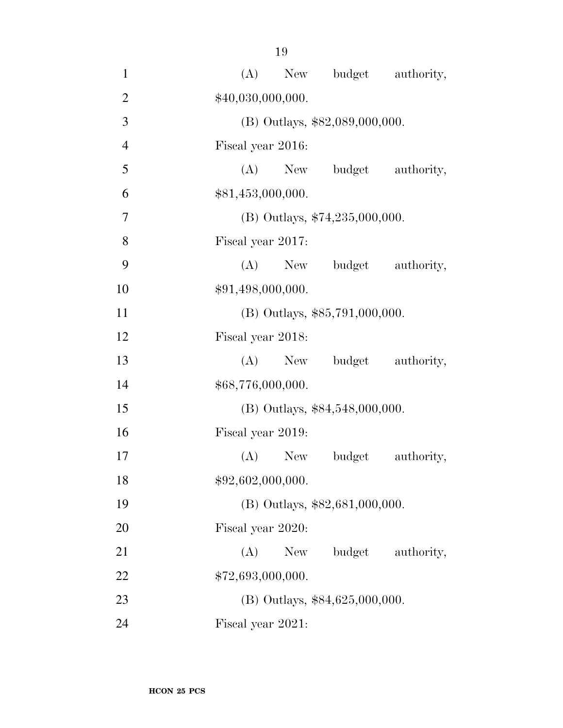(A) New budget authority, $40,030,000,000.

(B) Outlays, $82,089,000,000.

Fiscal year 2016:

(A) New budget authority, $81,453,000,000.

(B) Outlays, $74,235,000,000.

Fiscal year 2017:

(A) New budget authority, $91,498,000,000.

(B) Outlays, $85,791,000,000.

Fiscal year 2018:

(A) New budget authority, $68,776,000,000.

(B) Outlays, $84,548,000,000.

Fiscal year 2019:

(A) New budget authority, $92,602,000,000.

(B) Outlays, $82,681,000,000.

Fiscal year 2020:

(A) New budget authority, $72,693,000,000.

(B) Outlays, $84,625,000,000.

Fiscal year 2021: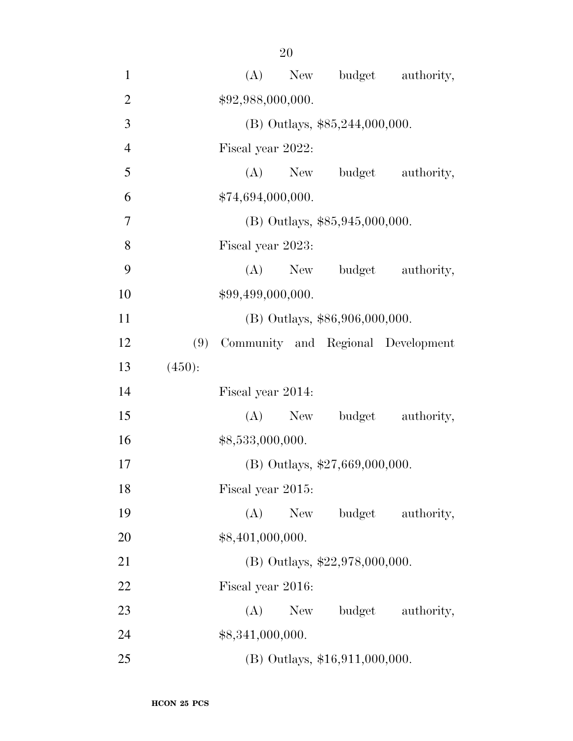(A) New budget authority, $92,988,000,000.

(B) Outlays, $85,244,000,000.

Fiscal year 2022:

(A) New budget authority, $74,694,000,000.

(B) Outlays, $85,945,000,000.

Fiscal year 2023:

(A) New budget authority, $99,499,000,000.

(B) Outlays, $86,906,000,000.

(9) Community and Regional Development (450):

Fiscal year 2014:

(A) New budget authority, $8,533,000,000.

(B) Outlays, $27,669,000,000.

Fiscal year 2015:

(A) New budget authority, $8,401,000,000.

(B) Outlays, $22,978,000,000.

Fiscal year 2016:

(A) New budget authority, $8,341,000,000.

(B) Outlays, $16,911,000,000.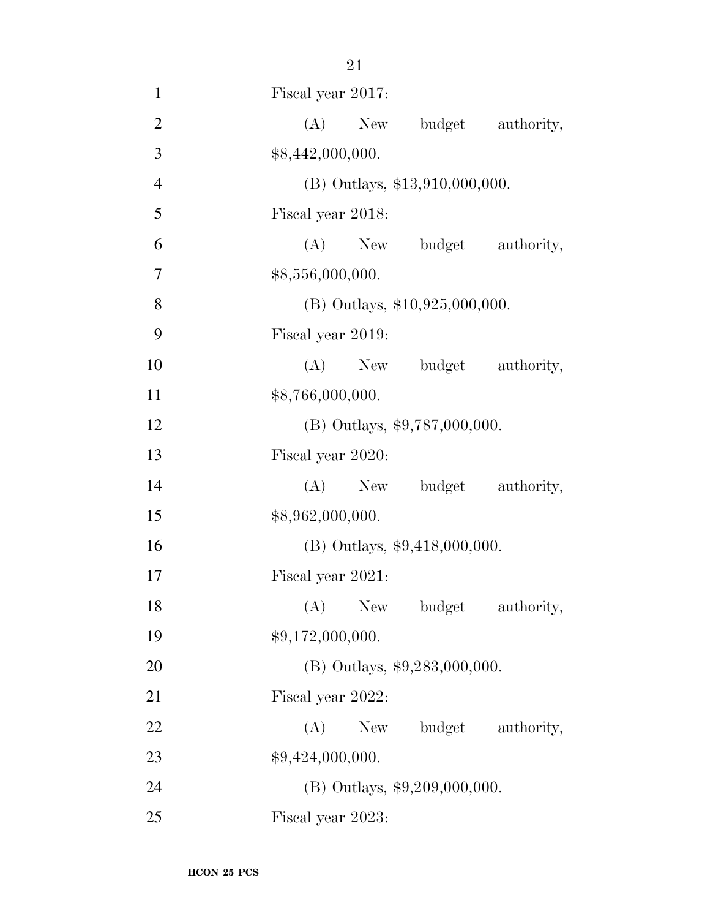Fiscal year 2017:

(A) New budget authority, $8,442,000,000.

(B) Outlays, $13,910,000,000.

Fiscal year 2018:

(A) New budget authority, $8,556,000,000.

(B) Outlays, $10,925,000,000.

Fiscal year 2019:

(A) New budget authority, $8,766,000,000.

(B) Outlays, $9,787,000,000.

Fiscal year 2020:

(A) New budget authority, $8,962,000,000.

(B) Outlays, $9,418,000,000.

Fiscal year 2021:

(A) New budget authority, $9,172,000,000.

(B) Outlays, $9,283,000,000.

Fiscal year 2022:

(A) New budget authority, $9,424,000,000.

(B) Outlays, $9,209,000,000.

Fiscal year 2023: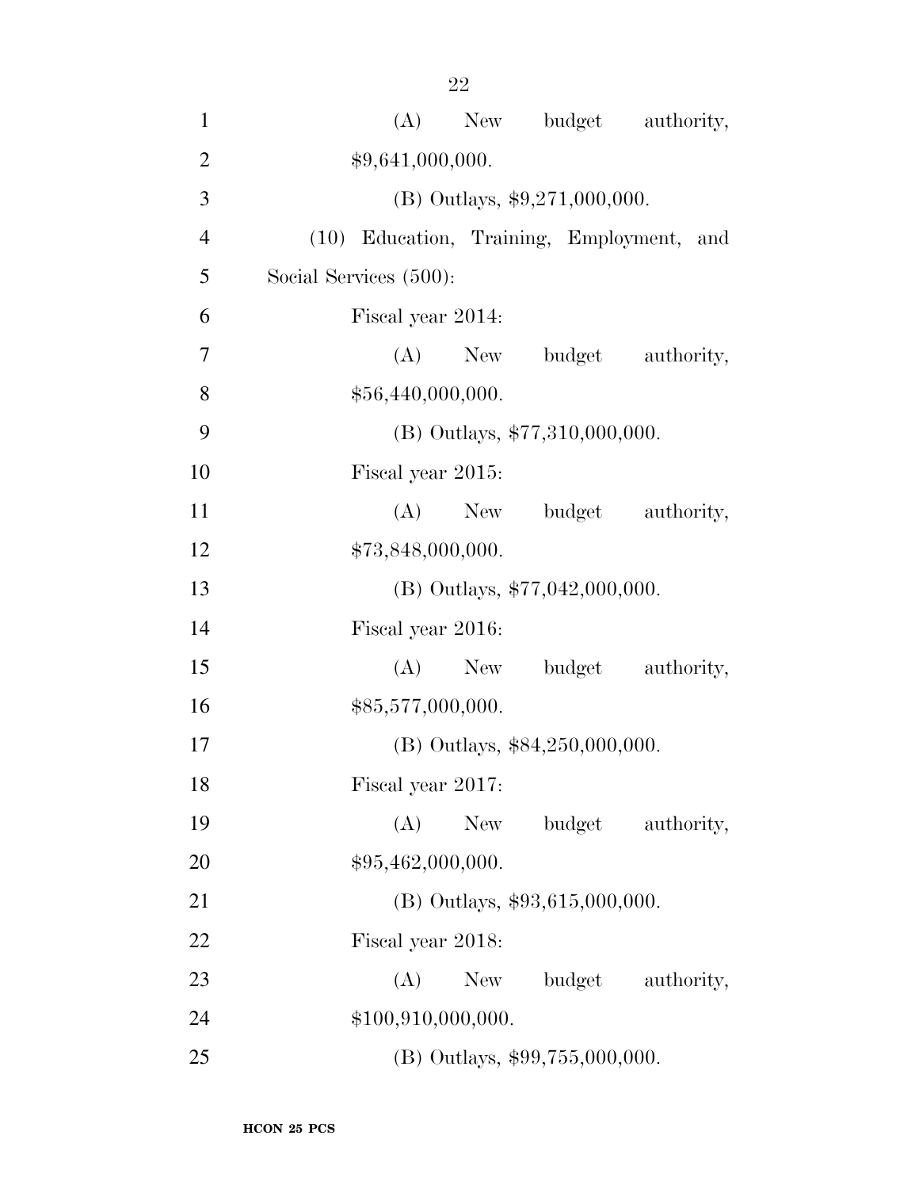(A) New budget authority, $9,641,000,000.

(B) Outlays, $9,271,000,000.

(10) Education, Training, Employment, and Social Services (500):

Fiscal year 2014:

(A) New budget authority, $56,440,000,000.

(B) Outlays, $77,310,000,000.

Fiscal year 2015:

(A) New budget authority, $73,848,000,000.

(B) Outlays, $77,042,000,000.

Fiscal year 2016:

(A) New budget authority, $85,577,000,000.

(B) Outlays, $84,250,000,000.

Fiscal year 2017:

(A) New budget authority, $95,462,000,000.

(B) Outlays, $93,615,000,000.

Fiscal year 2018:

(A) New budget authority, $100,910,000,000.

(B) Outlays, $99,755,000,000.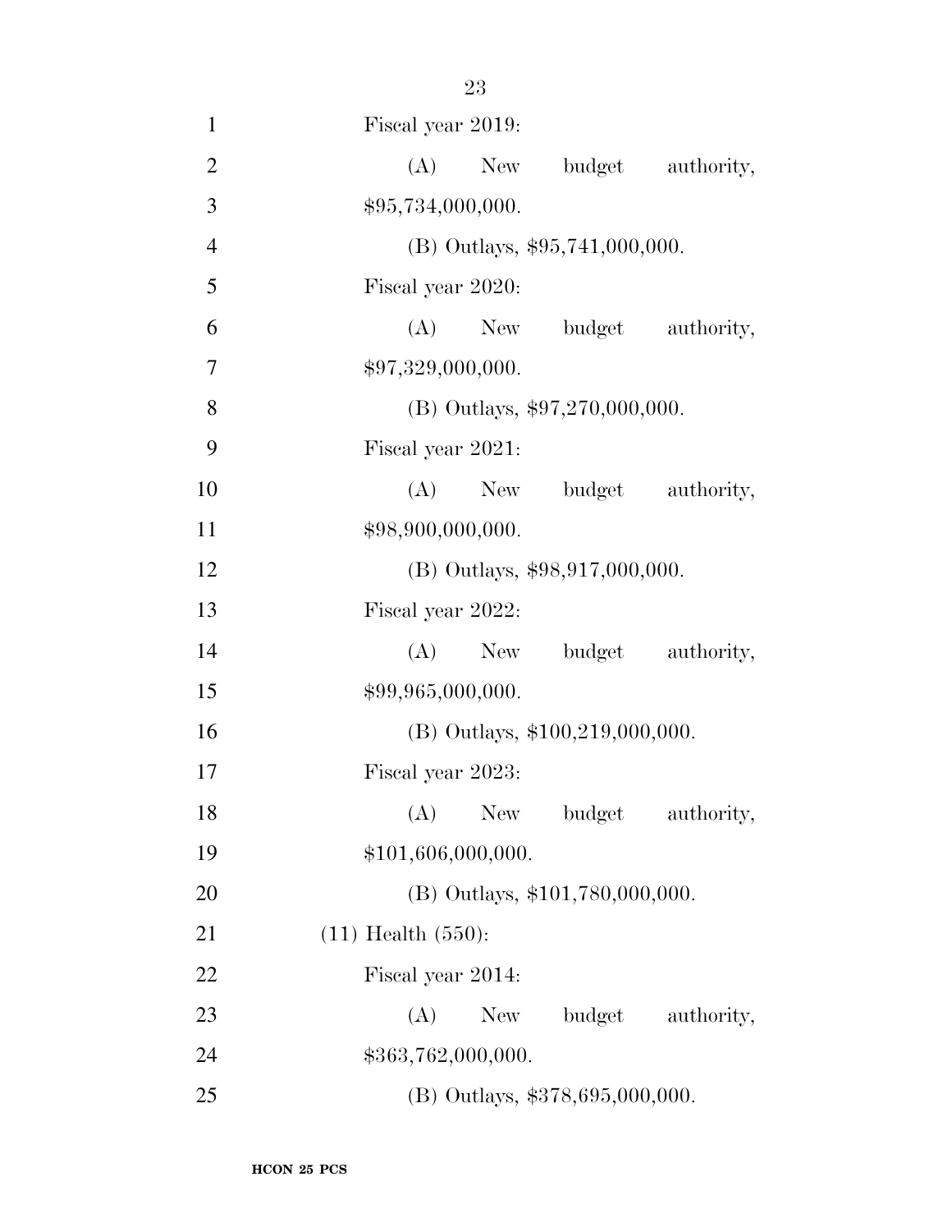Fiscal year 2019:

(A) New budget authority, $95,734,000,000.

(B) Outlays, $95,741,000,000.

Fiscal year 2020:

(A) New budget authority, $97,329,000,000.

(B) Outlays, $97,270,000,000.

Fiscal year 2021:

(A) New budget authority, $98,900,000,000.

(B) Outlays, $98,917,000,000.

Fiscal year 2022:

(A) New budget authority, $99,965,000,000.

(B) Outlays, $100,219,000,000.

Fiscal year 2023:

(A) New budget authority, $101,606,000,000.

(B) Outlays, $101,780,000,000.

(11) Health (550):

Fiscal year 2014:

(A) New budget authority, $363,762,000,000.

(B) Outlays, $378,695,000,000.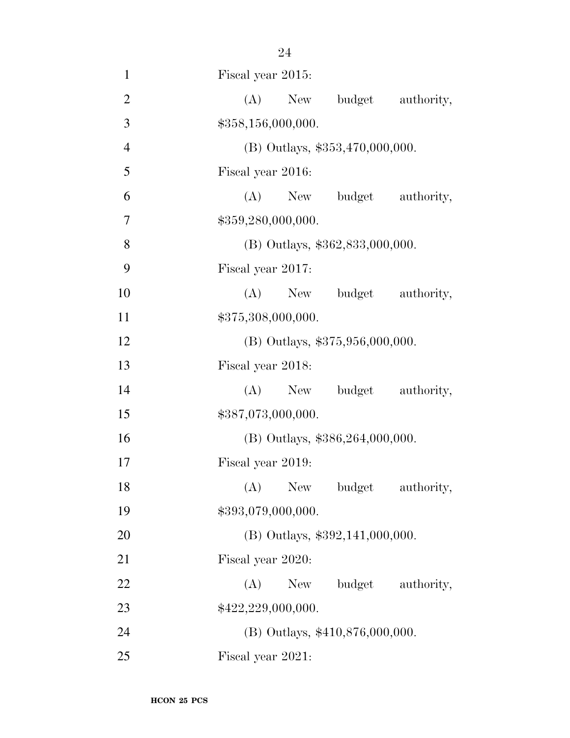Fiscal year 2015:

(A) New budget authority, $358,156,000,000.

(B) Outlays, $353,470,000,000.

Fiscal year 2016:

(A) New budget authority, $359,280,000,000.

(B) Outlays, $362,833,000,000.

Fiscal year 2017:

(A) New budget authority, $375,308,000,000.

(B) Outlays, $375,956,000,000.

Fiscal year 2018:

(A) New budget authority, $387,073,000,000.

(B) Outlays, $386,264,000,000.

Fiscal year 2019:

(A) New budget authority, $393,079,000,000.

(B) Outlays, $392,141,000,000.

Fiscal year 2020:

(A) New budget authority, $422,229,000,000.

(B) Outlays, $410,876,000,000.

Fiscal year 2021: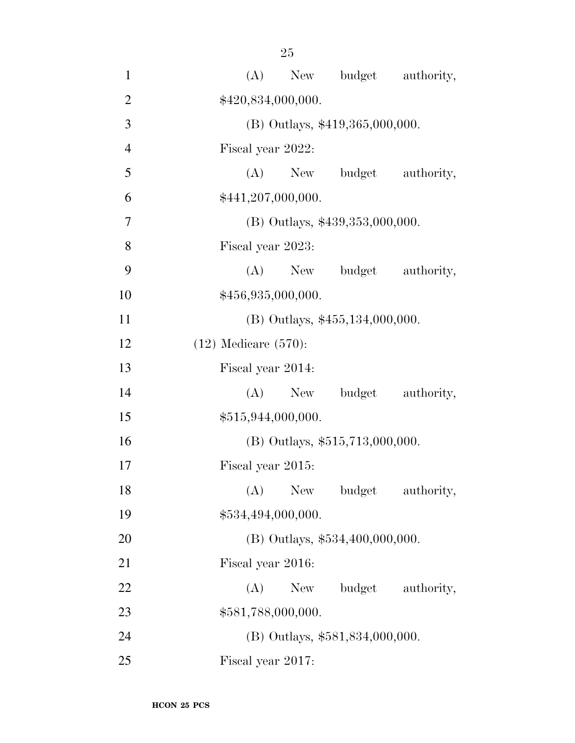(A) New budget authority, $420,834,000,000.

(B) Outlays, $419,365,000,000.

Fiscal year 2022:

(A) New budget authority, $441,207,000,000.

(B) Outlays, $439,353,000,000.

Fiscal year 2023:

(A) New budget authority, $456,935,000,000.

(B) Outlays, $455,134,000,000.

(12) Medicare (570):

Fiscal year 2014:

(A) New budget authority, $515,944,000,000.

(B) Outlays, $515,713,000,000.

Fiscal year 2015:

(A) New budget authority, $534,494,000,000.

(B) Outlays, $534,400,000,000.

Fiscal year 2016:

(A) New budget authority, $581,788,000,000.

(B) Outlays, $581,834,000,000.

Fiscal year 2017: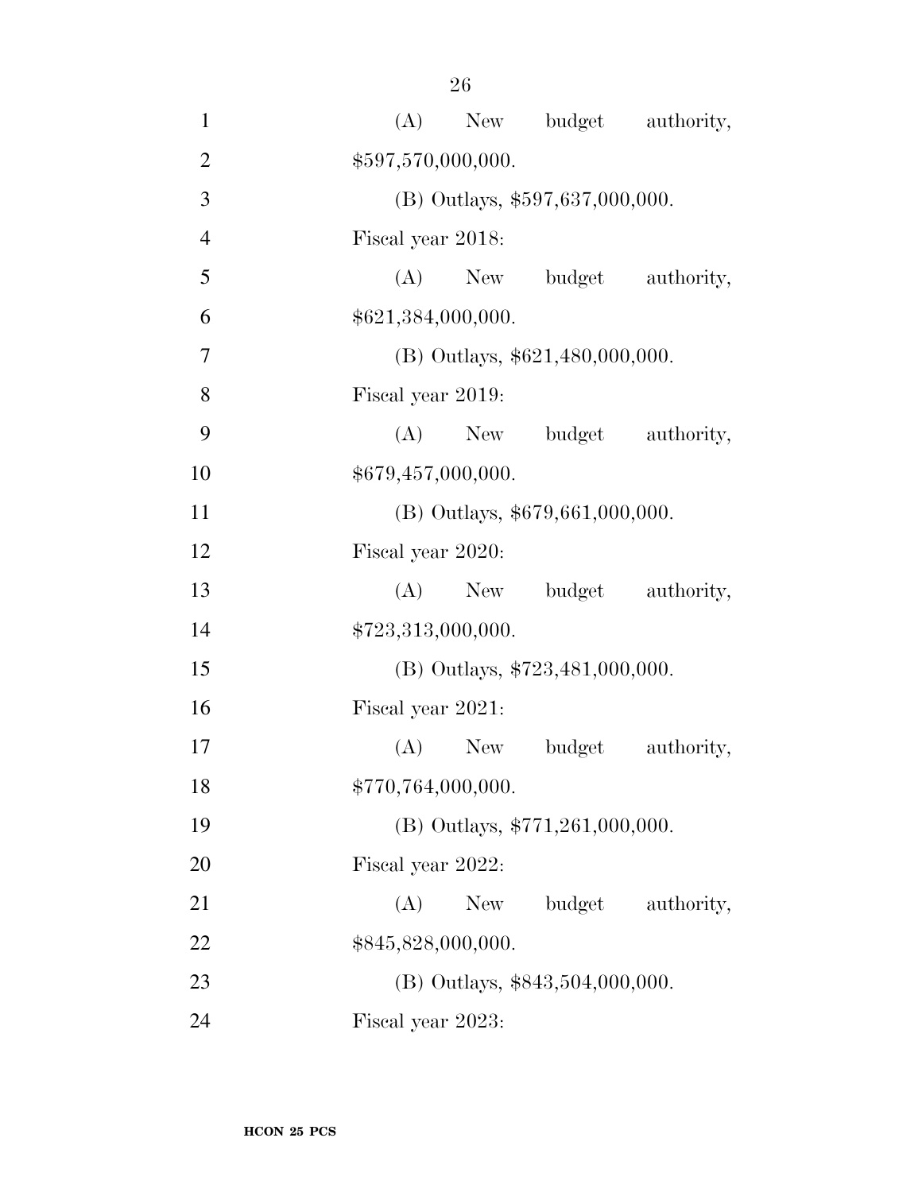(A) New budget authority, $597,570,000,000.

(B) Outlays, $597,637,000,000.

Fiscal year 2018:

(A) New budget authority, $621,384,000,000.

(B) Outlays, $621,480,000,000.

Fiscal year 2019:

(A) New budget authority, $679,457,000,000.

(B) Outlays, $679,661,000,000.

Fiscal year 2020:

(A) New budget authority, $723,313,000,000.

(B) Outlays, $723,481,000,000.

Fiscal year 2021:

(A) New budget authority, $770,764,000,000.

(B) Outlays, $771,261,000,000.

Fiscal year 2022:

(A) New budget authority, $845,828,000,000.

(B) Outlays, $843,504,000,000.

Fiscal year 2023: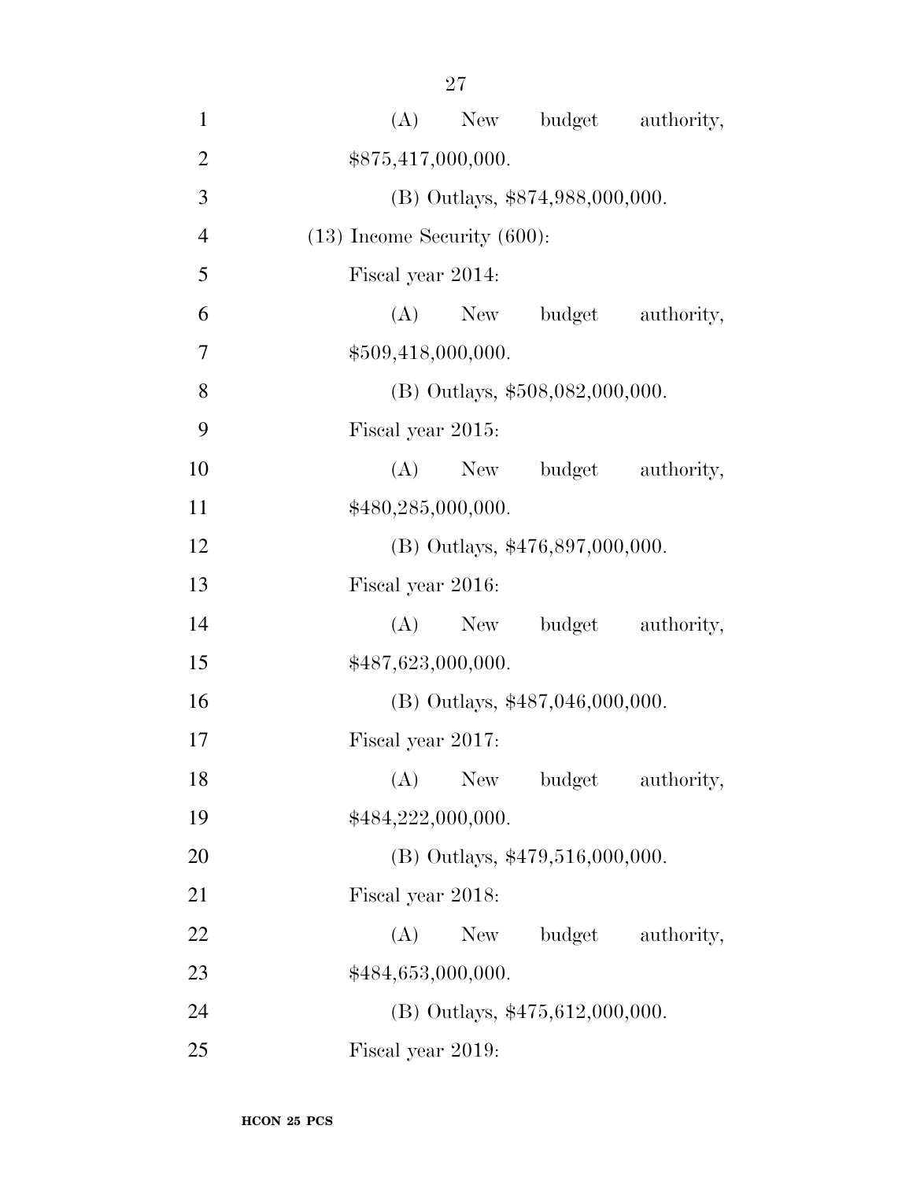(A) New budget authority, $875,417,000,000.

(B) Outlays, $874,988,000,000.

(13) Income Security (600):

Fiscal year 2014:

(A) New budget authority, $509,418,000,000.

(B) Outlays, $508,082,000,000.

Fiscal year 2015:

(A) New budget authority, $480,285,000,000.

(B) Outlays, $476,897,000,000.

Fiscal year 2016:

(A) New budget authority, $487,623,000,000.

(B) Outlays, $487,046,000,000.

Fiscal year 2017:

(A) New budget authority, $484,222,000,000.

(B) Outlays, $479,516,000,000.

Fiscal year 2018:

(A) New budget authority, $484,653,000,000.

(B) Outlays, $475,612,000,000.

Fiscal year 2019: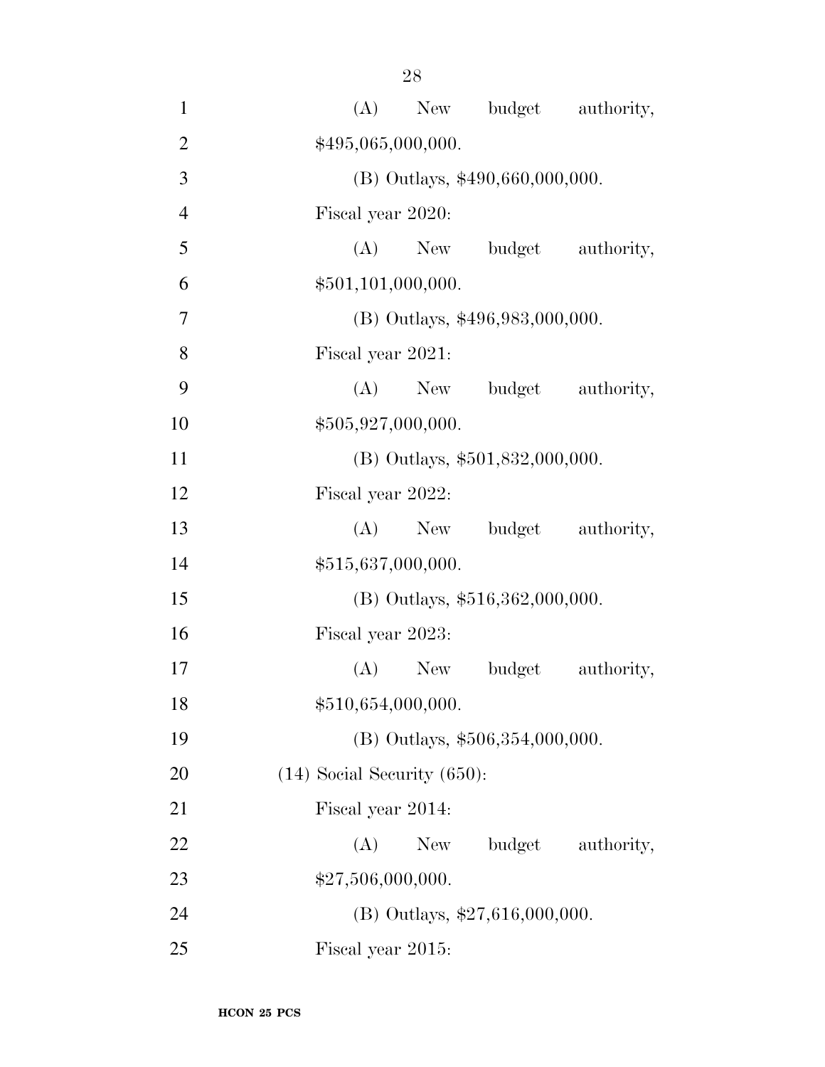(A) New budget authority, $495,065,000,000.

(B) Outlays, $490,660,000,000.

Fiscal year 2020:

(A) New budget authority, $501,101,000,000.

(B) Outlays, $496,983,000,000.

Fiscal year 2021:

(A) New budget authority, $505,927,000,000.

(B) Outlays, $501,832,000,000.

Fiscal year 2022:

(A) New budget authority, $515,637,000,000.

(B) Outlays, $516,362,000,000.

Fiscal year 2023:

(A) New budget authority, $510,654,000,000.

(B) Outlays, $506,354,000,000.

(14) Social Security (650):

Fiscal year 2014:

(A) New budget authority, $27,506,000,000.

(B) Outlays, $27,616,000,000.

Fiscal year 2015: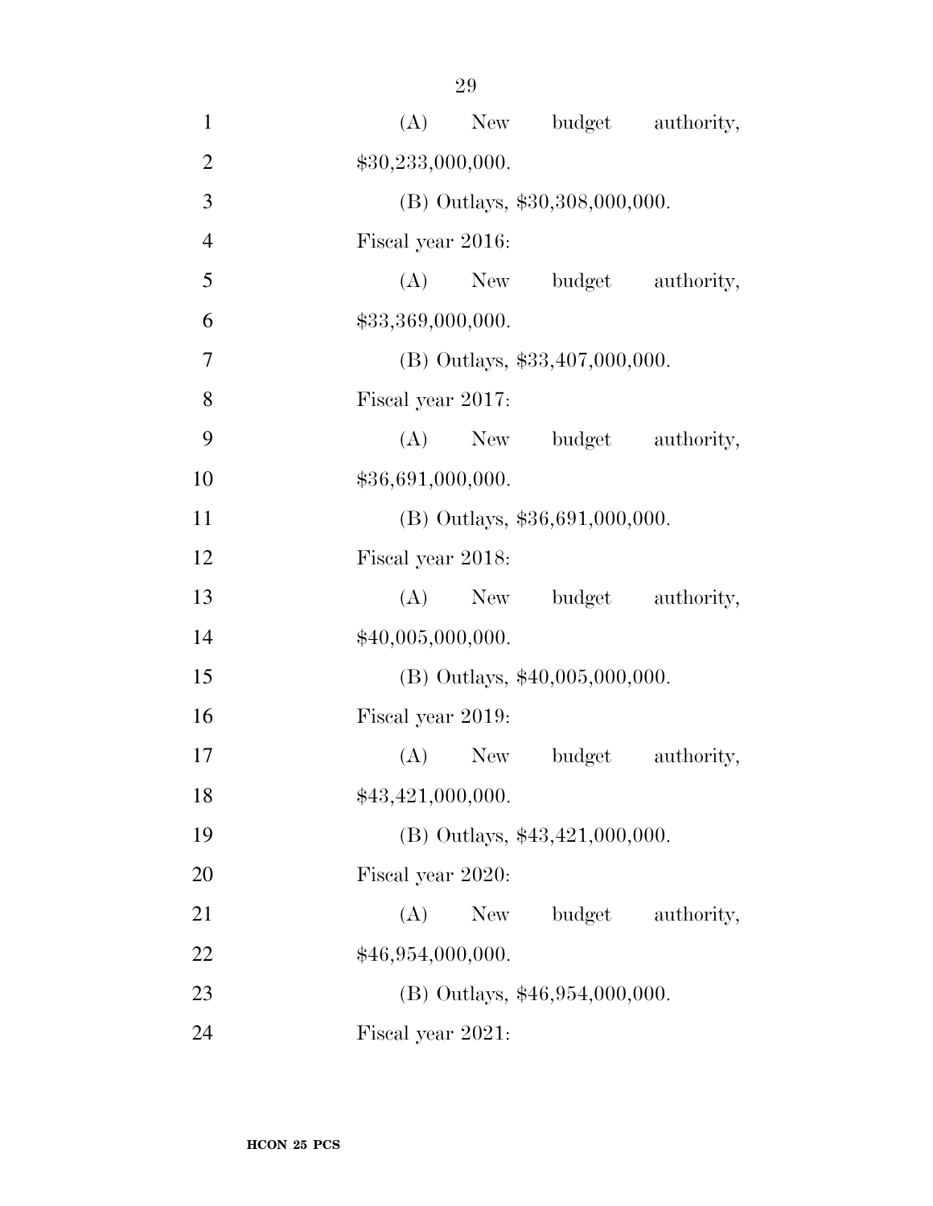(A) New budget authority, $30,233,000,000.

(B) Outlays, $30,308,000,000.

Fiscal year 2016:

(A) New budget authority, $33,369,000,000.

(B) Outlays, $33,407,000,000.

Fiscal year 2017:

(A) New budget authority, $36,691,000,000.

(B) Outlays, $36,691,000,000.

Fiscal year 2018:

(A) New budget authority, $40,005,000,000.

(B) Outlays, $40,005,000,000.

Fiscal year 2019:

(A) New budget authority, $43,421,000,000.

(B) Outlays, $43,421,000,000.

Fiscal year 2020:

(A) New budget authority, $46,954,000,000.

(B) Outlays, $46,954,000,000.

Fiscal year 2021: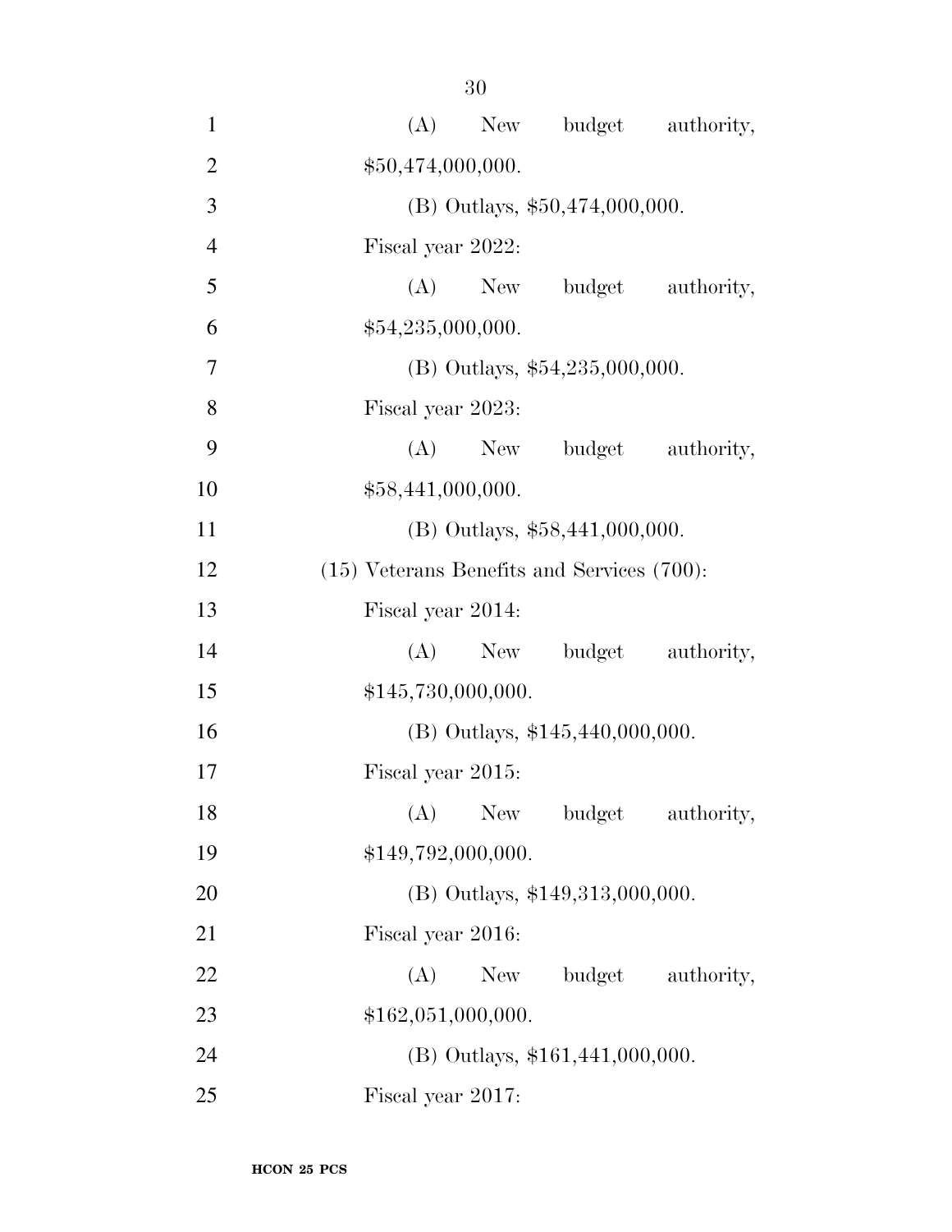(A) New budget authority, $50,474,000,000.

(B) Outlays, $50,474,000,000.

Fiscal year 2022:

(A) New budget authority, $54,235,000,000.

(B) Outlays, $54,235,000,000.

Fiscal year 2023:

(A) New budget authority, $58,441,000,000.

(B) Outlays, $58,441,000,000.

(15) Veterans Benefits and Services (700):

Fiscal year 2014:

(A) New budget authority, $145,730,000,000.

(B) Outlays, $145,440,000,000.

Fiscal year 2015:

(A) New budget authority, $149,792,000,000.

(B) Outlays, $149,313,000,000.

Fiscal year 2016:

(A) New budget authority, $162,051,000,000.

(B) Outlays, $161,441,000,000.

Fiscal year 2017: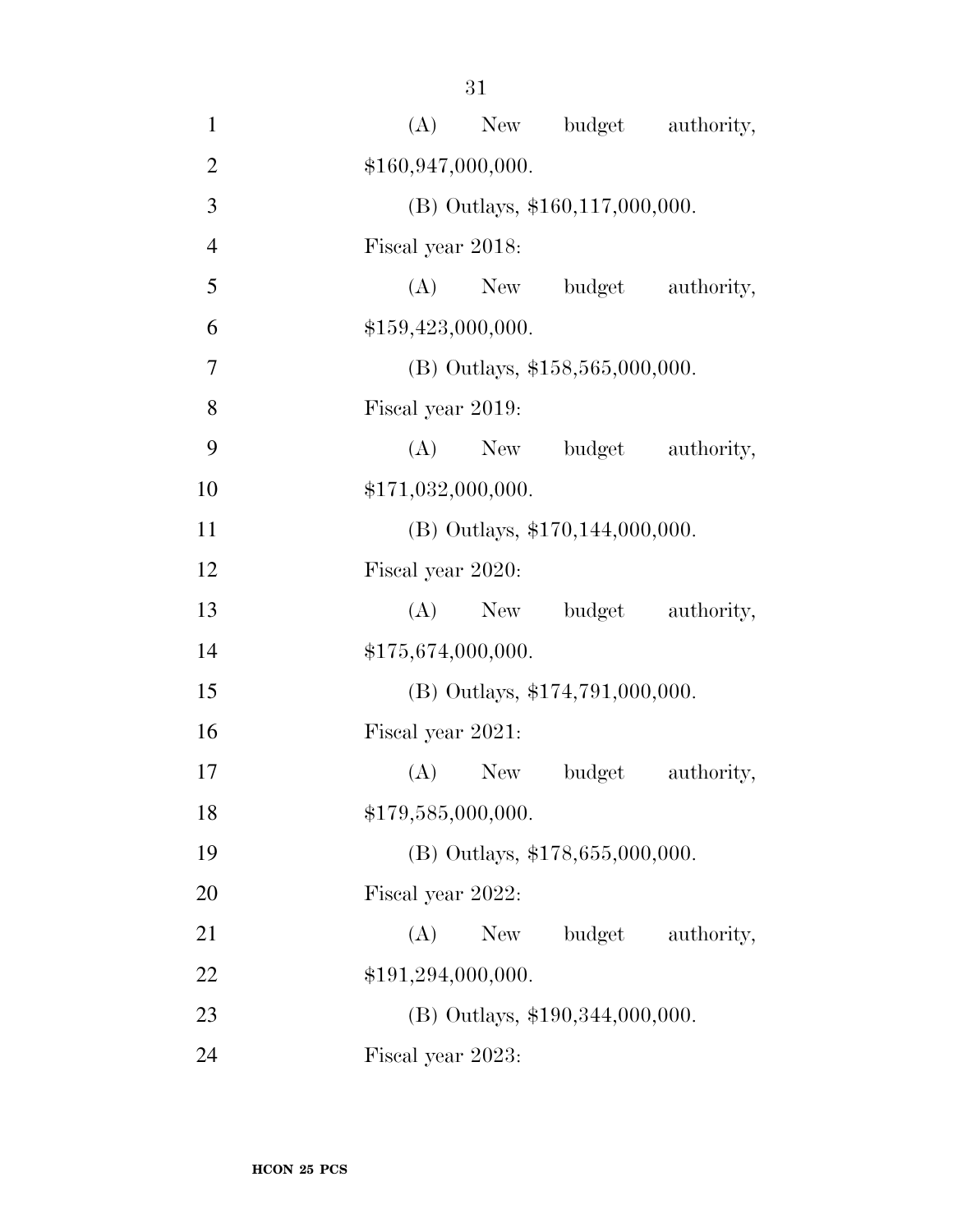(A) New budget authority, $160,947,000,000.

(B) Outlays, $160,117,000,000.

Fiscal year 2018:

(A) New budget authority, $159,423,000,000.

(B) Outlays, $158,565,000,000.

Fiscal year 2019:

(A) New budget authority, $171,032,000,000.

(B) Outlays, $170,144,000,000.

Fiscal year 2020:

(A) New budget authority, $175,674,000,000.

(B) Outlays, $174,791,000,000.

Fiscal year 2021:

(A) New budget authority, $179,585,000,000.

(B) Outlays, $178,655,000,000.

Fiscal year 2022:

(A) New budget authority, $191,294,000,000.

(B) Outlays, $190,344,000,000.

Fiscal year 2023: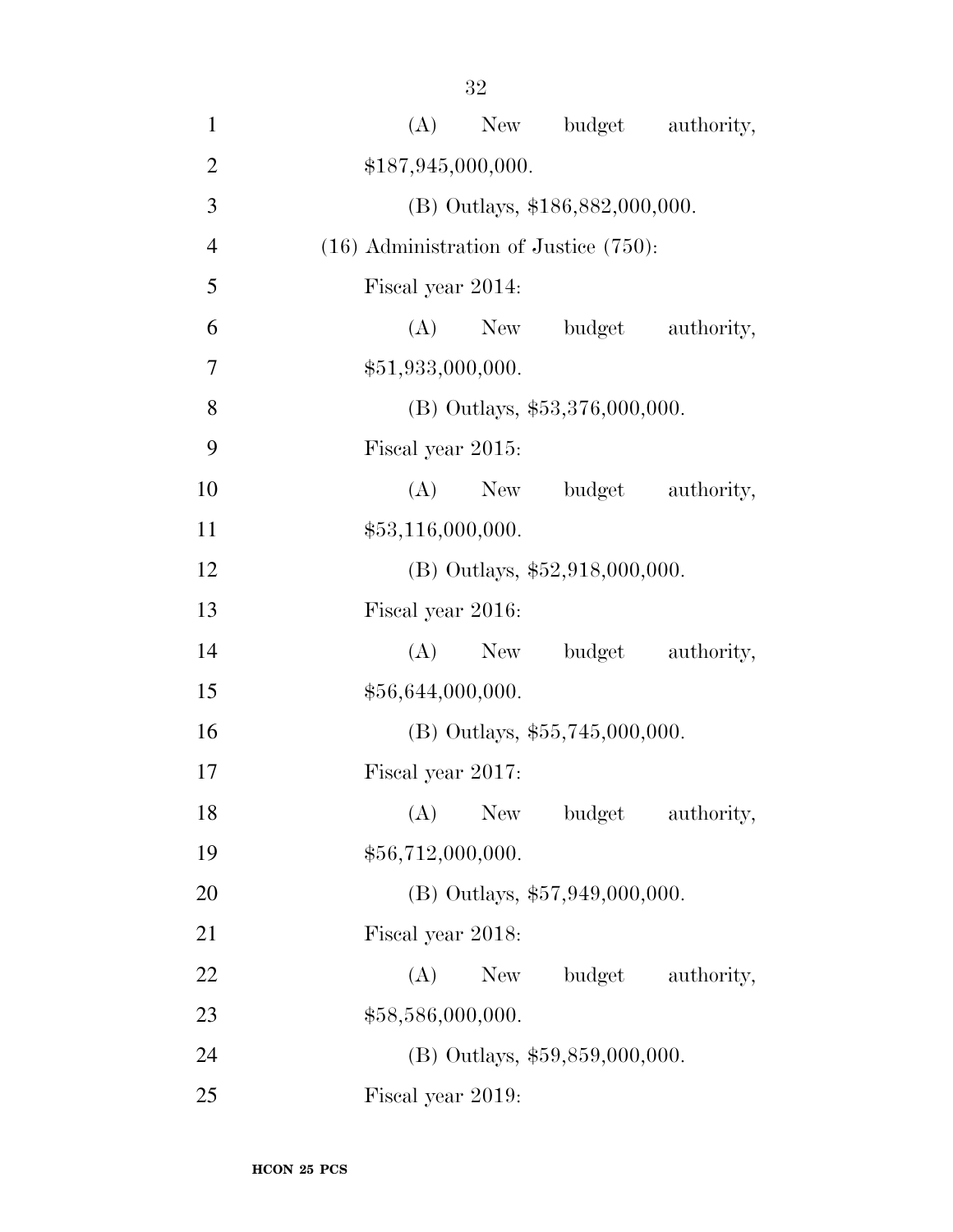(A) New budget authority, $187,945,000,000.

(B) Outlays, $186,882,000,000.

(16) Administration of Justice (750):

Fiscal year 2014:

(A) New budget authority, $51,933,000,000.

(B) Outlays, $53,376,000,000.

Fiscal year 2015:

(A) New budget authority, $53,116,000,000.

(B) Outlays, $52,918,000,000.

Fiscal year 2016:

(A) New budget authority, $56,644,000,000.

(B) Outlays, $55,745,000,000.

Fiscal year 2017:

(A) New budget authority, $56,712,000,000.

(B) Outlays, $57,949,000,000.

Fiscal year 2018:

(A) New budget authority, $58,586,000,000.

(B) Outlays, $59,859,000,000.

Fiscal year 2019: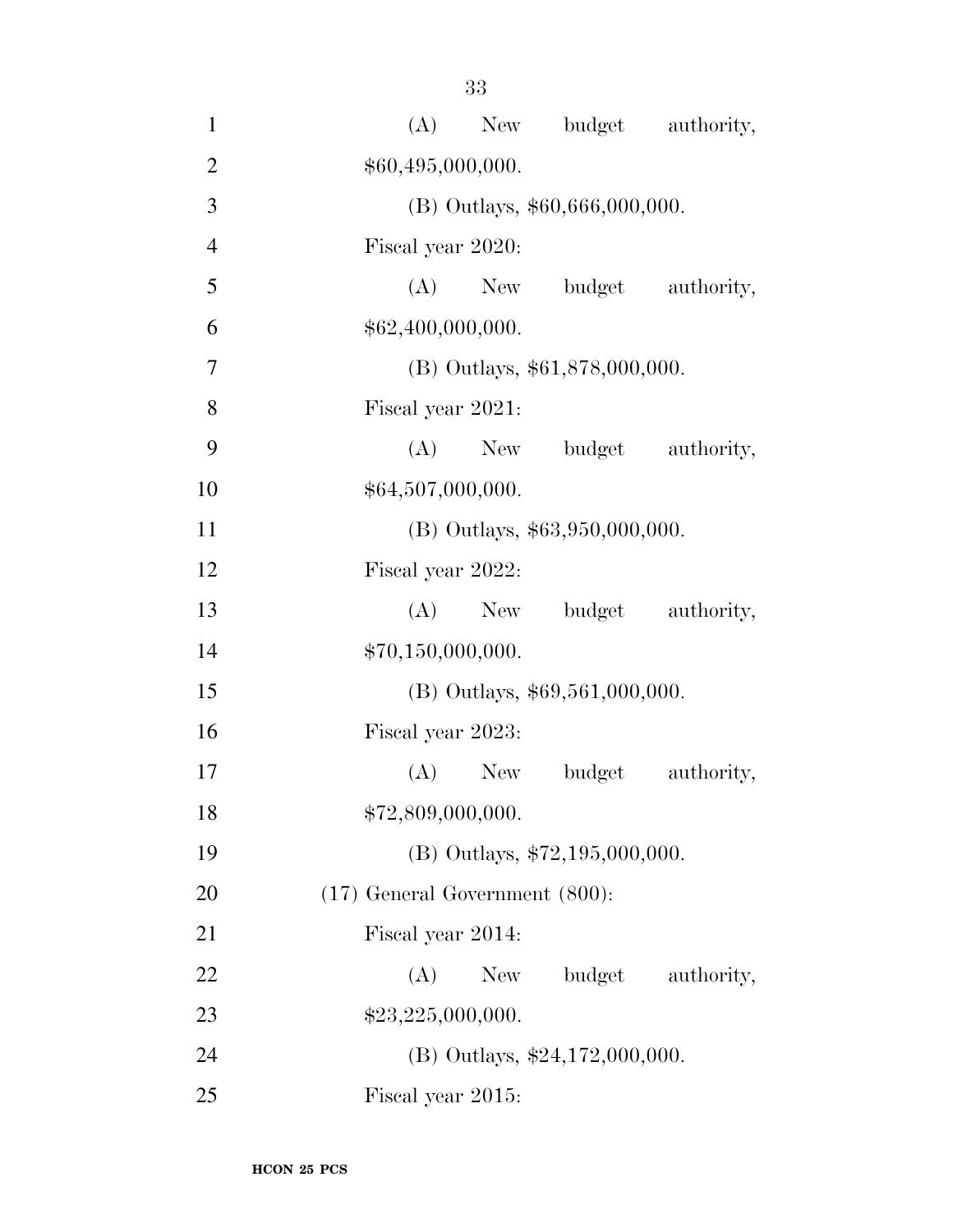(A) New budget authority, $60,495,000,000.

(B) Outlays, $60,666,000,000.

Fiscal year 2020:

(A) New budget authority, $62,400,000,000.

(B) Outlays, $61,878,000,000.

Fiscal year 2021:

(A) New budget authority, $64,507,000,000.

(B) Outlays, $63,950,000,000.

Fiscal year 2022:

(A) New budget authority, $70,150,000,000.

(B) Outlays, $69,561,000,000.

Fiscal year 2023:

(A) New budget authority, $72,809,000,000.

(B) Outlays, $72,195,000,000.

(17) General Government (800):

Fiscal year 2014:

(A) New budget authority, $23,225,000,000.

(B) Outlays, $24,172,000,000.

Fiscal year 2015: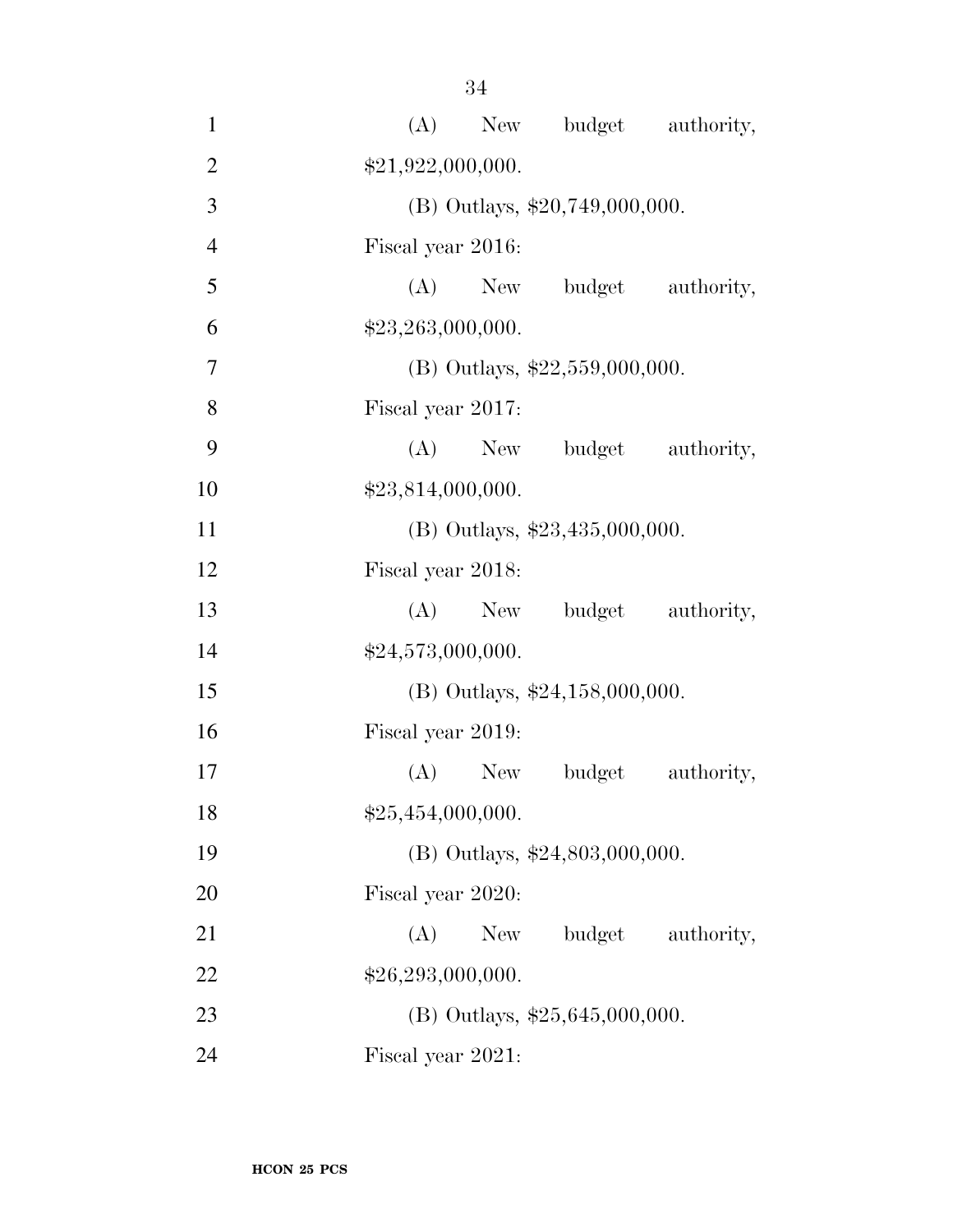(A) New budget authority, $21,922,000,000.

(B) Outlays, $20,749,000,000.

Fiscal year 2016:

(A) New budget authority, $23,263,000,000.

(B) Outlays, $22,559,000,000.

Fiscal year 2017:

(A) New budget authority, $23,814,000,000.

(B) Outlays, $23,435,000,000.

Fiscal year 2018:

(A) New budget authority, $24,573,000,000.

(B) Outlays, $24,158,000,000.

Fiscal year 2019:

(A) New budget authority, $25,454,000,000.

(B) Outlays, $24,803,000,000.

Fiscal year 2020:

(A) New budget authority, $26,293,000,000.

(B) Outlays, $25,645,000,000.

Fiscal year 2021: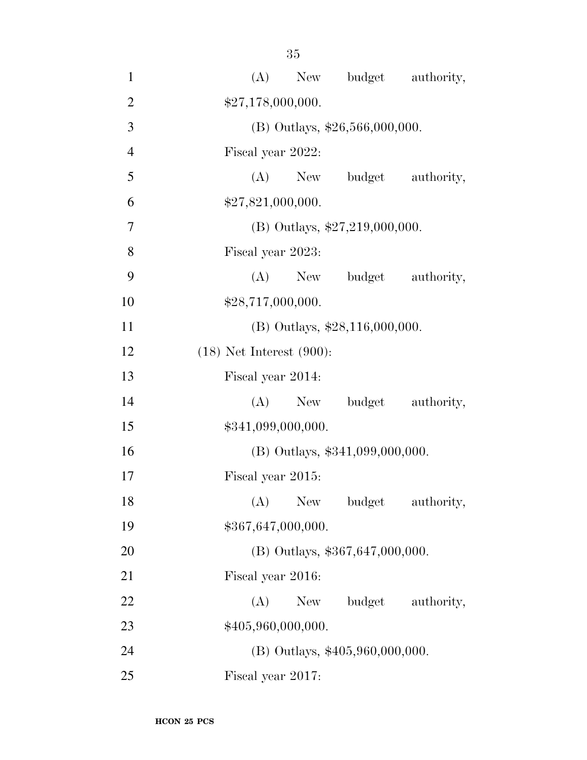(A) New budget authority, $27,178,000,000.

(B) Outlays, $26,566,000,000.

Fiscal year 2022:

(A) New budget authority, $27,821,000,000.

(B) Outlays, $27,219,000,000.

Fiscal year 2023:

(A) New budget authority, $28,717,000,000.

(B) Outlays, $28,116,000,000.

(18) Net Interest (900):

Fiscal year 2014:

(A) New budget authority, $341,099,000,000.

(B) Outlays, $341,099,000,000.

Fiscal year 2015:

(A) New budget authority, $367,647,000,000.

(B) Outlays, $367,647,000,000.

Fiscal year 2016:

(A) New budget authority, $405,960,000,000.

(B) Outlays, $405,960,000,000.

Fiscal year 2017: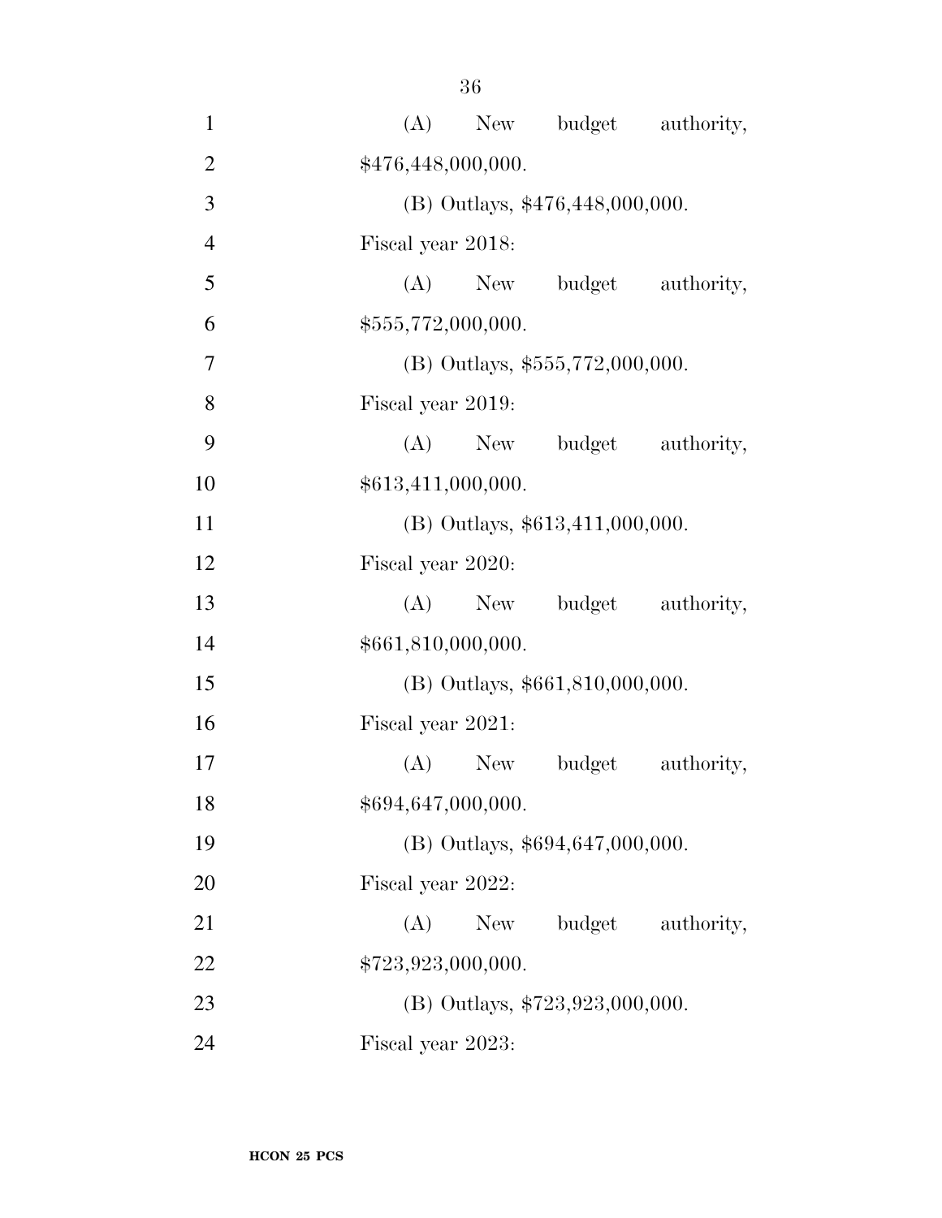(A) New budget authority, $476,448,000,000.

(B) Outlays, $476,448,000,000.

Fiscal year 2018:

(A) New budget authority, $555,772,000,000.

(B) Outlays, $555,772,000,000.

Fiscal year 2019:

(A) New budget authority, $613,411,000,000.

(B) Outlays, $613,411,000,000.

Fiscal year 2020:

(A) New budget authority, $661,810,000,000.

(B) Outlays, $661,810,000,000.

Fiscal year 2021:

(A) New budget authority, $694,647,000,000.

(B) Outlays, $694,647,000,000.

Fiscal year 2022:

(A) New budget authority, $723,923,000,000.

(B) Outlays, $723,923,000,000.

Fiscal year 2023: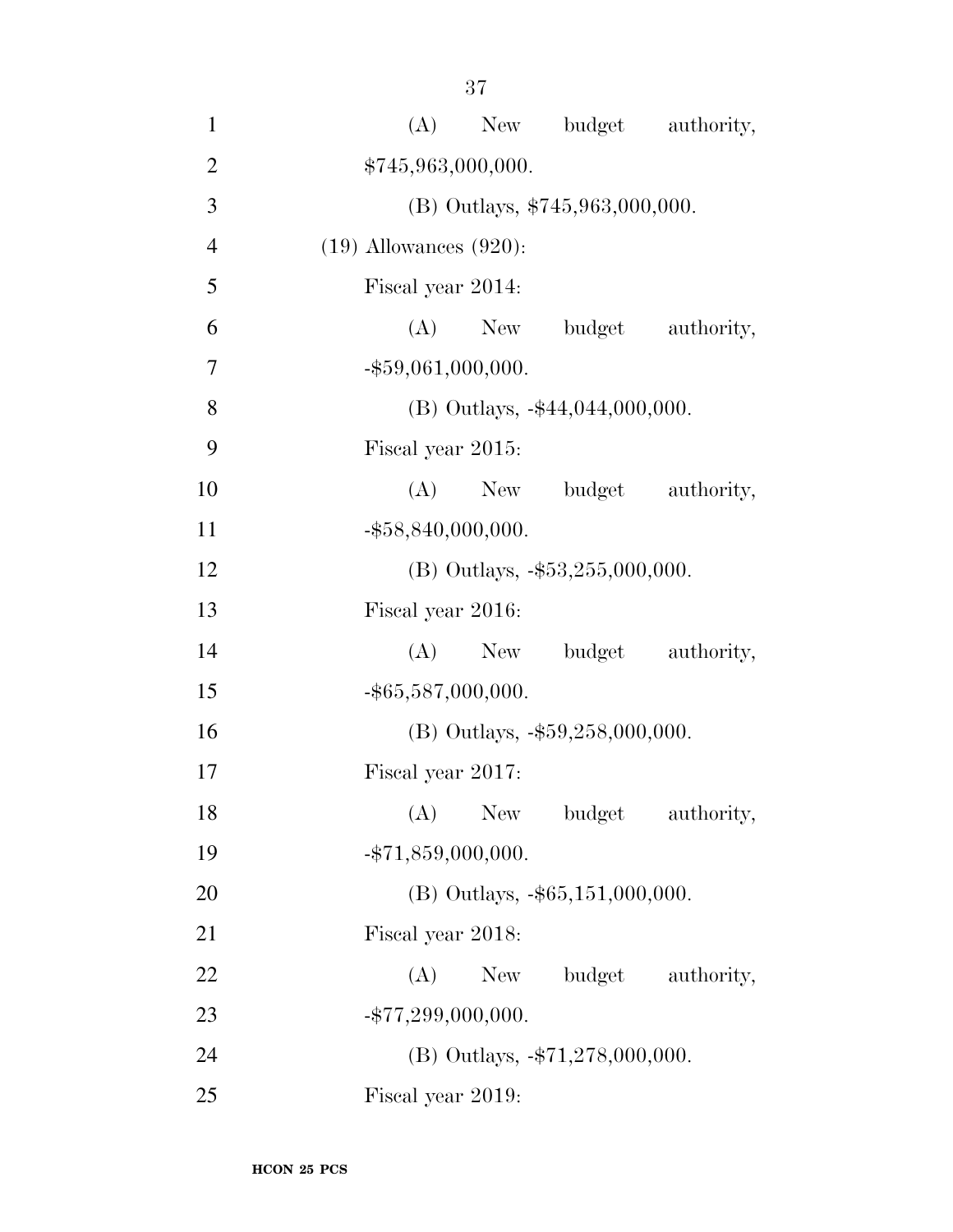(A) New budget authority, $745,963,000,000.

(B) Outlays, $745,963,000,000.

(19) Allowances (920):

Fiscal year 2014:

(A) New budget authority, -$59,061,000,000.

(B) Outlays, -$44,044,000,000.

Fiscal year 2015:

(A) New budget authority, -$58,840,000,000.

(B) Outlays, -$53,255,000,000.

Fiscal year 2016:

(A) New budget authority, -$65,587,000,000.

(B) Outlays, -$59,258,000,000.

Fiscal year 2017:

(A) New budget authority, -$71,859,000,000.

(B) Outlays, -$65,151,000,000.

Fiscal year 2018:

(A) New budget authority, -$77,299,000,000.

(B) Outlays, -$71,278,000,000.

Fiscal year 2019: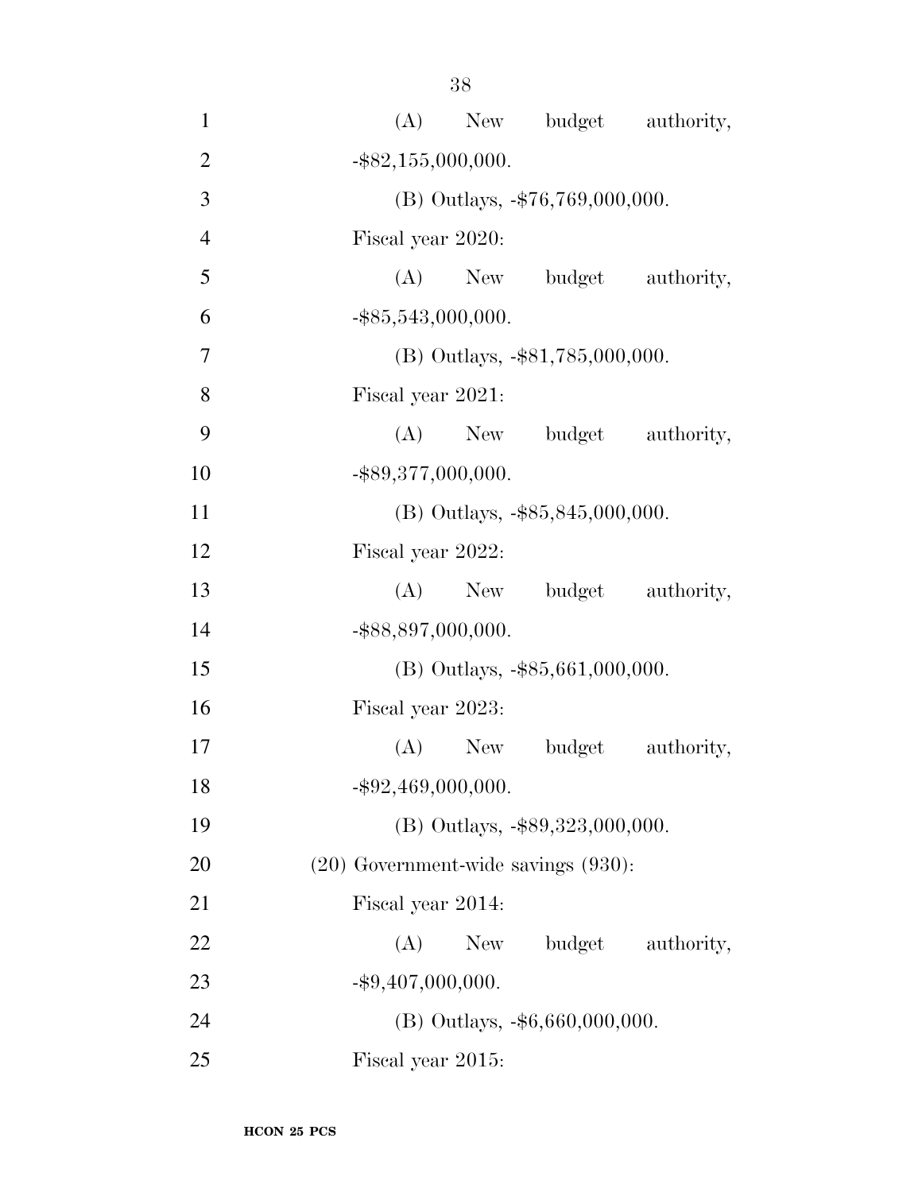(A) New budget authority, -$82,155,000,000.

(B) Outlays, -$76,769,000,000.

Fiscal year 2020:

(A) New budget authority, -$85,543,000,000.

(B) Outlays, -$81,785,000,000.

Fiscal year 2021:

(A) New budget authority, -$89,377,000,000.

(B) Outlays, -$85,845,000,000.

Fiscal year 2022:

(A) New budget authority, -$88,897,000,000.

(B) Outlays, -$85,661,000,000.

Fiscal year 2023:

(A) New budget authority, -$92,469,000,000.

(B) Outlays, -$89,323,000,000.

(20) Government-wide savings (930):

Fiscal year 2014:

(A) New budget authority, -$9,407,000,000.

(B) Outlays, -$6,660,000,000.

Fiscal year 2015: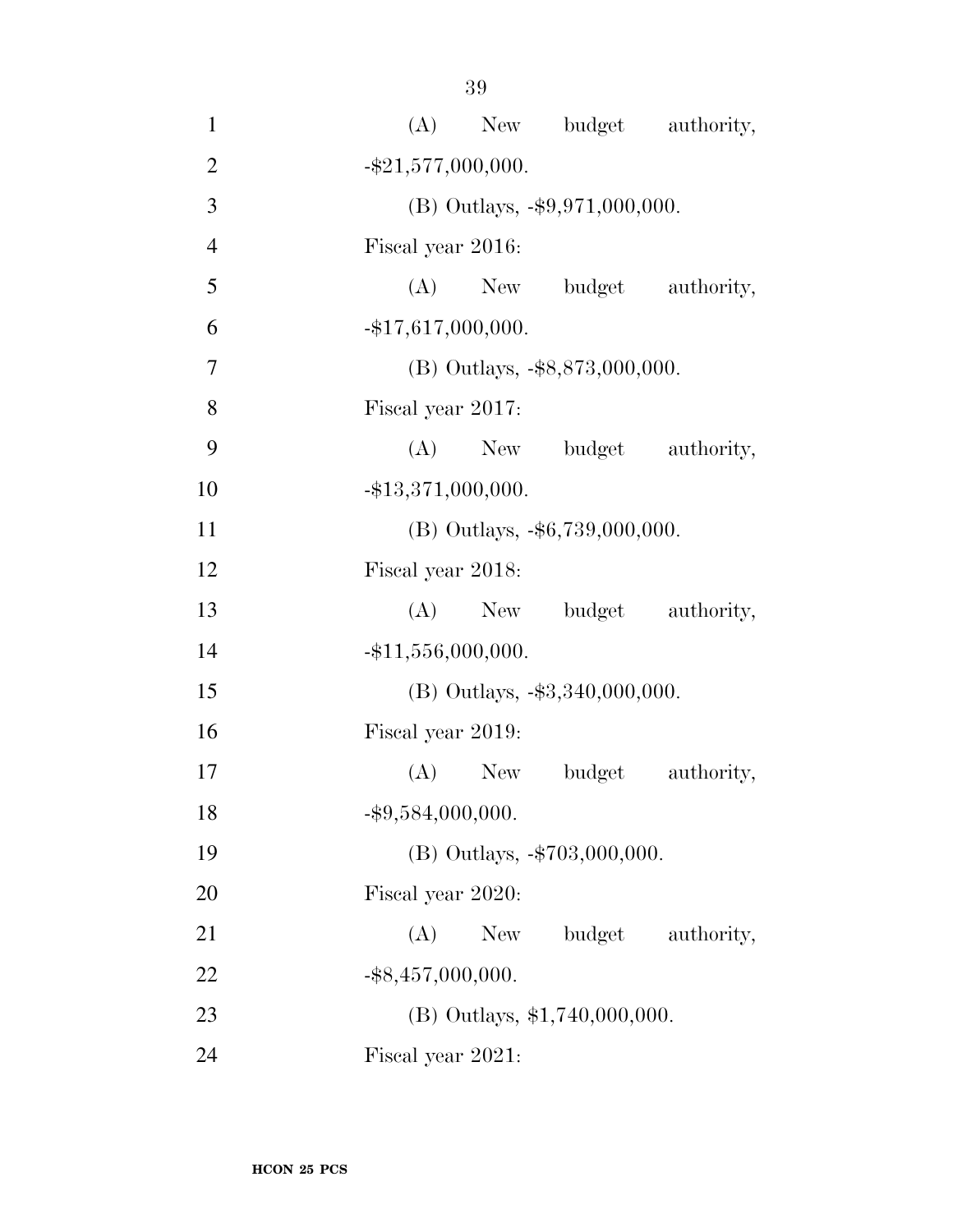(A) New budget authority, -$21,577,000,000.

(B) Outlays, -$9,971,000,000.

Fiscal year 2016:

(A) New budget authority, -$17,617,000,000.

(B) Outlays, -$8,873,000,000.

Fiscal year 2017:

(A) New budget authority, -$13,371,000,000.

(B) Outlays, -$6,739,000,000.

Fiscal year 2018:

(A) New budget authority, -$11,556,000,000.

(B) Outlays, -$3,340,000,000.

Fiscal year 2019:

(A) New budget authority, -$9,584,000,000.

(B) Outlays, -$703,000,000.

Fiscal year 2020:

(A) New budget authority, -$8,457,000,000.

(B) Outlays, $1,740,000,000.

Fiscal year 2021: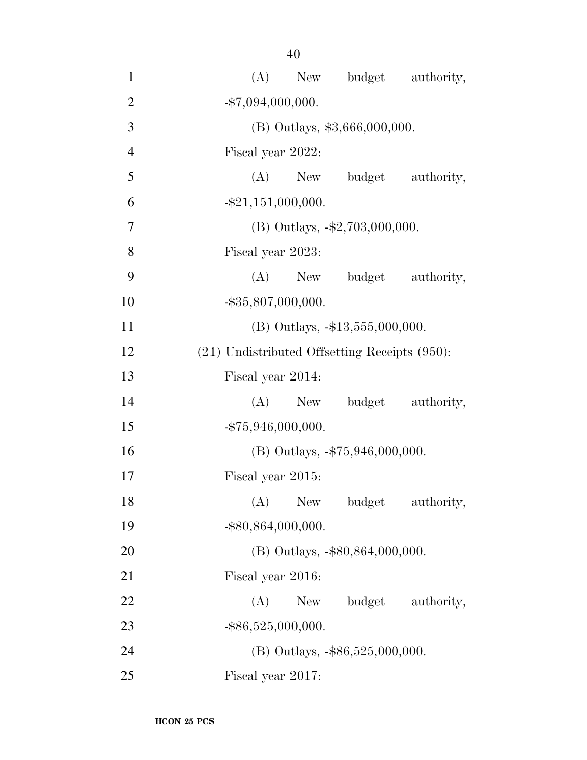(A) New budget authority, -$7,094,000,000.

(B) Outlays, $3,666,000,000.

Fiscal year 2022:

(A) New budget authority, -$21,151,000,000.

(B) Outlays, -$2,703,000,000.

Fiscal year 2023:

(A) New budget authority, -$35,807,000,000.

(B) Outlays, -$13,555,000,000.

(21) Undistributed Offsetting Receipts (950):

Fiscal year 2014:

(A) New budget authority, -$75,946,000,000.

(B) Outlays, -$75,946,000,000.

Fiscal year 2015:

(A) New budget authority, -$80,864,000,000.

(B) Outlays, -$80,864,000,000.

Fiscal year 2016:

(A) New budget authority, -$86,525,000,000.

(B) Outlays, -$86,525,000,000.

Fiscal year 2017: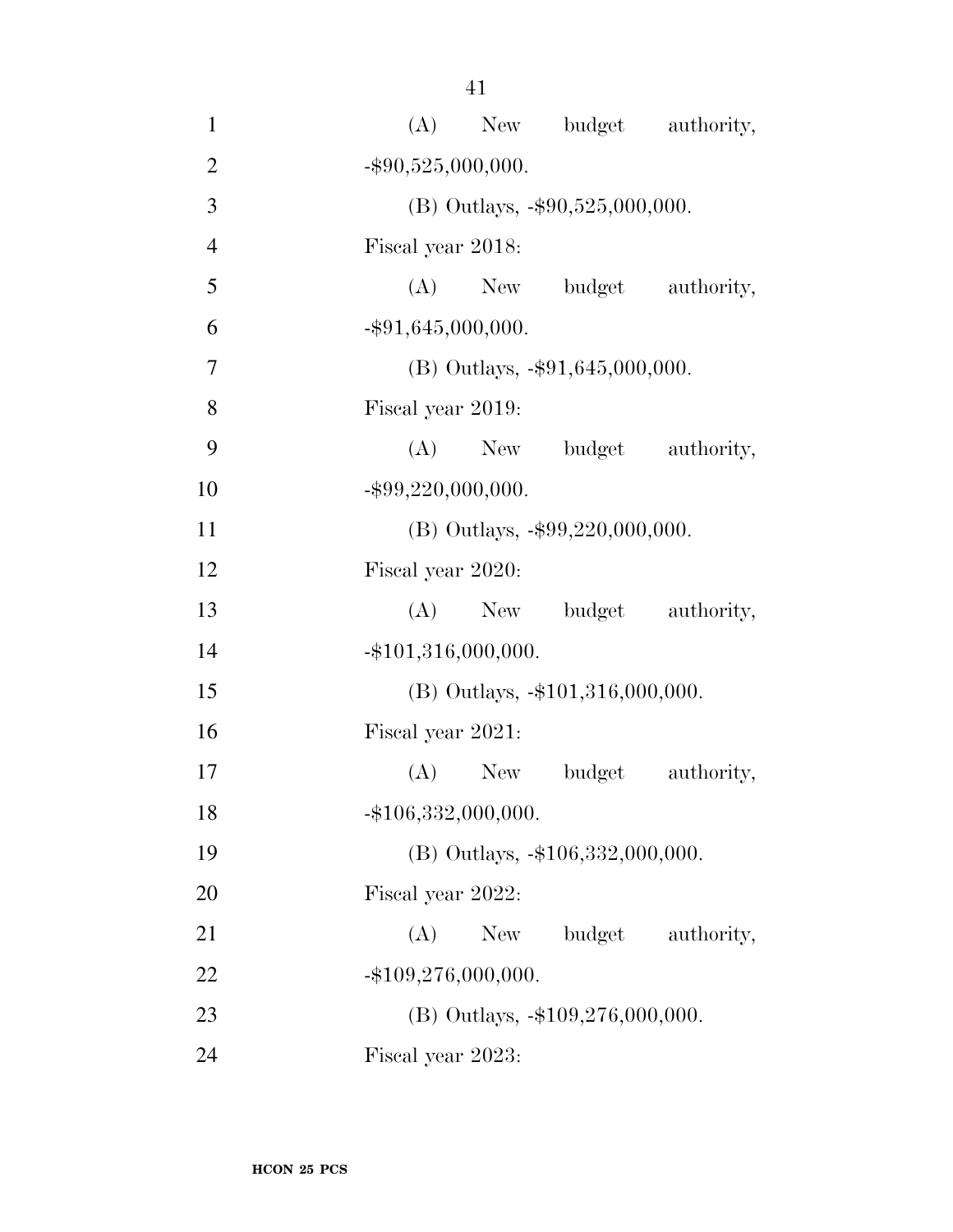(A) New budget authority, -$90,525,000,000.

(B) Outlays, -$90,525,000,000.

Fiscal year 2018:

(A) New budget authority, -$91,645,000,000.

(B) Outlays, -$91,645,000,000.

Fiscal year 2019:

(A) New budget authority, -$99,220,000,000.

(B) Outlays, -$99,220,000,000.

Fiscal year 2020:

(A) New budget authority, -$101,316,000,000.

(B) Outlays, -$101,316,000,000.

Fiscal year 2021:

(A) New budget authority, -$106,332,000,000.

(B) Outlays, -$106,332,000,000.

Fiscal year 2022:

(A) New budget authority, -$109,276,000,000.

(B) Outlays, -$109,276,000,000.

Fiscal year 2023: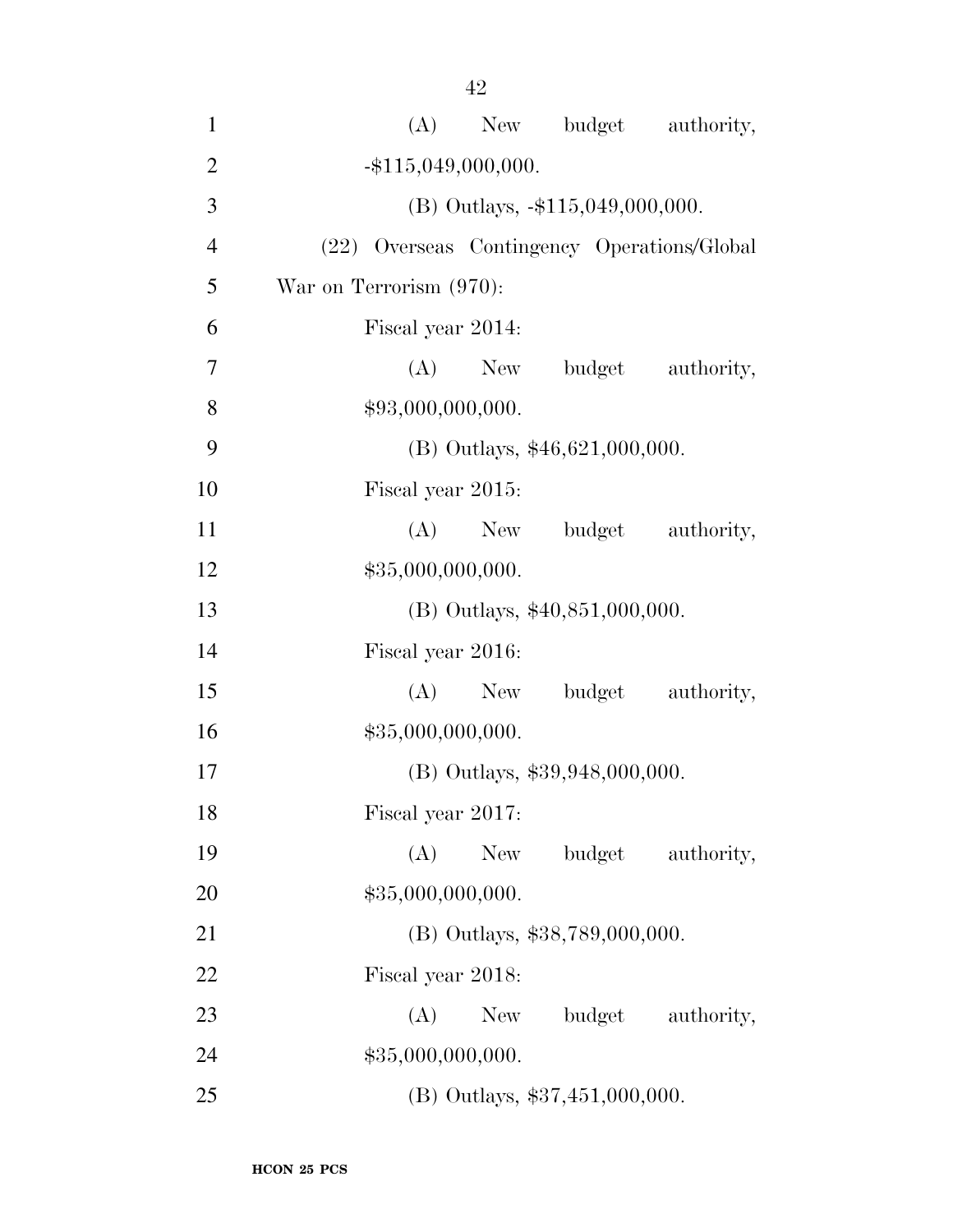(A) New budget authority, -$115,049,000,000.

(B) Outlays, -$115,049,000,000.

(22) Overseas Contingency Operations/Global War on Terrorism (970):

Fiscal year 2014:

(A) New budget authority, $93,000,000,000.

(B) Outlays, $46,621,000,000.

Fiscal year 2015:

(A) New budget authority, $35,000,000,000.

(B) Outlays, $40,851,000,000.

Fiscal year 2016:

(A) New budget authority, $35,000,000,000.

(B) Outlays, $39,948,000,000.

Fiscal year 2017:

(A) New budget authority, $35,000,000,000.

(B) Outlays, $38,789,000,000.

Fiscal year 2018:

(A) New budget authority, $35,000,000,000.

(B) Outlays, $37,451,000,000.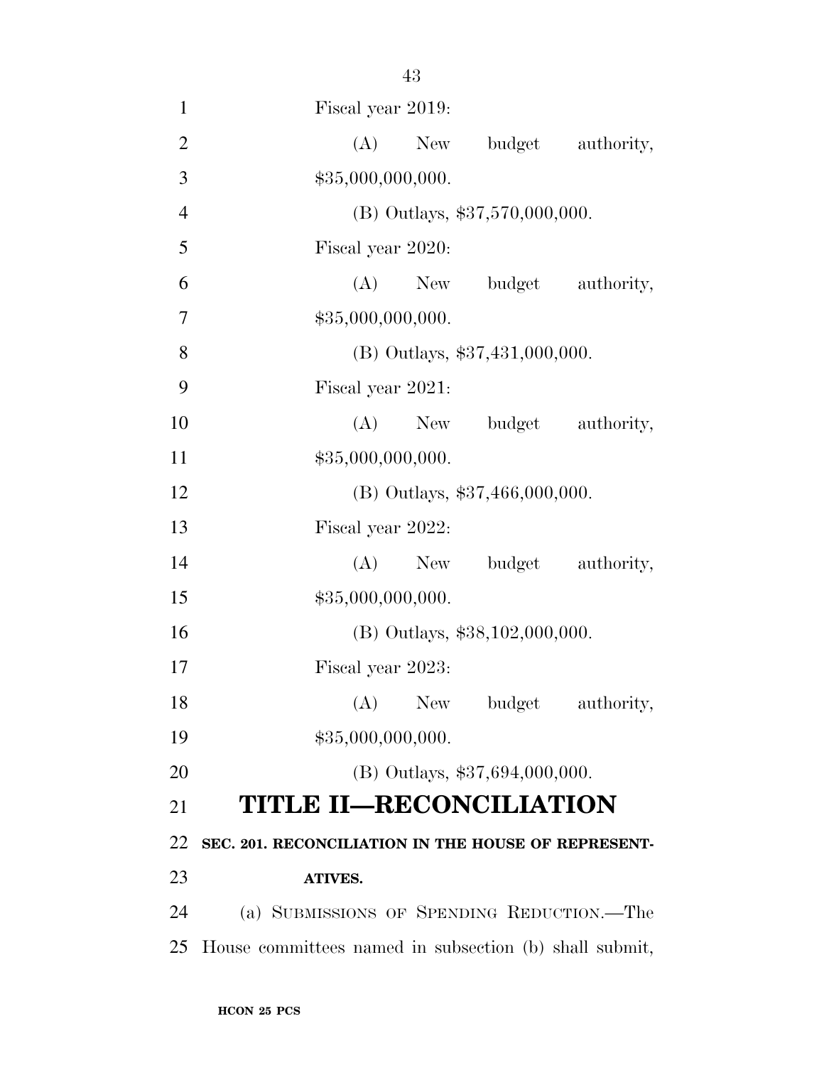Fiscal year 2019:

(A) New budget authority, $35,000,000,000.

(B) Outlays, $37,570,000,000.

Fiscal year 2020:

(A) New budget authority, $35,000,000,000.

(B) Outlays, $37,431,000,000.

Fiscal year 2021:

(A) New budget authority, $35,000,000,000.

(B) Outlays, $37,466,000,000.

Fiscal year 2022:

(A) New budget authority, $35,000,000,000.

(B) Outlays, $38,102,000,000.

Fiscal year 2023:

(A) New budget authority, $35,000,000,000.

(B) Outlays, $37,694,000,000.

# TITLE II—RECONCILIATION

## SEC. 201. RECONCILIATION IN THE HOUSE OF REPRESENTATIVES.

(a) SUBMISSIONS OF SPENDING REDUCTION.—The House committees named in subsection (b) shall submit,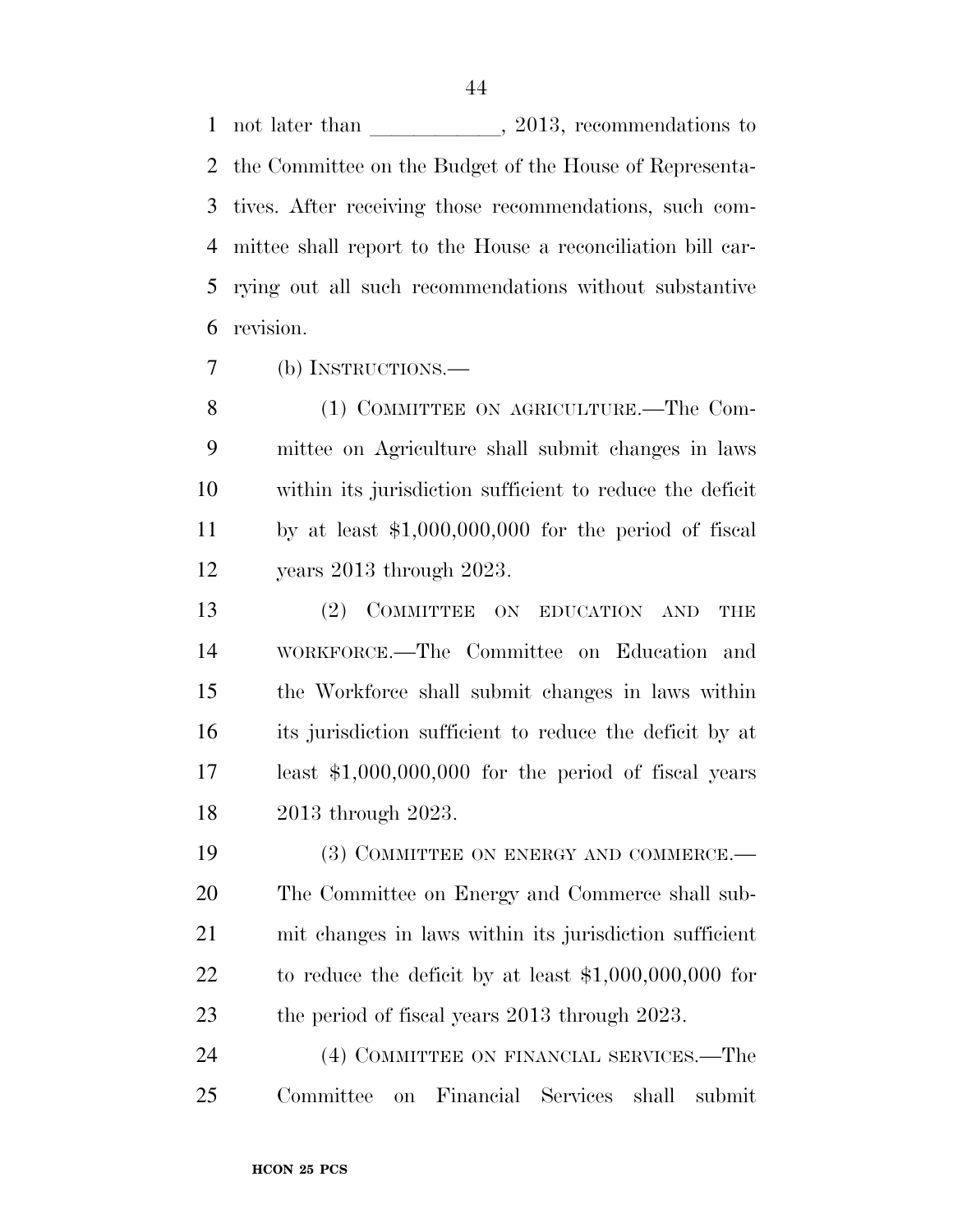not later than ____________, 2013, recommendations to the Committee on the Budget of the House of Representatives. After receiving those recommendations, such committee shall report to the House a reconciliation bill carrying out all such recommendations without substantive revision.

(b) INSTRUCTIONS.—

(1) COMMITTEE ON AGRICULTURE.—The Committee on Agriculture shall submit changes in laws within its jurisdiction sufficient to reduce the deficit by at least $1,000,000,000 for the period of fiscal years 2013 through 2023.

(2) COMMITTEE ON EDUCATION AND THE WORKFORCE.—The Committee on Education and the Workforce shall submit changes in laws within its jurisdiction sufficient to reduce the deficit by at least $1,000,000,000 for the period of fiscal years 2013 through 2023.

(3) COMMITTEE ON ENERGY AND COMMERCE.—The Committee on Energy and Commerce shall submit changes in laws within its jurisdiction sufficient to reduce the deficit by at least $1,000,000,000 for the period of fiscal years 2013 through 2023.

(4) COMMITTEE ON FINANCIAL SERVICES.—The Committee on Financial Services shall submit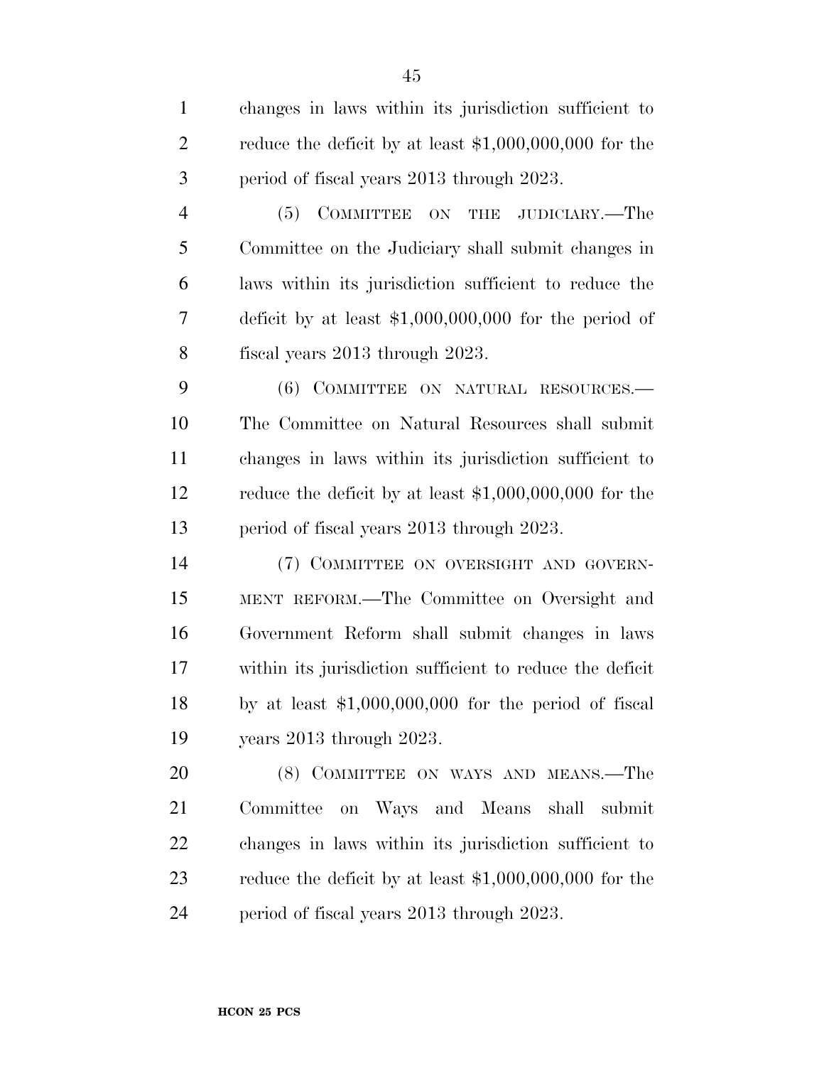changes in laws within its jurisdiction sufficient to reduce the deficit by at least $1,000,000,000 for the period of fiscal years 2013 through 2023.

(5) COMMITTEE ON THE JUDICIARY.—The Committee on the Judiciary shall submit changes in laws within its jurisdiction sufficient to reduce the deficit by at least $1,000,000,000 for the period of fiscal years 2013 through 2023.

(6) COMMITTEE ON NATURAL RESOURCES.—The Committee on Natural Resources shall submit changes in laws within its jurisdiction sufficient to reduce the deficit by at least $1,000,000,000 for the period of fiscal years 2013 through 2023.

(7) COMMITTEE ON OVERSIGHT AND GOVERNMENT REFORM.—The Committee on Oversight and Government Reform shall submit changes in laws within its jurisdiction sufficient to reduce the deficit by at least $1,000,000,000 for the period of fiscal years 2013 through 2023.

(8) COMMITTEE ON WAYS AND MEANS.—The Committee on Ways and Means shall submit changes in laws within its jurisdiction sufficient to reduce the deficit by at least $1,000,000,000 for the period of fiscal years 2013 through 2023.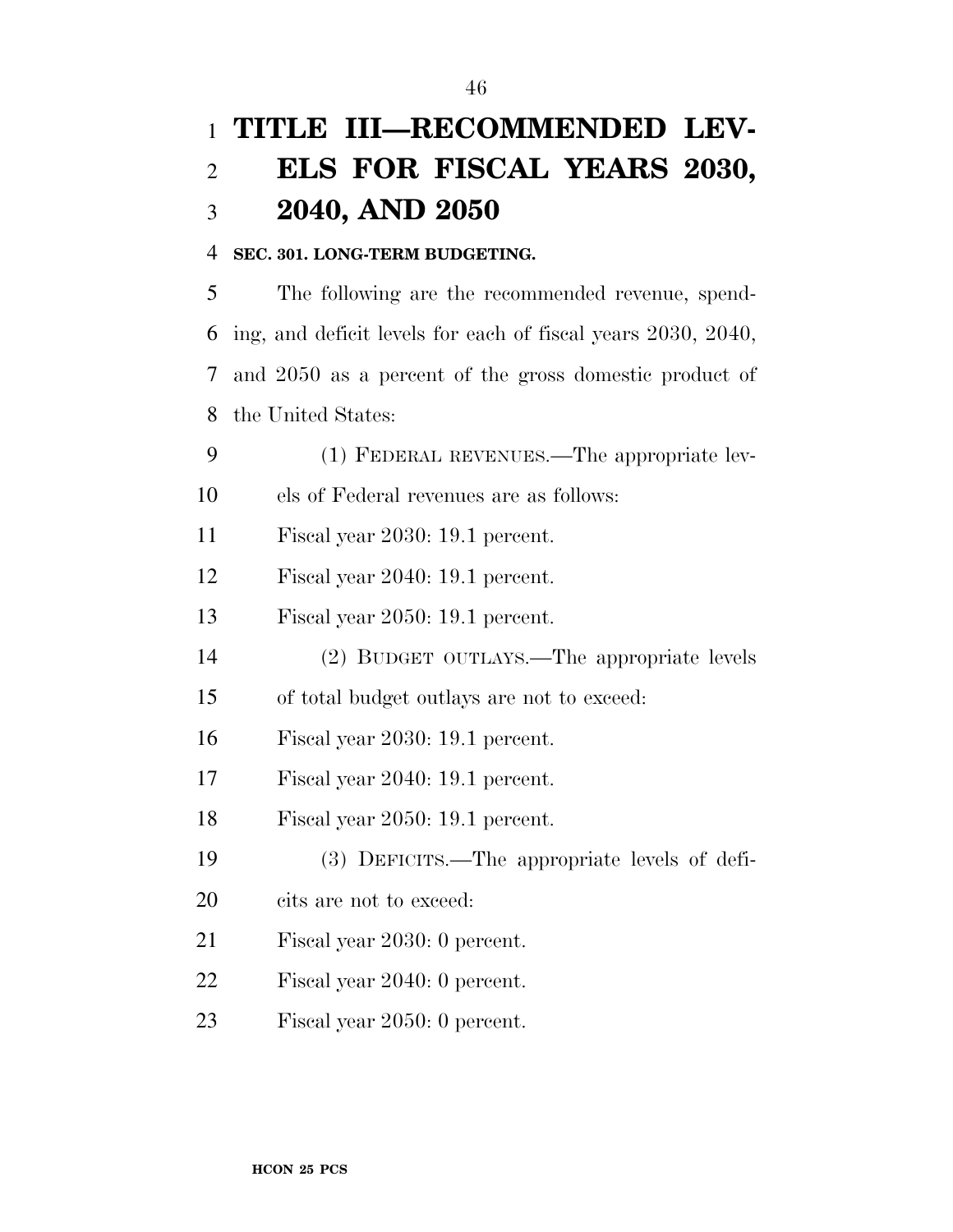# TITLE III—RECOMMENDED LEVELS FOR FISCAL YEARS 2030, 2040, AND 2050

**SEC. 301. LONG-TERM BUDGETING.**

The following are the recommended revenue, spending, and deficit levels for each of fiscal years 2030, 2040, and 2050 as a percent of the gross domestic product of the United States:

(1) FEDERAL REVENUES.—The appropriate levels of Federal revenues are as follows:

Fiscal year 2030: 19.1 percent.

Fiscal year 2040: 19.1 percent.

Fiscal year 2050: 19.1 percent.

(2) BUDGET OUTLAYS.—The appropriate levels of total budget outlays are not to exceed:

Fiscal year 2030: 19.1 percent.

Fiscal year 2040: 19.1 percent.

Fiscal year 2050: 19.1 percent.

(3) DEFICITS.—The appropriate levels of deficits are not to exceed:

Fiscal year 2030: 0 percent.

Fiscal year 2040: 0 percent.

Fiscal year 2050: 0 percent.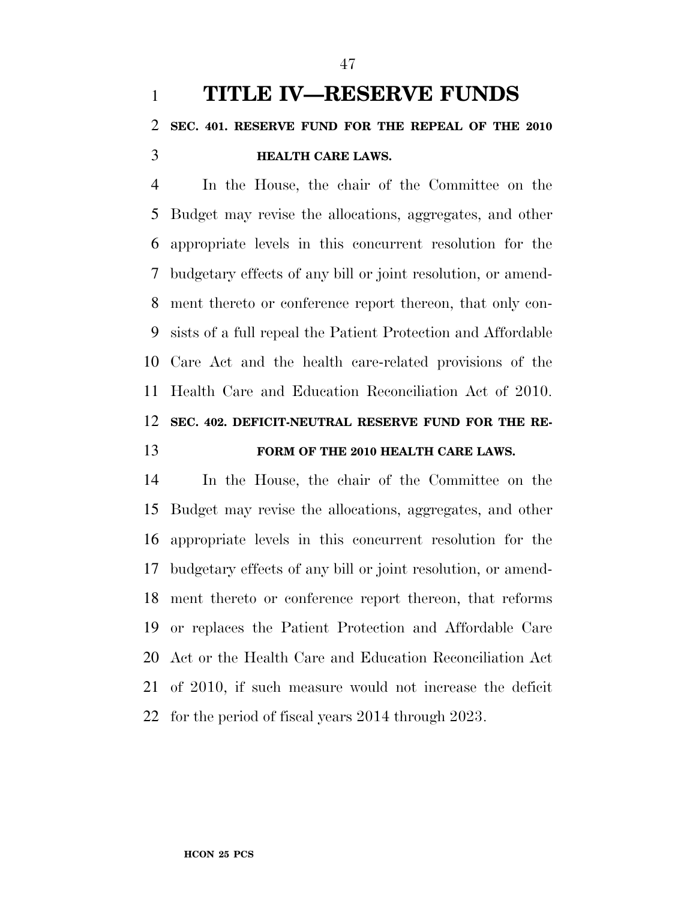# TITLE IV—RESERVE FUNDS

### SEC. 401. RESERVE FUND FOR THE REPEAL OF THE 2010 HEALTH CARE LAWS.

In the House, the chair of the Committee on the Budget may revise the allocations, aggregates, and other appropriate levels in this concurrent resolution for the budgetary effects of any bill or joint resolution, or amendment thereto or conference report thereon, that only consists of a full repeal the Patient Protection and Affordable Care Act and the health care-related provisions of the Health Care and Education Reconciliation Act of 2010.

### SEC. 402. DEFICIT-NEUTRAL RESERVE FUND FOR THE REFORM OF THE 2010 HEALTH CARE LAWS.

In the House, the chair of the Committee on the Budget may revise the allocations, aggregates, and other appropriate levels in this concurrent resolution for the budgetary effects of any bill or joint resolution, or amendment thereto or conference report thereon, that reforms or replaces the Patient Protection and Affordable Care Act or the Health Care and Education Reconciliation Act of 2010, if such measure would not increase the deficit for the period of fiscal years 2014 through 2023.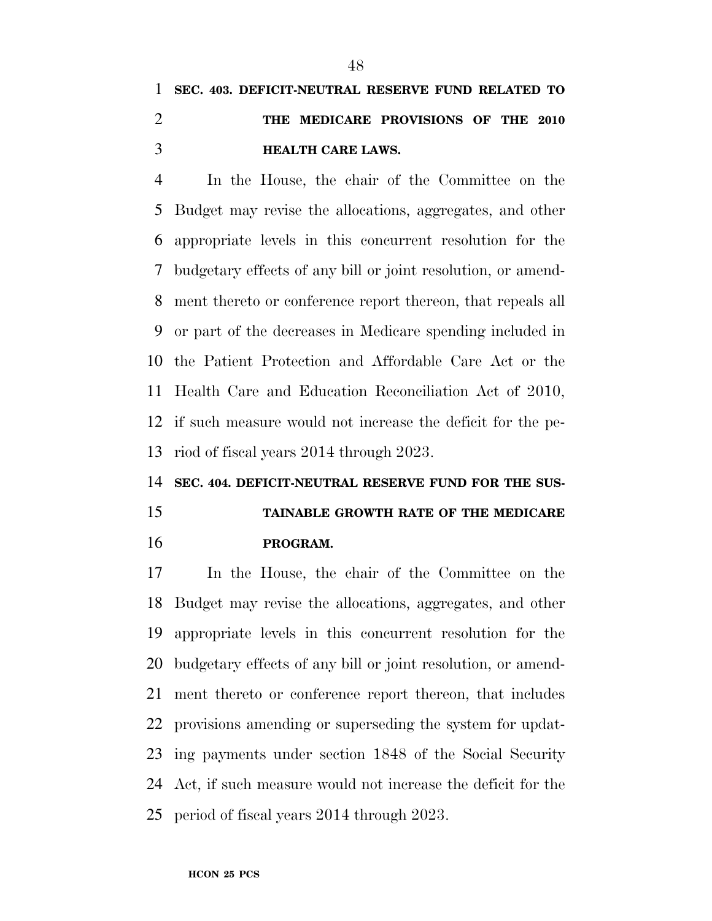**SEC. 403. DEFICIT-NEUTRAL RESERVE FUND RELATED TO THE MEDICARE PROVISIONS OF THE 2010 HEALTH CARE LAWS.**

In the House, the chair of the Committee on the Budget may revise the allocations, aggregates, and other appropriate levels in this concurrent resolution for the budgetary effects of any bill or joint resolution, or amendment thereto or conference report thereon, that repeals all or part of the decreases in Medicare spending included in the Patient Protection and Affordable Care Act or the Health Care and Education Reconciliation Act of 2010, if such measure would not increase the deficit for the period of fiscal years 2014 through 2023.

**SEC. 404. DEFICIT-NEUTRAL RESERVE FUND FOR THE SUSTAINABLE GROWTH RATE OF THE MEDICARE PROGRAM.**

In the House, the chair of the Committee on the Budget may revise the allocations, aggregates, and other appropriate levels in this concurrent resolution for the budgetary effects of any bill or joint resolution, or amendment thereto or conference report thereon, that includes provisions amending or superseding the system for updating payments under section 1848 of the Social Security Act, if such measure would not increase the deficit for the period of fiscal years 2014 through 2023.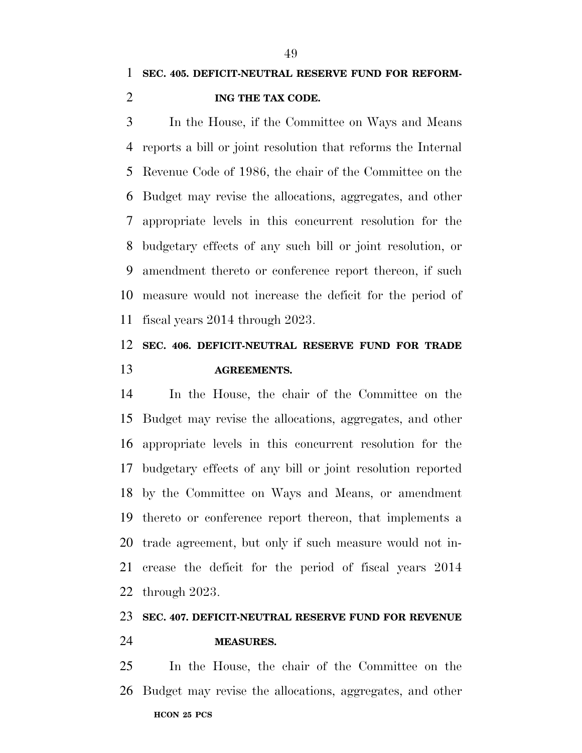**SEC. 405. DEFICIT-NEUTRAL RESERVE FUND FOR REFORMING THE TAX CODE.**

In the House, if the Committee on Ways and Means reports a bill or joint resolution that reforms the Internal Revenue Code of 1986, the chair of the Committee on the Budget may revise the allocations, aggregates, and other appropriate levels in this concurrent resolution for the budgetary effects of any such bill or joint resolution, or amendment thereto or conference report thereon, if such measure would not increase the deficit for the period of fiscal years 2014 through 2023.

**SEC. 406. DEFICIT-NEUTRAL RESERVE FUND FOR TRADE AGREEMENTS.**

In the House, the chair of the Committee on the Budget may revise the allocations, aggregates, and other appropriate levels in this concurrent resolution for the budgetary effects of any bill or joint resolution reported by the Committee on Ways and Means, or amendment thereto or conference report thereon, that implements a trade agreement, but only if such measure would not increase the deficit for the period of fiscal years 2014 through 2023.

**SEC. 407. DEFICIT-NEUTRAL RESERVE FUND FOR REVENUE MEASURES.**

In the House, the chair of the Committee on the Budget may revise the allocations, aggregates, and other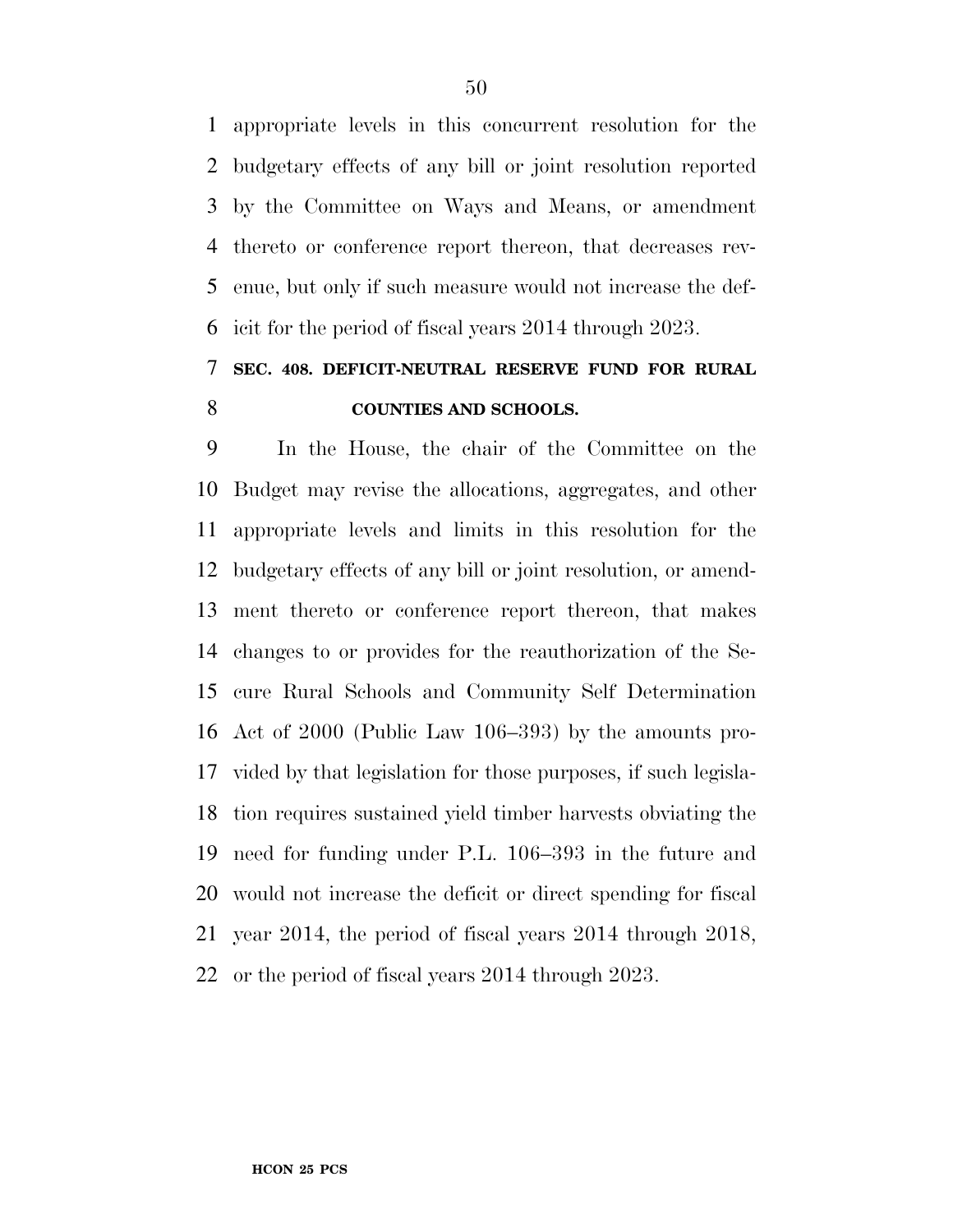appropriate levels in this concurrent resolution for the budgetary effects of any bill or joint resolution reported by the Committee on Ways and Means, or amendment thereto or conference report thereon, that decreases revenue, but only if such measure would not increase the deficit for the period of fiscal years 2014 through 2023.

### SEC. 408. DEFICIT-NEUTRAL RESERVE FUND FOR RURAL COUNTIES AND SCHOOLS.

In the House, the chair of the Committee on the Budget may revise the allocations, aggregates, and other appropriate levels and limits in this resolution for the budgetary effects of any bill or joint resolution, or amendment thereto or conference report thereon, that makes changes to or provides for the reauthorization of the Secure Rural Schools and Community Self Determination Act of 2000 (Public Law 106–393) by the amounts provided by that legislation for those purposes, if such legislation requires sustained yield timber harvests obviating the need for funding under P.L. 106–393 in the future and would not increase the deficit or direct spending for fiscal year 2014, the period of fiscal years 2014 through 2018, or the period of fiscal years 2014 through 2023.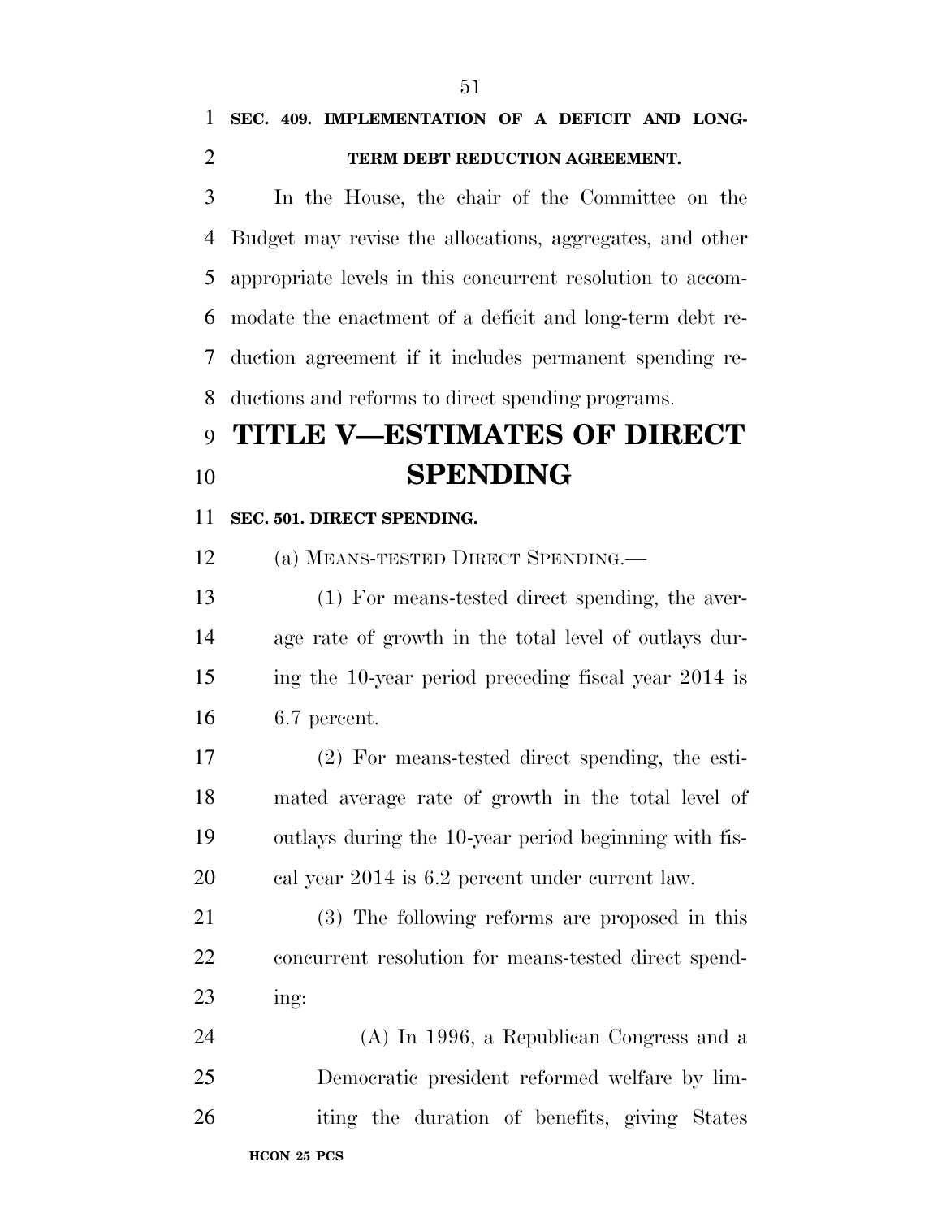**SEC. 409. IMPLEMENTATION OF A DEFICIT AND LONG-TERM DEBT REDUCTION AGREEMENT.**

In the House, the chair of the Committee on the Budget may revise the allocations, aggregates, and other appropriate levels in this concurrent resolution to accommodate the enactment of a deficit and long-term debt reduction agreement if it includes permanent spending reductions and reforms to direct spending programs.

# TITLE V—ESTIMATES OF DIRECT SPENDING

**SEC. 501. DIRECT SPENDING.**

(a) MEANS-TESTED DIRECT SPENDING.—

(1) For means-tested direct spending, the average rate of growth in the total level of outlays during the 10-year period preceding fiscal year 2014 is 6.7 percent.

(2) For means-tested direct spending, the estimated average rate of growth in the total level of outlays during the 10-year period beginning with fiscal year 2014 is 6.2 percent under current law.

(3) The following reforms are proposed in this concurrent resolution for means-tested direct spending:

(A) In 1996, a Republican Congress and a Democratic president reformed welfare by limiting the duration of benefits, giving States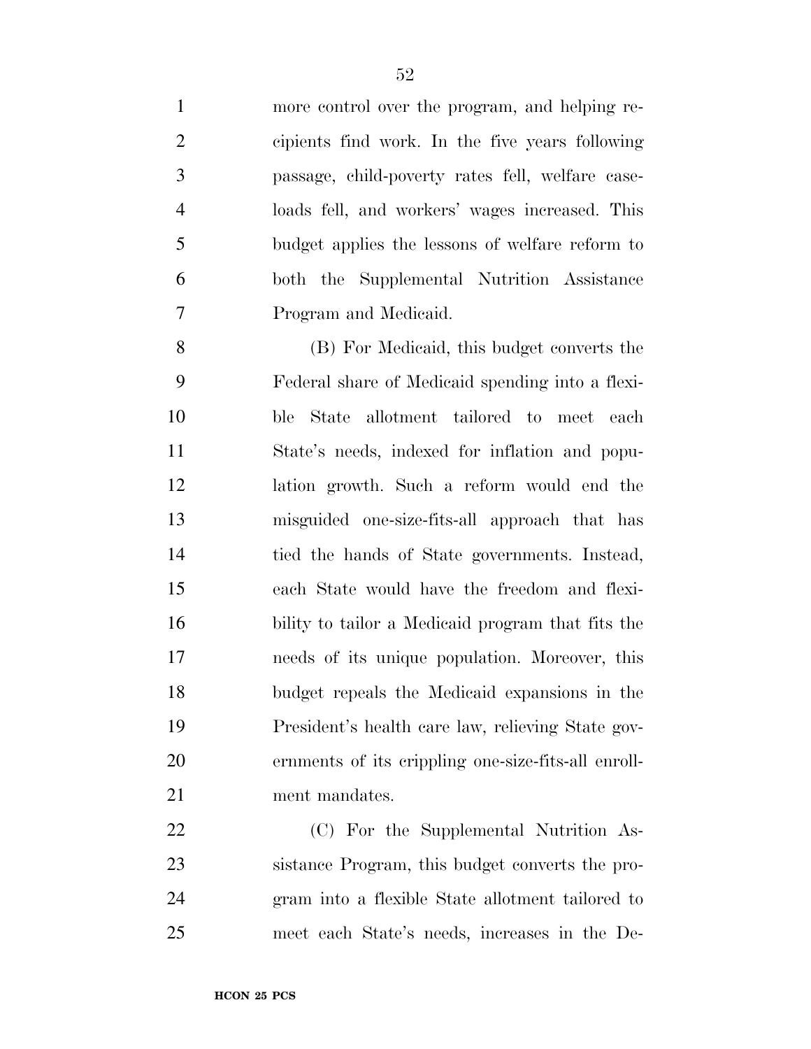more control over the program, and helping recipients find work. In the five years following passage, child-poverty rates fell, welfare caseloads fell, and workers' wages increased. This budget applies the lessons of welfare reform to both the Supplemental Nutrition Assistance Program and Medicaid.

(B) For Medicaid, this budget converts the Federal share of Medicaid spending into a flexible State allotment tailored to meet each State's needs, indexed for inflation and population growth. Such a reform would end the misguided one-size-fits-all approach that has tied the hands of State governments. Instead, each State would have the freedom and flexibility to tailor a Medicaid program that fits the needs of its unique population. Moreover, this budget repeals the Medicaid expansions in the President's health care law, relieving State governments of its crippling one-size-fits-all enrollment mandates.

(C) For the Supplemental Nutrition Assistance Program, this budget converts the program into a flexible State allotment tailored to meet each State's needs, increases in the De-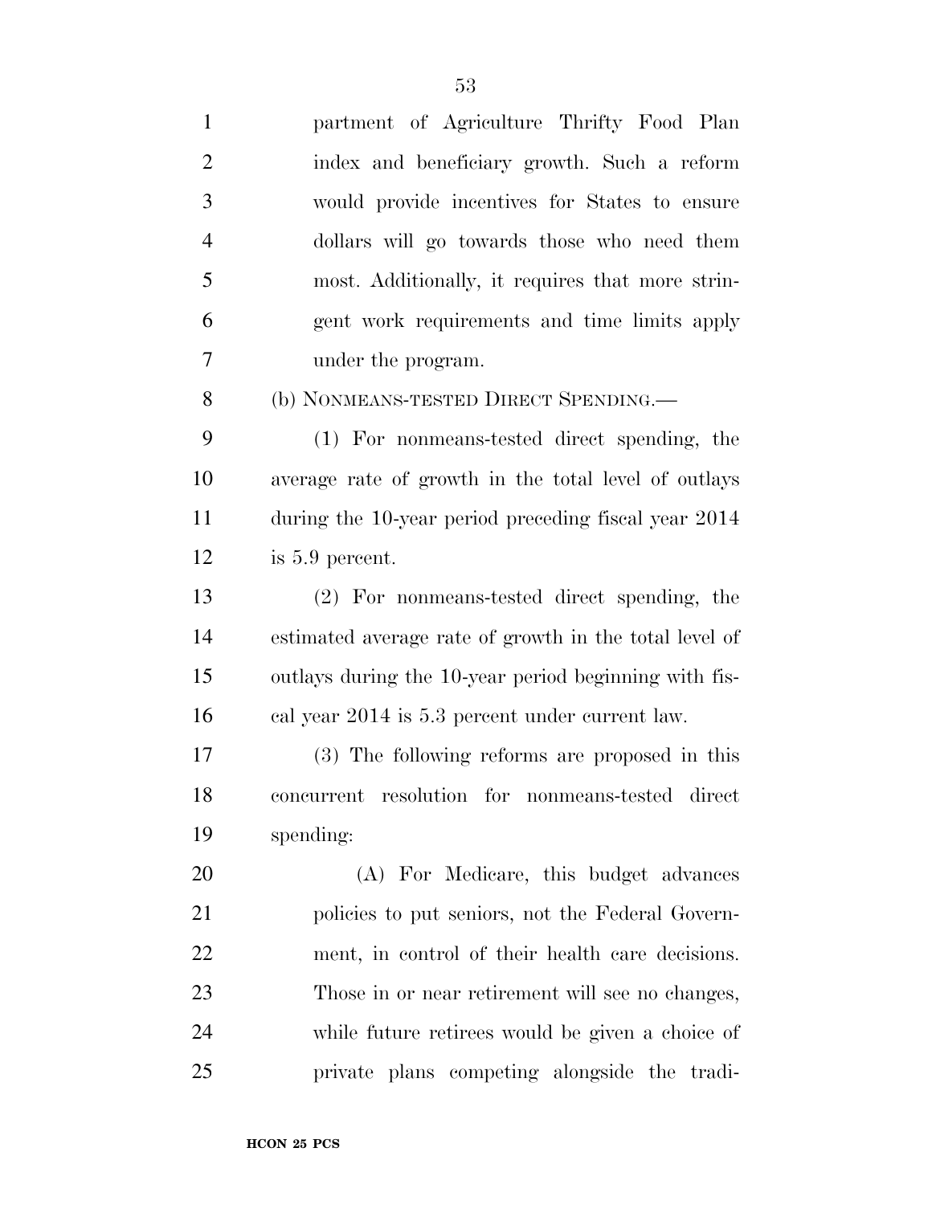partment of Agriculture Thrifty Food Plan index and beneficiary growth. Such a reform would provide incentives for States to ensure dollars will go towards those who need them most. Additionally, it requires that more stringent work requirements and time limits apply under the program.

(b) NONMEANS-TESTED DIRECT SPENDING.—

(1) For nonmeans-tested direct spending, the average rate of growth in the total level of outlays during the 10-year period preceding fiscal year 2014 is 5.9 percent.

(2) For nonmeans-tested direct spending, the estimated average rate of growth in the total level of outlays during the 10-year period beginning with fiscal year 2014 is 5.3 percent under current law.

(3) The following reforms are proposed in this concurrent resolution for nonmeans-tested direct spending:

(A) For Medicare, this budget advances policies to put seniors, not the Federal Government, in control of their health care decisions. Those in or near retirement will see no changes, while future retirees would be given a choice of private plans competing alongside the tradi-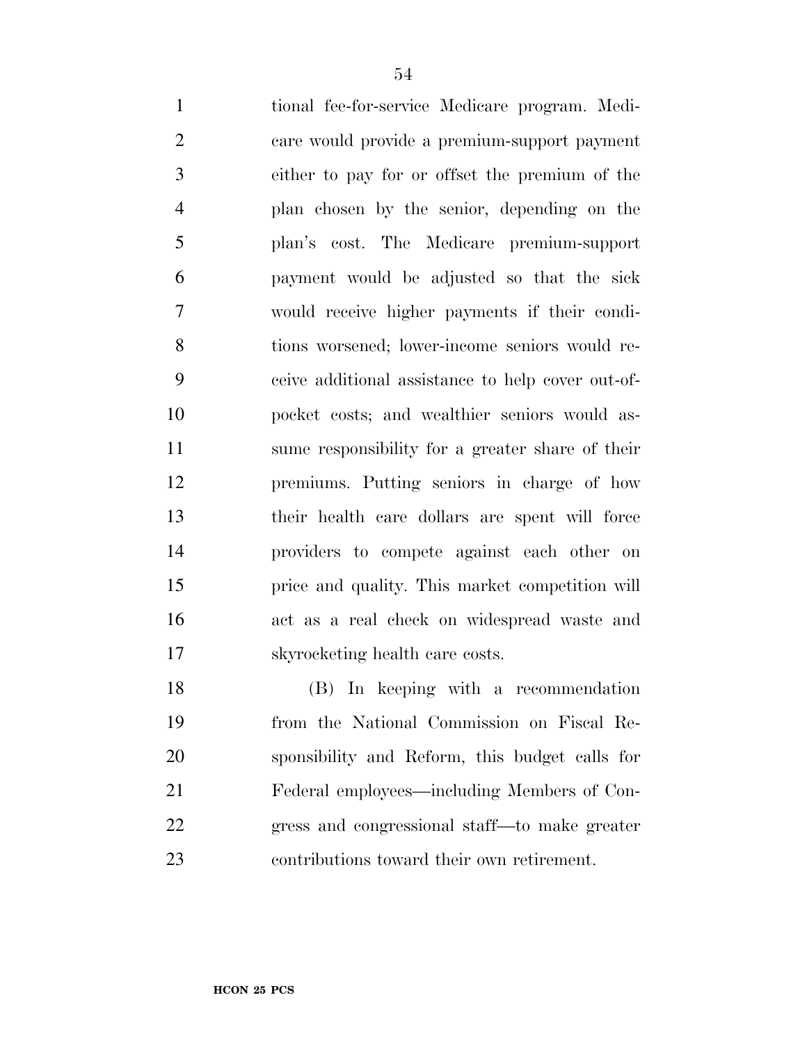tional fee-for-service Medicare program. Medicare would provide a premium-support payment either to pay for or offset the premium of the plan chosen by the senior, depending on the plan's cost. The Medicare premium-support payment would be adjusted so that the sick would receive higher payments if their conditions worsened; lower-income seniors would receive additional assistance to help cover out-of-pocket costs; and wealthier seniors would assume responsibility for a greater share of their premiums. Putting seniors in charge of how their health care dollars are spent will force providers to compete against each other on price and quality. This market competition will act as a real check on widespread waste and skyrocketing health care costs.

(B) In keeping with a recommendation from the National Commission on Fiscal Responsibility and Reform, this budget calls for Federal employees—including Members of Congress and congressional staff—to make greater contributions toward their own retirement.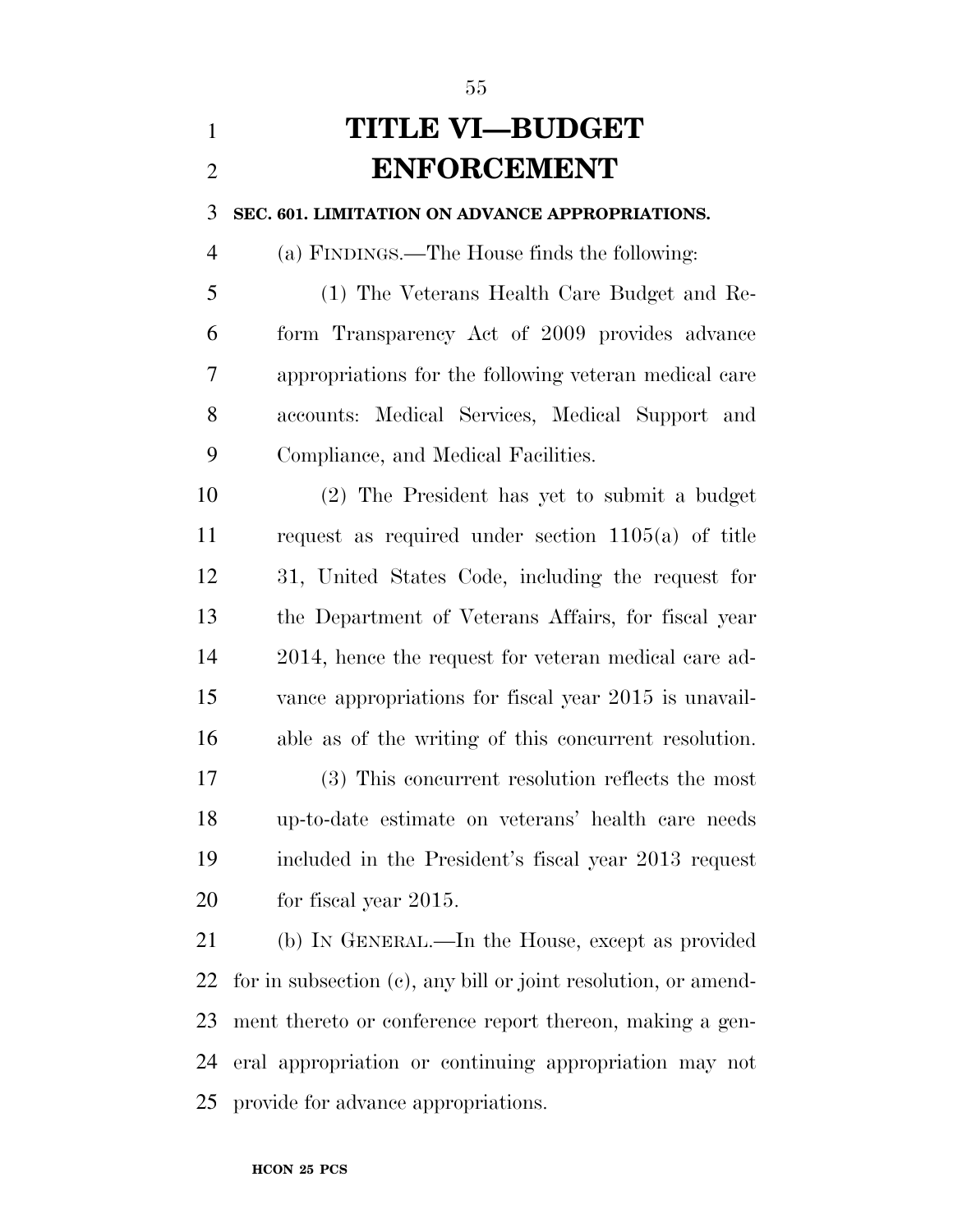# TITLE VI—BUDGET ENFORCEMENT

**SEC. 601. LIMITATION ON ADVANCE APPROPRIATIONS.**

(a) FINDINGS.—The House finds the following:

(1) The Veterans Health Care Budget and Reform Transparency Act of 2009 provides advance appropriations for the following veteran medical care accounts: Medical Services, Medical Support and Compliance, and Medical Facilities.

(2) The President has yet to submit a budget request as required under section 1105(a) of title 31, United States Code, including the request for the Department of Veterans Affairs, for fiscal year 2014, hence the request for veteran medical care advance appropriations for fiscal year 2015 is unavailable as of the writing of this concurrent resolution.

(3) This concurrent resolution reflects the most up-to-date estimate on veterans' health care needs included in the President's fiscal year 2013 request for fiscal year 2015.

(b) IN GENERAL.—In the House, except as provided for in subsection (c), any bill or joint resolution, or amendment thereto or conference report thereon, making a general appropriation or continuing appropriation may not provide for advance appropriations.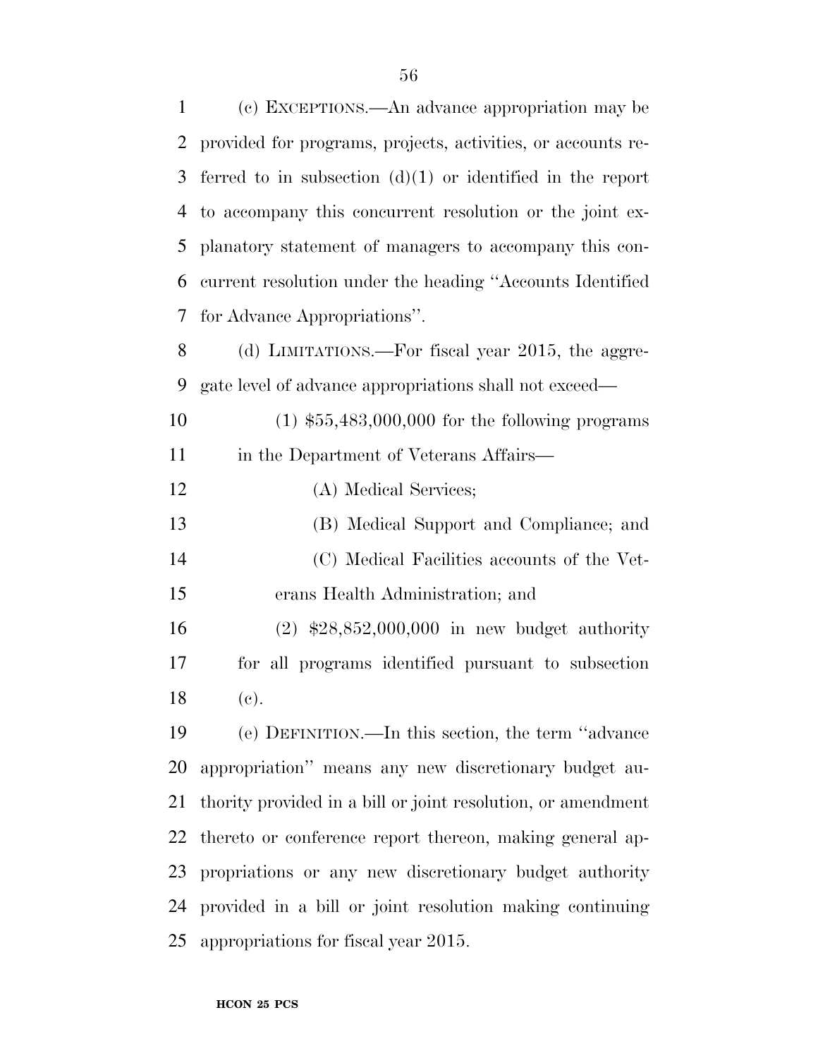(c) EXCEPTIONS.—An advance appropriation may be provided for programs, projects, activities, or accounts referred to in subsection (d)(1) or identified in the report to accompany this concurrent resolution or the joint explanatory statement of managers to accompany this concurrent resolution under the heading ''Accounts Identified for Advance Appropriations''.

(d) LIMITATIONS.—For fiscal year 2015, the aggregate level of advance appropriations shall not exceed—

(1) $55,483,000,000 for the following programs in the Department of Veterans Affairs—

(A) Medical Services;

(B) Medical Support and Compliance; and

(C) Medical Facilities accounts of the Veterans Health Administration; and

(2) $28,852,000,000 in new budget authority for all programs identified pursuant to subsection (c).

(e) DEFINITION.—In this section, the term ''advance appropriation'' means any new discretionary budget authority provided in a bill or joint resolution, or amendment thereto or conference report thereon, making general appropriations or any new discretionary budget authority provided in a bill or joint resolution making continuing appropriations for fiscal year 2015.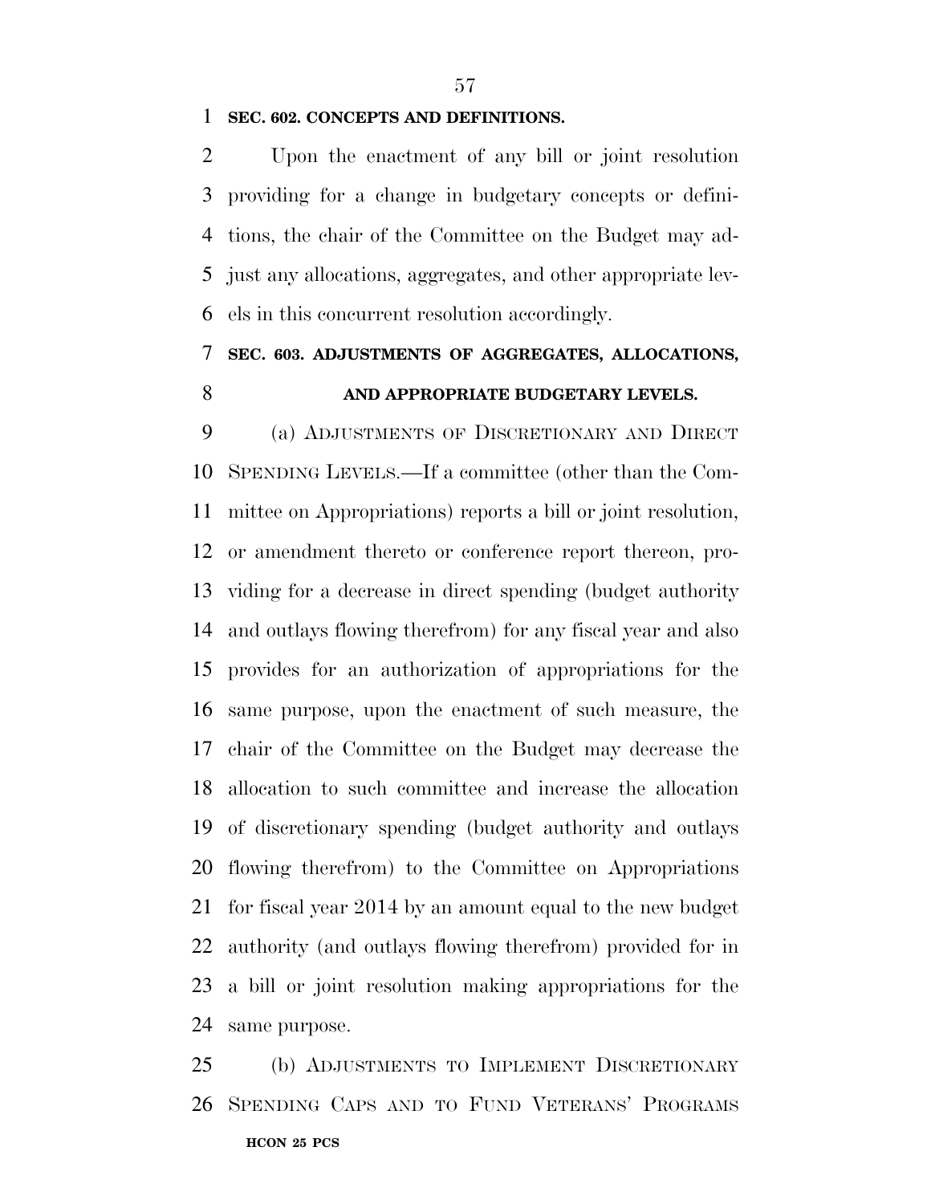**SEC. 602. CONCEPTS AND DEFINITIONS.**

Upon the enactment of any bill or joint resolution providing for a change in budgetary concepts or definitions, the chair of the Committee on the Budget may adjust any allocations, aggregates, and other appropriate levels in this concurrent resolution accordingly.

**SEC. 603. ADJUSTMENTS OF AGGREGATES, ALLOCATIONS, AND APPROPRIATE BUDGETARY LEVELS.**

(a) ADJUSTMENTS OF DISCRETIONARY AND DIRECT SPENDING LEVELS.—If a committee (other than the Committee on Appropriations) reports a bill or joint resolution, or amendment thereto or conference report thereon, providing for a decrease in direct spending (budget authority and outlays flowing therefrom) for any fiscal year and also provides for an authorization of appropriations for the same purpose, upon the enactment of such measure, the chair of the Committee on the Budget may decrease the allocation to such committee and increase the allocation of discretionary spending (budget authority and outlays flowing therefrom) to the Committee on Appropriations for fiscal year 2014 by an amount equal to the new budget authority (and outlays flowing therefrom) provided for in a bill or joint resolution making appropriations for the same purpose.

(b) ADJUSTMENTS TO IMPLEMENT DISCRETIONARY SPENDING CAPS AND TO FUND VETERANS' PROGRAMS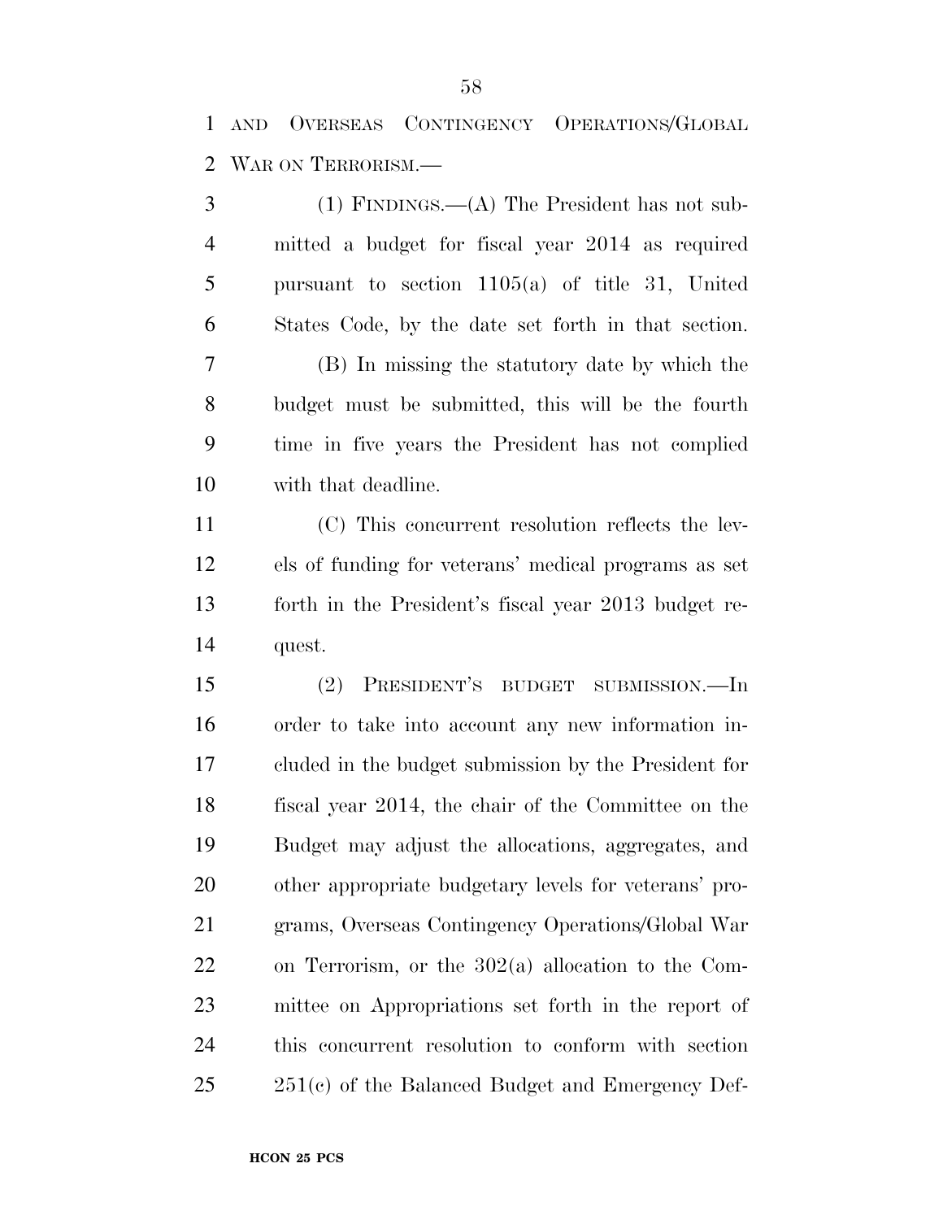AND OVERSEAS CONTINGENCY OPERATIONS/GLOBAL WAR ON TERRORISM.—

(1) FINDINGS.—(A) The President has not submitted a budget for fiscal year 2014 as required pursuant to section 1105(a) of title 31, United States Code, by the date set forth in that section.

(B) In missing the statutory date by which the budget must be submitted, this will be the fourth time in five years the President has not complied with that deadline.

(C) This concurrent resolution reflects the levels of funding for veterans' medical programs as set forth in the President's fiscal year 2013 budget request.

(2) PRESIDENT'S BUDGET SUBMISSION.—In order to take into account any new information included in the budget submission by the President for fiscal year 2014, the chair of the Committee on the Budget may adjust the allocations, aggregates, and other appropriate budgetary levels for veterans' programs, Overseas Contingency Operations/Global War on Terrorism, or the 302(a) allocation to the Committee on Appropriations set forth in the report of this concurrent resolution to conform with section 251(c) of the Balanced Budget and Emergency Def-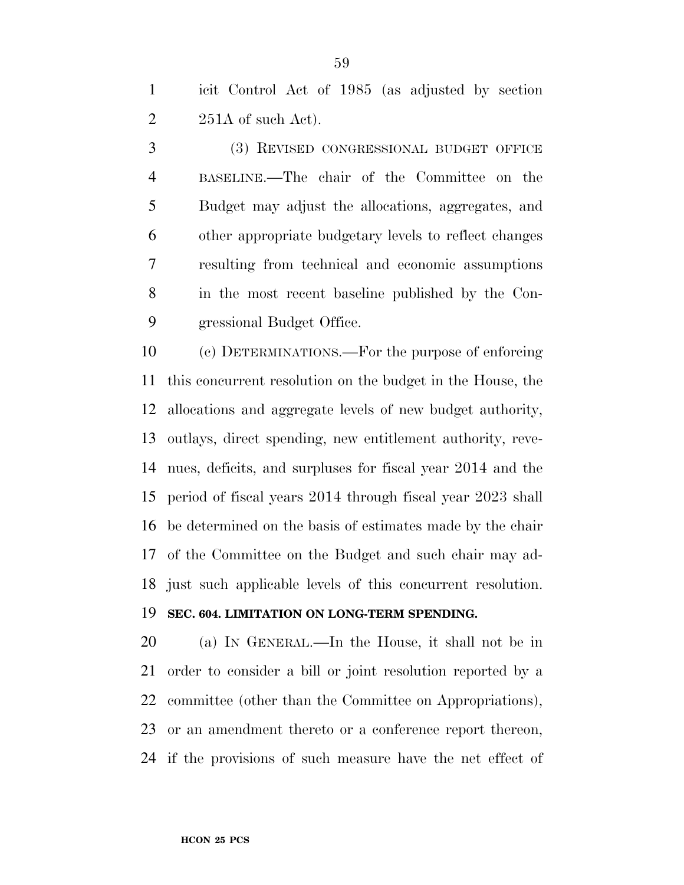icit Control Act of 1985 (as adjusted by section 251A of such Act).

(3) REVISED CONGRESSIONAL BUDGET OFFICE BASELINE.—The chair of the Committee on the Budget may adjust the allocations, aggregates, and other appropriate budgetary levels to reflect changes resulting from technical and economic assumptions in the most recent baseline published by the Congressional Budget Office.

(c) DETERMINATIONS.—For the purpose of enforcing this concurrent resolution on the budget in the House, the allocations and aggregate levels of new budget authority, outlays, direct spending, new entitlement authority, revenues, deficits, and surpluses for fiscal year 2014 and the period of fiscal years 2014 through fiscal year 2023 shall be determined on the basis of estimates made by the chair of the Committee on the Budget and such chair may adjust such applicable levels of this concurrent resolution.

**SEC. 604. LIMITATION ON LONG-TERM SPENDING.**

(a) IN GENERAL.—In the House, it shall not be in order to consider a bill or joint resolution reported by a committee (other than the Committee on Appropriations), or an amendment thereto or a conference report thereon, if the provisions of such measure have the net effect of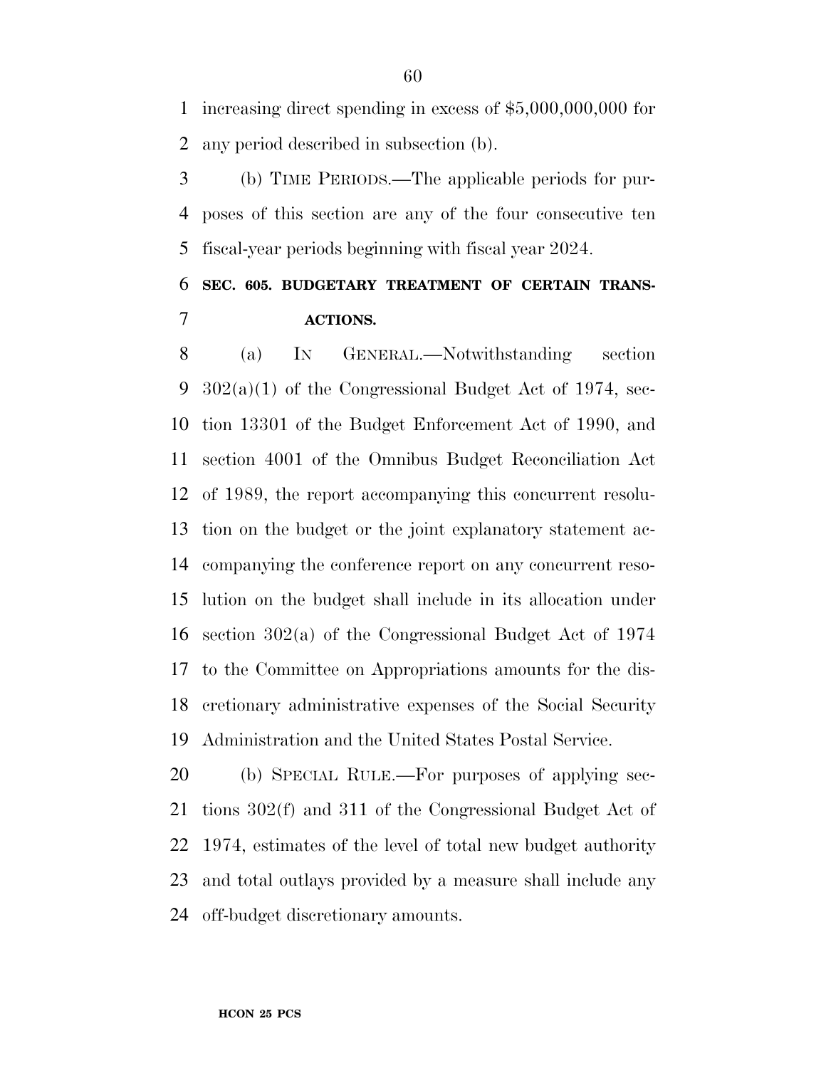increasing direct spending in excess of $5,000,000,000 for any period described in subsection (b).

(b) TIME PERIODS.—The applicable periods for purposes of this section are any of the four consecutive ten fiscal-year periods beginning with fiscal year 2024.

**SEC. 605. BUDGETARY TREATMENT OF CERTAIN TRANSACTIONS.**

(a) IN GENERAL.—Notwithstanding section 302(a)(1) of the Congressional Budget Act of 1974, section 13301 of the Budget Enforcement Act of 1990, and section 4001 of the Omnibus Budget Reconciliation Act of 1989, the report accompanying this concurrent resolution on the budget or the joint explanatory statement accompanying the conference report on any concurrent resolution on the budget shall include in its allocation under section 302(a) of the Congressional Budget Act of 1974 to the Committee on Appropriations amounts for the discretionary administrative expenses of the Social Security Administration and the United States Postal Service.

(b) SPECIAL RULE.—For purposes of applying sections 302(f) and 311 of the Congressional Budget Act of 1974, estimates of the level of total new budget authority and total outlays provided by a measure shall include any off-budget discretionary amounts.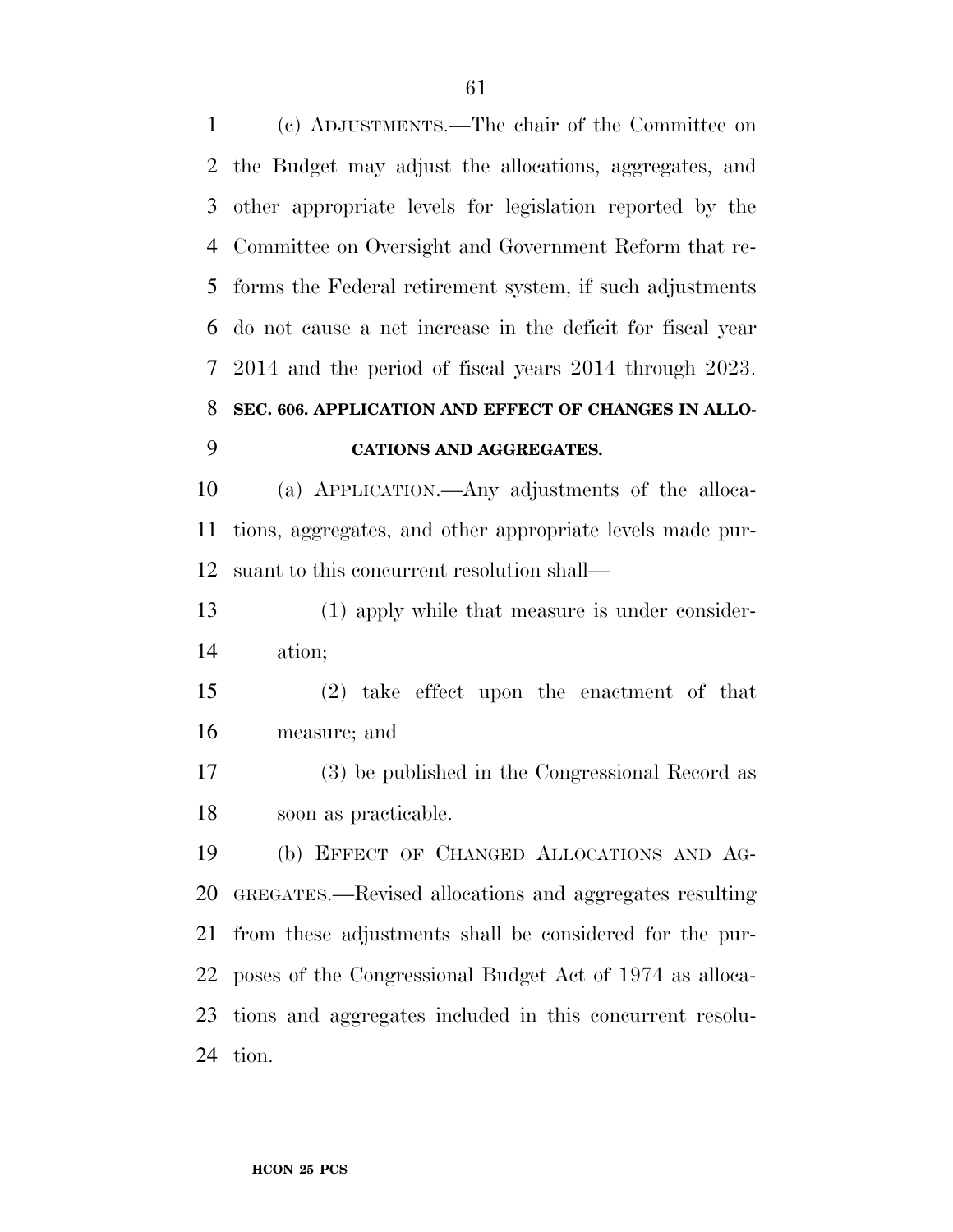(c) ADJUSTMENTS.—The chair of the Committee on the Budget may adjust the allocations, aggregates, and other appropriate levels for legislation reported by the Committee on Oversight and Government Reform that reforms the Federal retirement system, if such adjustments do not cause a net increase in the deficit for fiscal year 2014 and the period of fiscal years 2014 through 2023.

### SEC. 606. APPLICATION AND EFFECT OF CHANGES IN ALLOCATIONS AND AGGREGATES.

(a) APPLICATION.—Any adjustments of the allocations, aggregates, and other appropriate levels made pursuant to this concurrent resolution shall—

(1) apply while that measure is under consideration;

(2) take effect upon the enactment of that measure; and

(3) be published in the Congressional Record as soon as practicable.

(b) EFFECT OF CHANGED ALLOCATIONS AND AGGREGATES.—Revised allocations and aggregates resulting from these adjustments shall be considered for the purposes of the Congressional Budget Act of 1974 as allocations and aggregates included in this concurrent resolution.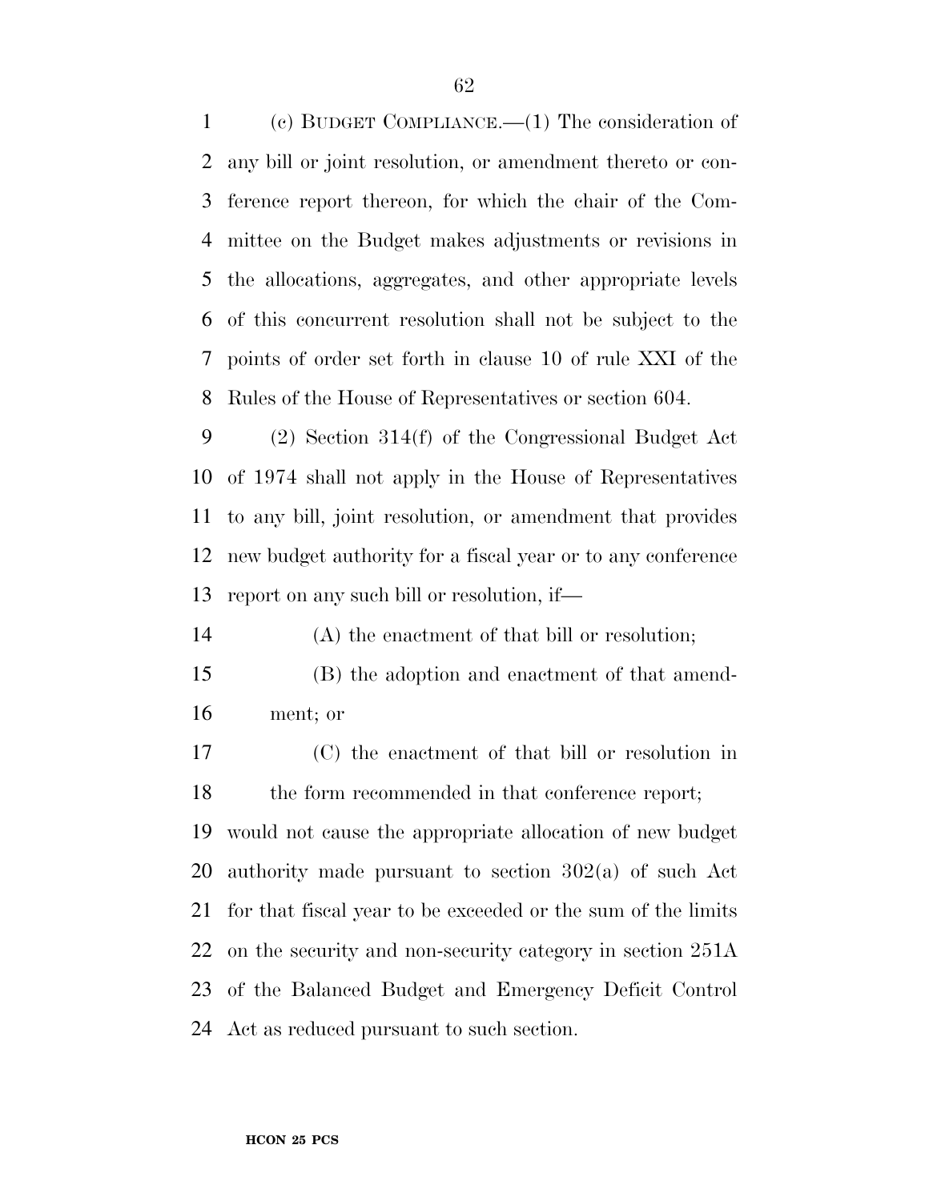(c) BUDGET COMPLIANCE.—(1) The consideration of any bill or joint resolution, or amendment thereto or conference report thereon, for which the chair of the Committee on the Budget makes adjustments or revisions in the allocations, aggregates, and other appropriate levels of this concurrent resolution shall not be subject to the points of order set forth in clause 10 of rule XXI of the Rules of the House of Representatives or section 604.

(2) Section 314(f) of the Congressional Budget Act of 1974 shall not apply in the House of Representatives to any bill, joint resolution, or amendment that provides new budget authority for a fiscal year or to any conference report on any such bill or resolution, if—

(A) the enactment of that bill or resolution;

(B) the adoption and enactment of that amendment; or

(C) the enactment of that bill or resolution in the form recommended in that conference report;

would not cause the appropriate allocation of new budget authority made pursuant to section 302(a) of such Act for that fiscal year to be exceeded or the sum of the limits on the security and non-security category in section 251A of the Balanced Budget and Emergency Deficit Control Act as reduced pursuant to such section.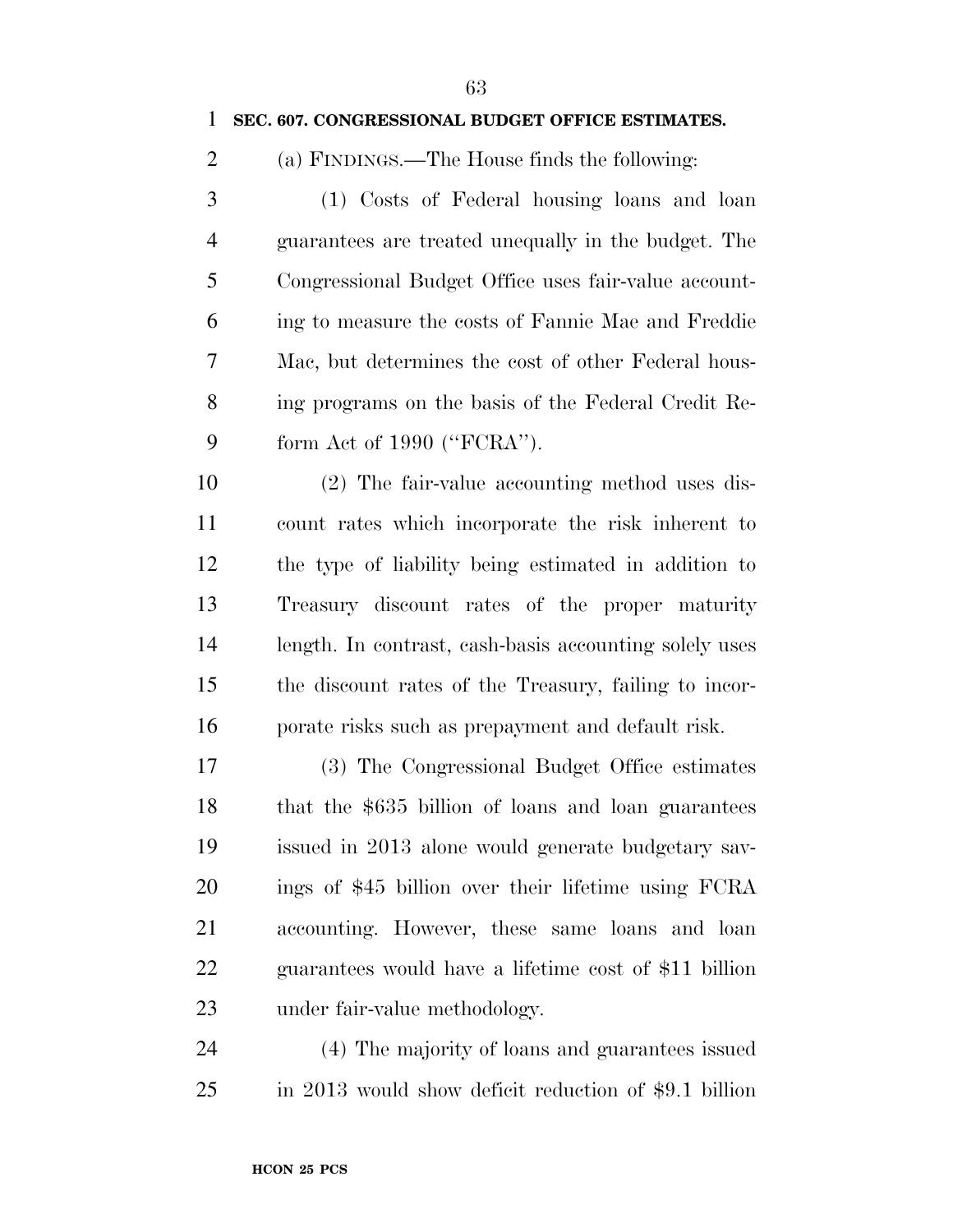**SEC. 607. CONGRESSIONAL BUDGET OFFICE ESTIMATES.**

(a) FINDINGS.—The House finds the following:

(1) Costs of Federal housing loans and loan guarantees are treated unequally in the budget. The Congressional Budget Office uses fair-value accounting to measure the costs of Fannie Mae and Freddie Mac, but determines the cost of other Federal housing programs on the basis of the Federal Credit Reform Act of 1990 (''FCRA'').

(2) The fair-value accounting method uses discount rates which incorporate the risk inherent to the type of liability being estimated in addition to Treasury discount rates of the proper maturity length. In contrast, cash-basis accounting solely uses the discount rates of the Treasury, failing to incorporate risks such as prepayment and default risk.

(3) The Congressional Budget Office estimates that the $635 billion of loans and loan guarantees issued in 2013 alone would generate budgetary savings of $45 billion over their lifetime using FCRA accounting. However, these same loans and loan guarantees would have a lifetime cost of $11 billion under fair-value methodology.

(4) The majority of loans and guarantees issued in 2013 would show deficit reduction of $9.1 billion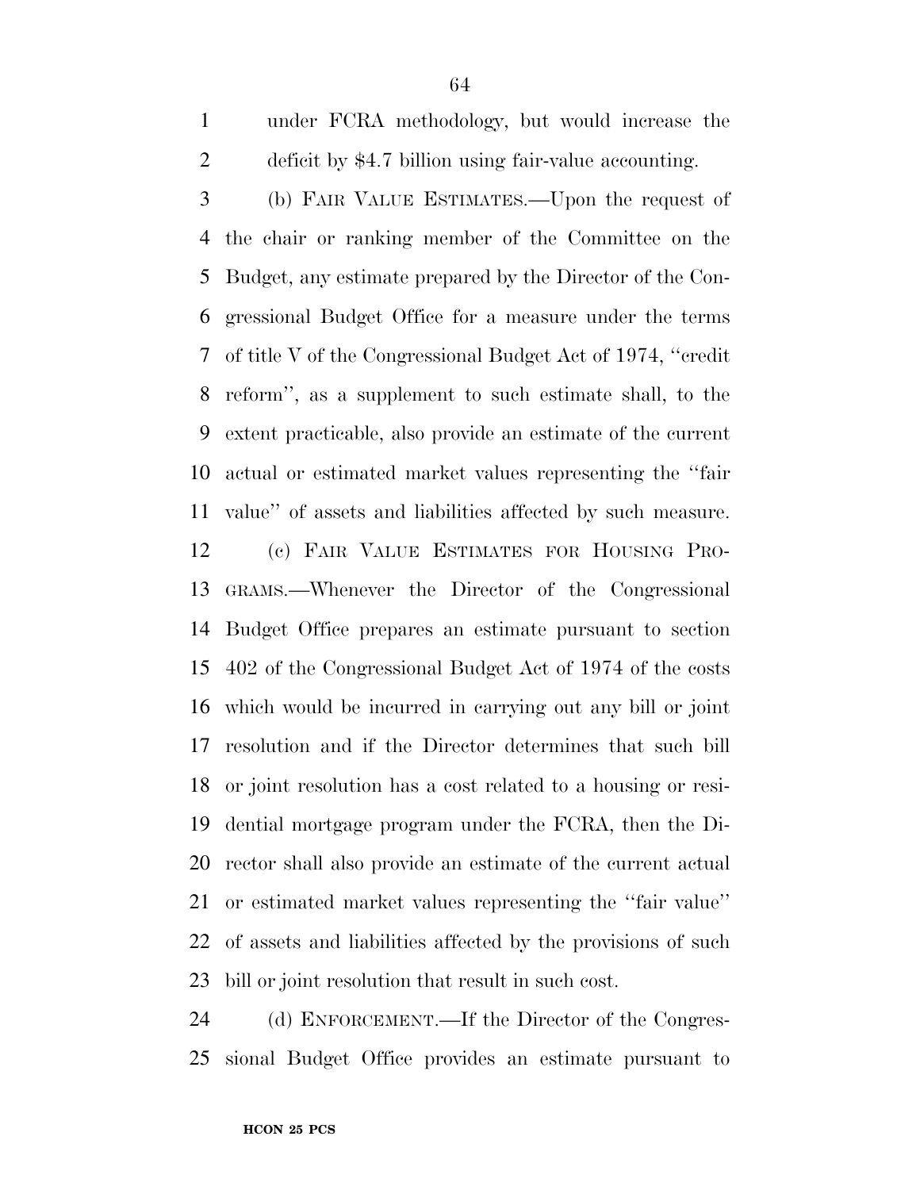under FCRA methodology, but would increase the deficit by $4.7 billion using fair-value accounting.

(b) FAIR VALUE ESTIMATES.—Upon the request of the chair or ranking member of the Committee on the Budget, any estimate prepared by the Director of the Congressional Budget Office for a measure under the terms of title V of the Congressional Budget Act of 1974, ''credit reform'', as a supplement to such estimate shall, to the extent practicable, also provide an estimate of the current actual or estimated market values representing the ''fair value'' of assets and liabilities affected by such measure.

(c) FAIR VALUE ESTIMATES FOR HOUSING PROGRAMS.—Whenever the Director of the Congressional Budget Office prepares an estimate pursuant to section 402 of the Congressional Budget Act of 1974 of the costs which would be incurred in carrying out any bill or joint resolution and if the Director determines that such bill or joint resolution has a cost related to a housing or residential mortgage program under the FCRA, then the Director shall also provide an estimate of the current actual or estimated market values representing the ''fair value'' of assets and liabilities affected by the provisions of such bill or joint resolution that result in such cost.

(d) ENFORCEMENT.—If the Director of the Congressional Budget Office provides an estimate pursuant to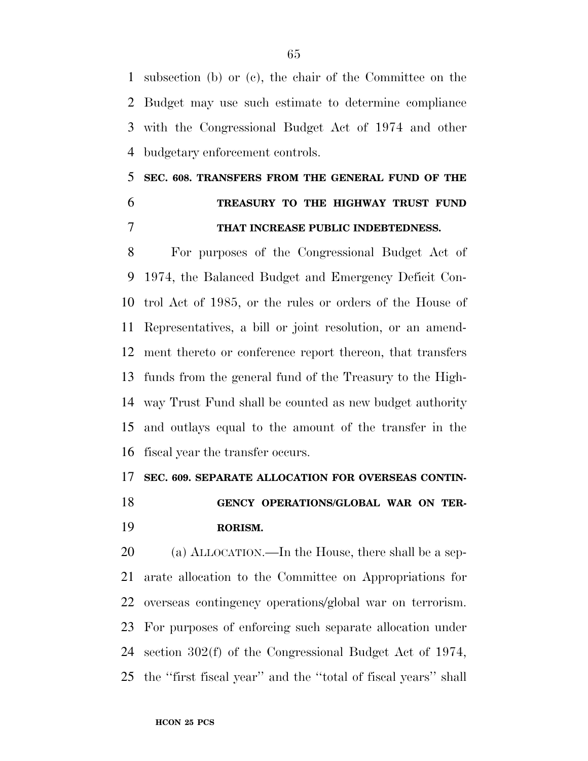subsection (b) or (c), the chair of the Committee on the Budget may use such estimate to determine compliance with the Congressional Budget Act of 1974 and other budgetary enforcement controls.

**SEC. 608. TRANSFERS FROM THE GENERAL FUND OF THE TREASURY TO THE HIGHWAY TRUST FUND THAT INCREASE PUBLIC INDEBTEDNESS.**

For purposes of the Congressional Budget Act of 1974, the Balanced Budget and Emergency Deficit Control Act of 1985, or the rules or orders of the House of Representatives, a bill or joint resolution, or an amendment thereto or conference report thereon, that transfers funds from the general fund of the Treasury to the Highway Trust Fund shall be counted as new budget authority and outlays equal to the amount of the transfer in the fiscal year the transfer occurs.

**SEC. 609. SEPARATE ALLOCATION FOR OVERSEAS CONTINGENCY OPERATIONS/GLOBAL WAR ON TERRORISM.**

(a) ALLOCATION.—In the House, there shall be a separate allocation to the Committee on Appropriations for overseas contingency operations/global war on terrorism. For purposes of enforcing such separate allocation under section 302(f) of the Congressional Budget Act of 1974, the ''first fiscal year'' and the ''total of fiscal years'' shall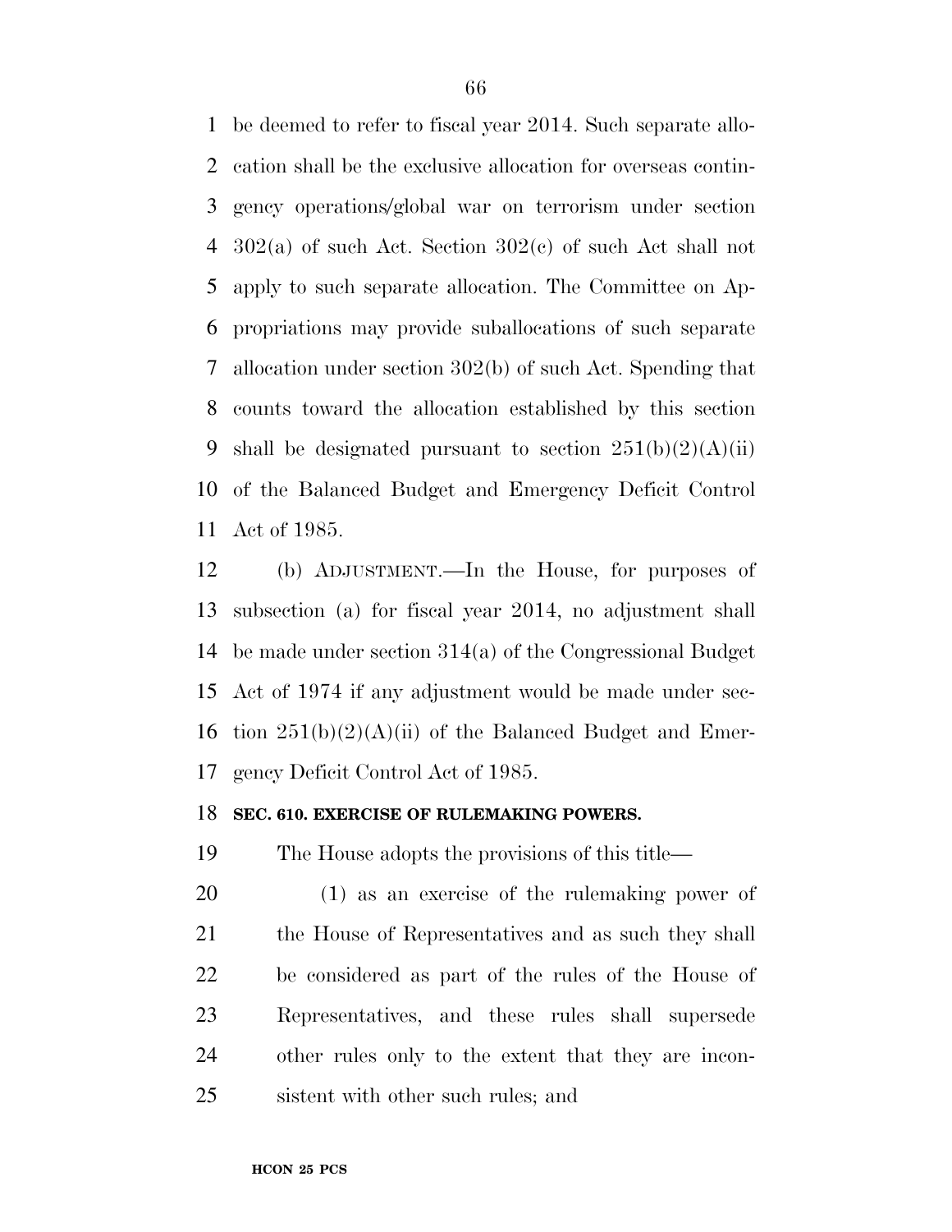be deemed to refer to fiscal year 2014. Such separate allocation shall be the exclusive allocation for overseas contingency operations/global war on terrorism under section 302(a) of such Act. Section 302(c) of such Act shall not apply to such separate allocation. The Committee on Appropriations may provide suballocations of such separate allocation under section 302(b) of such Act. Spending that counts toward the allocation established by this section shall be designated pursuant to section 251(b)(2)(A)(ii) of the Balanced Budget and Emergency Deficit Control Act of 1985.

(b) ADJUSTMENT.—In the House, for purposes of subsection (a) for fiscal year 2014, no adjustment shall be made under section 314(a) of the Congressional Budget Act of 1974 if any adjustment would be made under section 251(b)(2)(A)(ii) of the Balanced Budget and Emergency Deficit Control Act of 1985.

**SEC. 610. EXERCISE OF RULEMAKING POWERS.**

The House adopts the provisions of this title—

(1) as an exercise of the rulemaking power of the House of Representatives and as such they shall be considered as part of the rules of the House of Representatives, and these rules shall supersede other rules only to the extent that they are inconsistent with other such rules; and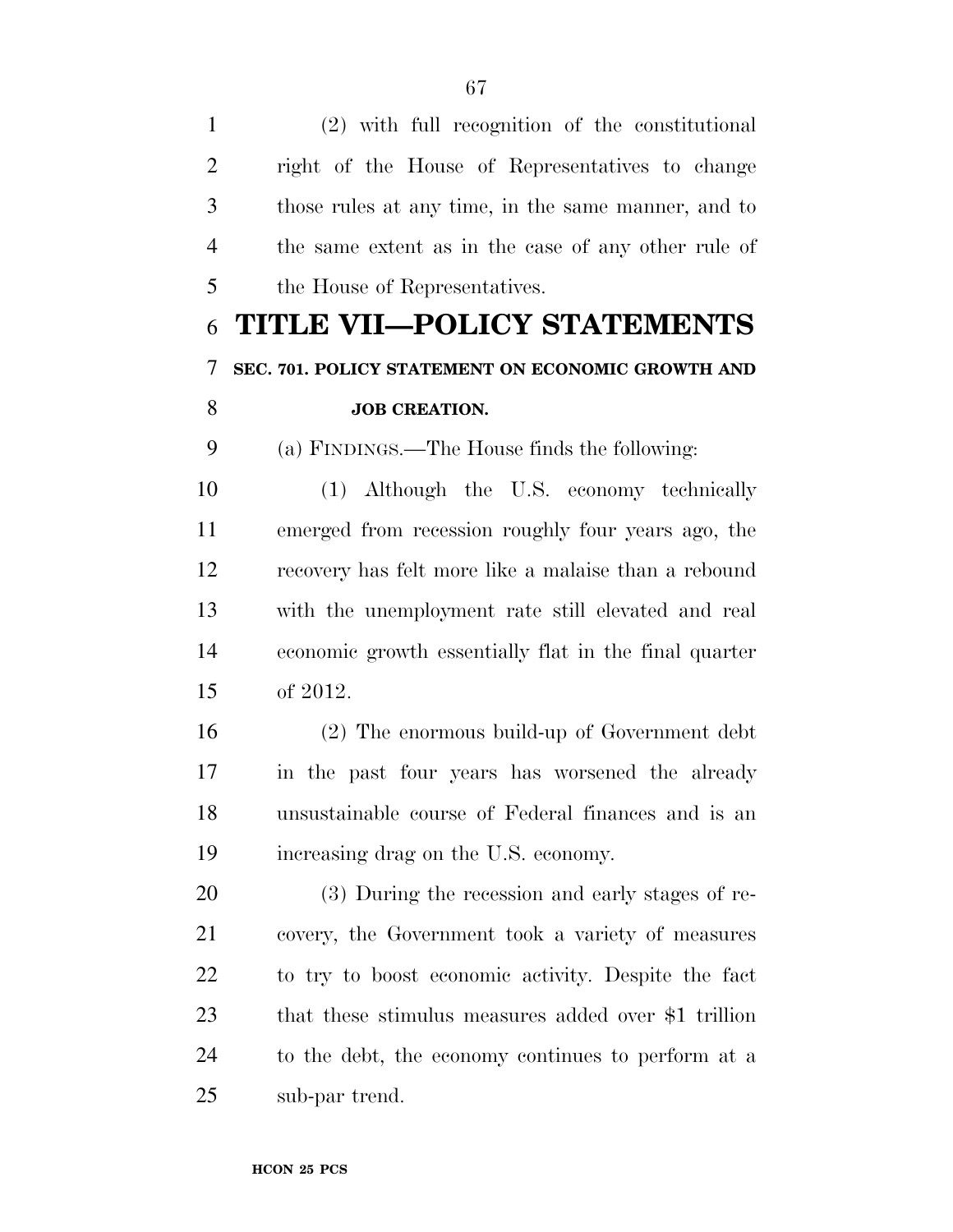(2) with full recognition of the constitutional right of the House of Representatives to change those rules at any time, in the same manner, and to the same extent as in the case of any other rule of the House of Representatives.

# TITLE VII—POLICY STATEMENTS

## SEC. 701. POLICY STATEMENT ON ECONOMIC GROWTH AND JOB CREATION.

(a) FINDINGS.—The House finds the following:

(1) Although the U.S. economy technically emerged from recession roughly four years ago, the recovery has felt more like a malaise than a rebound with the unemployment rate still elevated and real economic growth essentially flat in the final quarter of 2012.

(2) The enormous build-up of Government debt in the past four years has worsened the already unsustainable course of Federal finances and is an increasing drag on the U.S. economy.

(3) During the recession and early stages of recovery, the Government took a variety of measures to try to boost economic activity. Despite the fact that these stimulus measures added over $1 trillion to the debt, the economy continues to perform at a sub-par trend.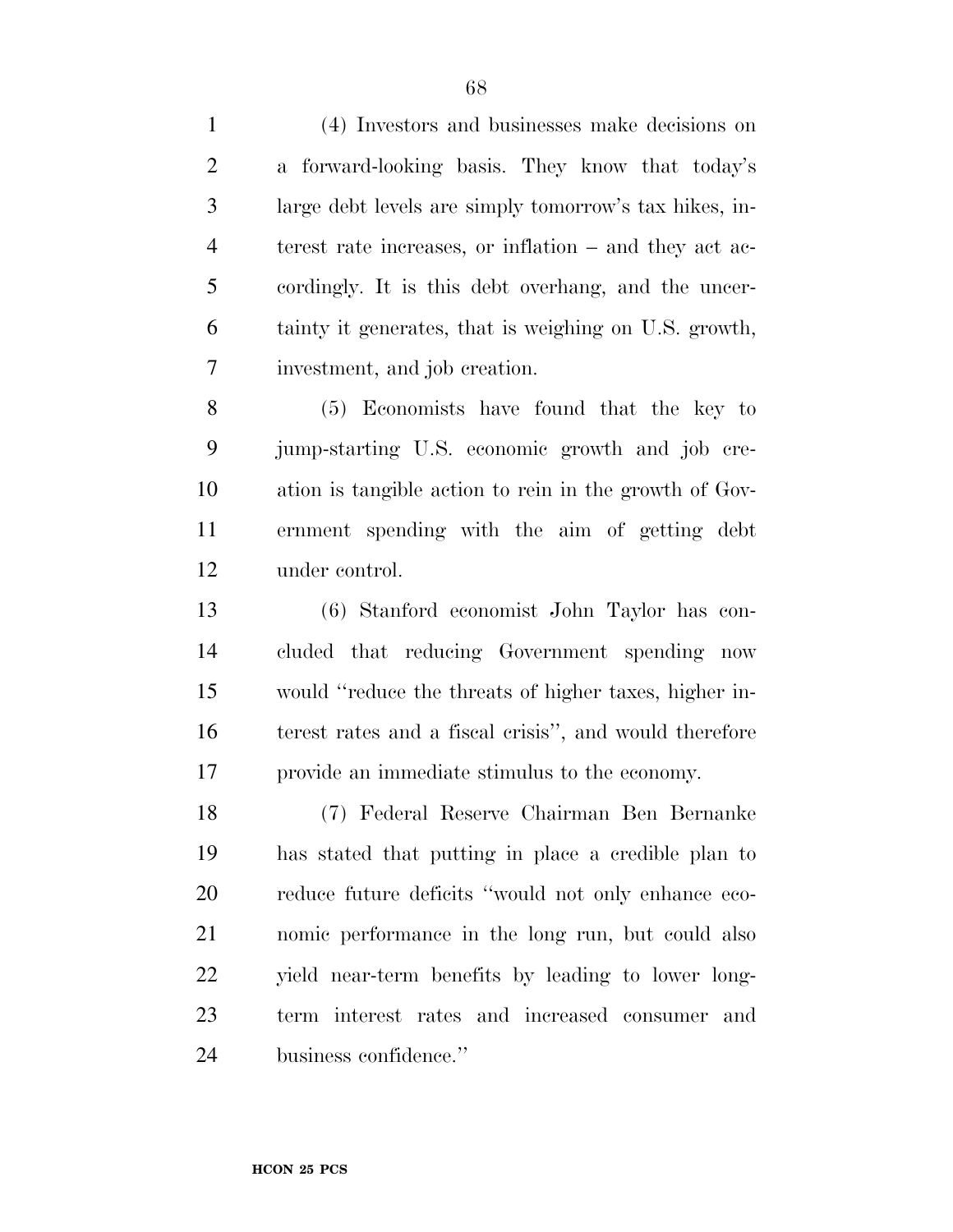(4) Investors and businesses make decisions on a forward-looking basis. They know that today's large debt levels are simply tomorrow's tax hikes, interest rate increases, or inflation – and they act accordingly. It is this debt overhang, and the uncertainty it generates, that is weighing on U.S. growth, investment, and job creation.

(5) Economists have found that the key to jump-starting U.S. economic growth and job creation is tangible action to rein in the growth of Government spending with the aim of getting debt under control.

(6) Stanford economist John Taylor has concluded that reducing Government spending now would "reduce the threats of higher taxes, higher interest rates and a fiscal crisis", and would therefore provide an immediate stimulus to the economy.

(7) Federal Reserve Chairman Ben Bernanke has stated that putting in place a credible plan to reduce future deficits "would not only enhance economic performance in the long run, but could also yield near-term benefits by leading to lower long-term interest rates and increased consumer and business confidence."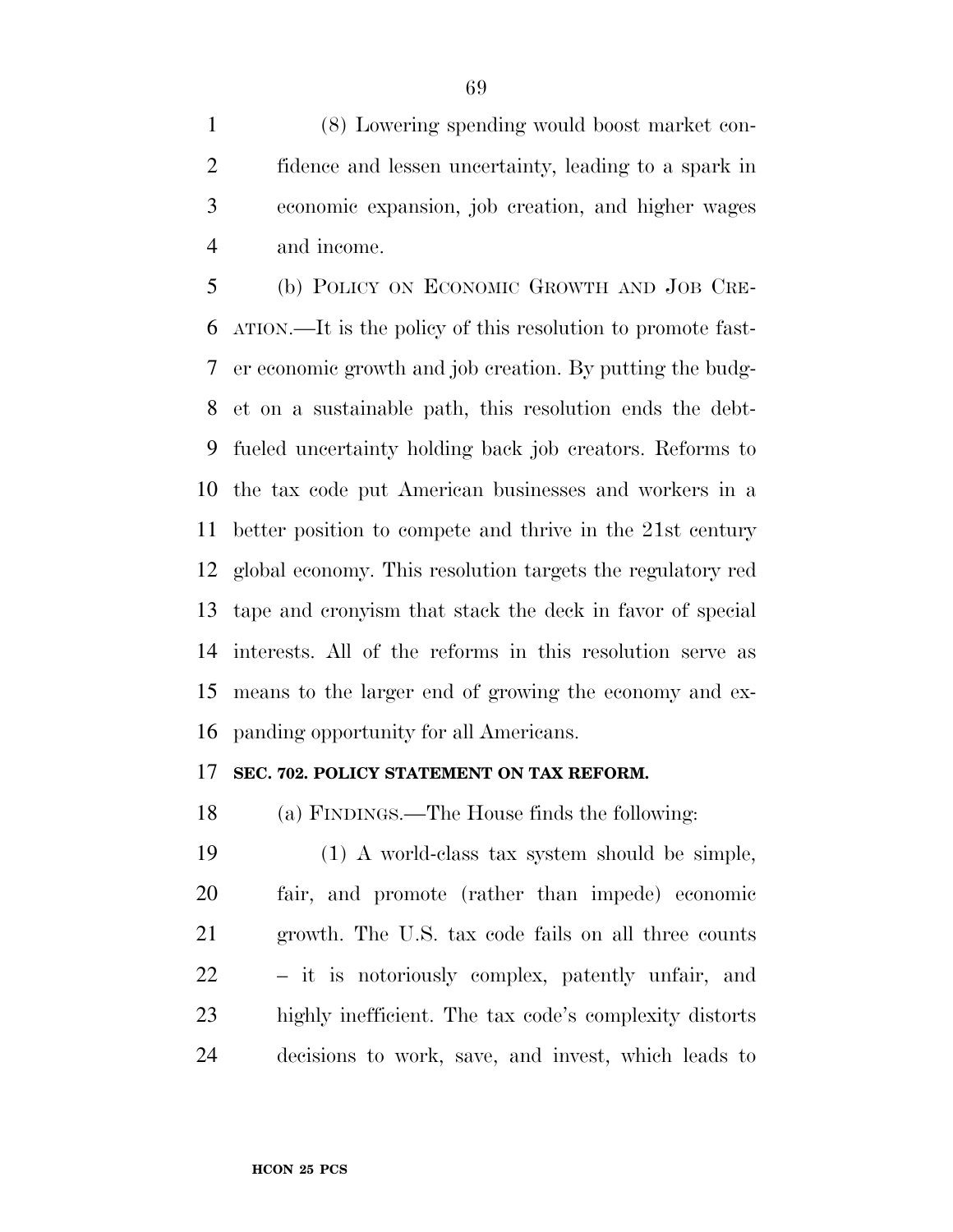(8) Lowering spending would boost market confidence and lessen uncertainty, leading to a spark in economic expansion, job creation, and higher wages and income.

(b) POLICY ON ECONOMIC GROWTH AND JOB CREATION.—It is the policy of this resolution to promote faster economic growth and job creation. By putting the budget on a sustainable path, this resolution ends the debt-fueled uncertainty holding back job creators. Reforms to the tax code put American businesses and workers in a better position to compete and thrive in the 21st century global economy. This resolution targets the regulatory red tape and cronyism that stack the deck in favor of special interests. All of the reforms in this resolution serve as means to the larger end of growing the economy and expanding opportunity for all Americans.

**SEC. 702. POLICY STATEMENT ON TAX REFORM.**

(a) FINDINGS.—The House finds the following:

(1) A world-class tax system should be simple, fair, and promote (rather than impede) economic growth. The U.S. tax code fails on all three counts – it is notoriously complex, patently unfair, and highly inefficient. The tax code's complexity distorts decisions to work, save, and invest, which leads to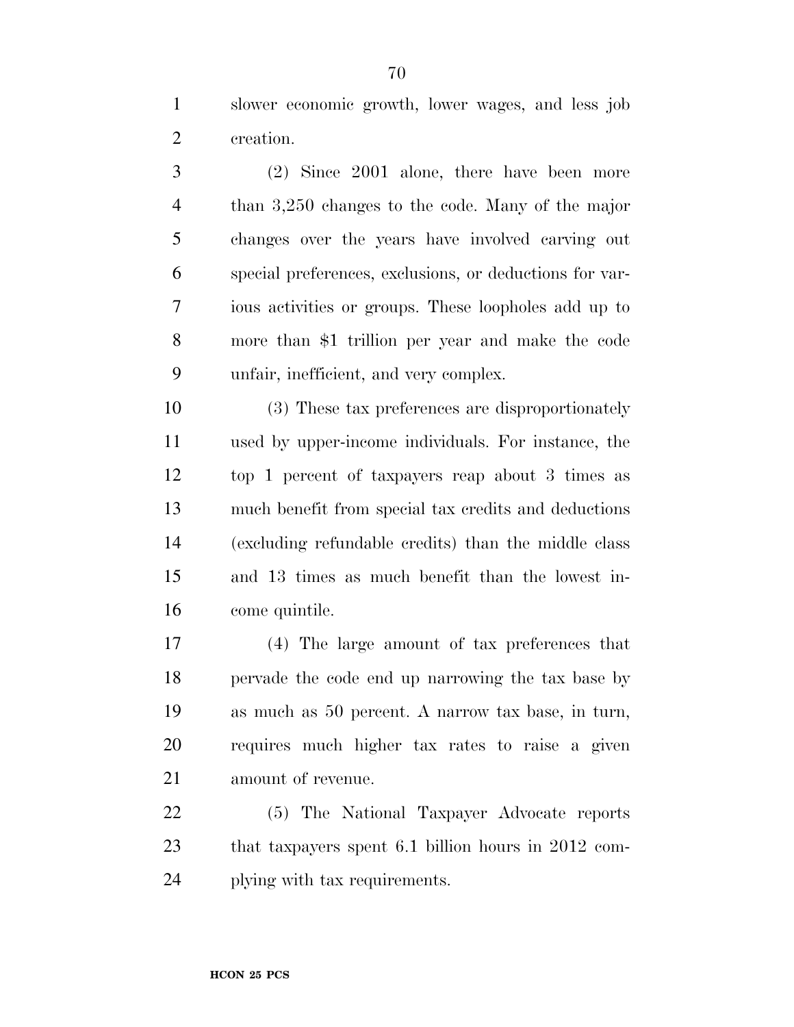slower economic growth, lower wages, and less job creation.

(2) Since 2001 alone, there have been more than 3,250 changes to the code. Many of the major changes over the years have involved carving out special preferences, exclusions, or deductions for various activities or groups. These loopholes add up to more than $1 trillion per year and make the code unfair, inefficient, and very complex.

(3) These tax preferences are disproportionately used by upper-income individuals. For instance, the top 1 percent of taxpayers reap about 3 times as much benefit from special tax credits and deductions (excluding refundable credits) than the middle class and 13 times as much benefit than the lowest income quintile.

(4) The large amount of tax preferences that pervade the code end up narrowing the tax base by as much as 50 percent. A narrow tax base, in turn, requires much higher tax rates to raise a given amount of revenue.

(5) The National Taxpayer Advocate reports that taxpayers spent 6.1 billion hours in 2012 complying with tax requirements.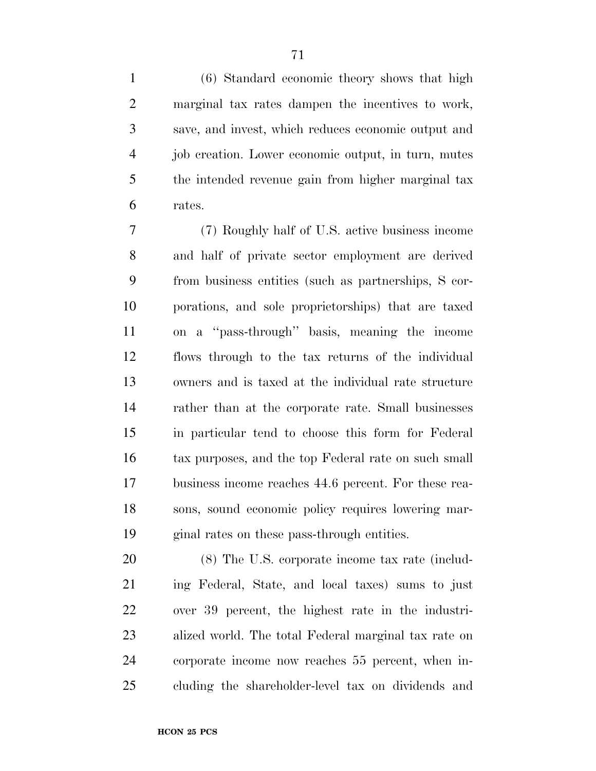(6) Standard economic theory shows that high marginal tax rates dampen the incentives to work, save, and invest, which reduces economic output and job creation. Lower economic output, in turn, mutes the intended revenue gain from higher marginal tax rates.

(7) Roughly half of U.S. active business income and half of private sector employment are derived from business entities (such as partnerships, S corporations, and sole proprietorships) that are taxed on a ''pass-through'' basis, meaning the income flows through to the tax returns of the individual owners and is taxed at the individual rate structure rather than at the corporate rate. Small businesses in particular tend to choose this form for Federal tax purposes, and the top Federal rate on such small business income reaches 44.6 percent. For these reasons, sound economic policy requires lowering marginal rates on these pass-through entities.

(8) The U.S. corporate income tax rate (including Federal, State, and local taxes) sums to just over 39 percent, the highest rate in the industrialized world. The total Federal marginal tax rate on corporate income now reaches 55 percent, when including the shareholder-level tax on dividends and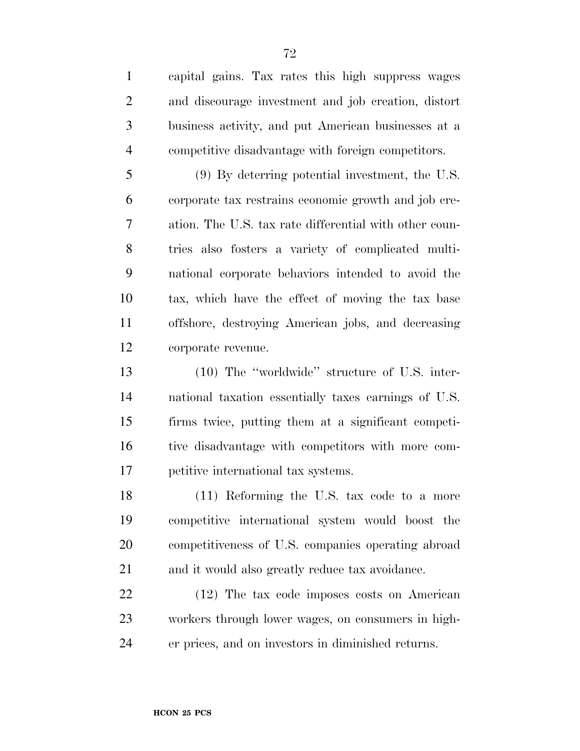capital gains. Tax rates this high suppress wages and discourage investment and job creation, distort business activity, and put American businesses at a competitive disadvantage with foreign competitors.

(9) By deterring potential investment, the U.S. corporate tax restrains economic growth and job creation. The U.S. tax rate differential with other countries also fosters a variety of complicated multinational corporate behaviors intended to avoid the tax, which have the effect of moving the tax base offshore, destroying American jobs, and decreasing corporate revenue.

(10) The ''worldwide'' structure of U.S. international taxation essentially taxes earnings of U.S. firms twice, putting them at a significant competitive disadvantage with competitors with more competitive international tax systems.

(11) Reforming the U.S. tax code to a more competitive international system would boost the competitiveness of U.S. companies operating abroad and it would also greatly reduce tax avoidance.

(12) The tax code imposes costs on American workers through lower wages, on consumers in higher prices, and on investors in diminished returns.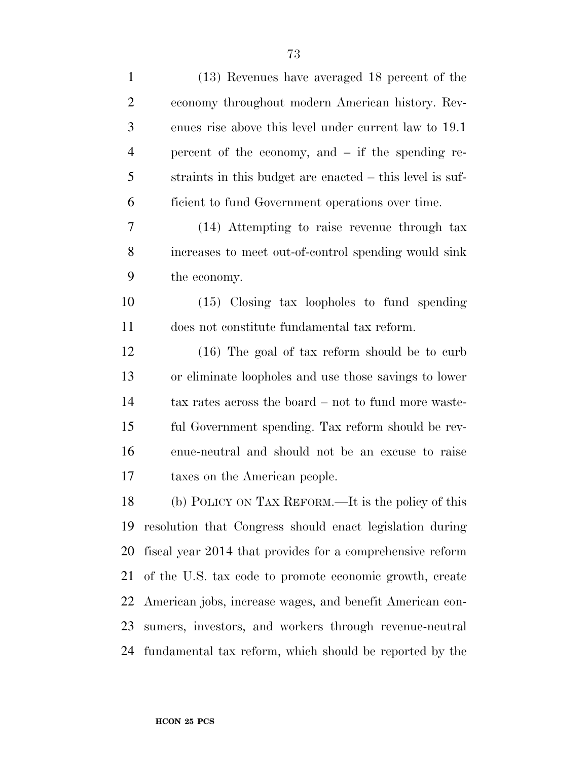(13) Revenues have averaged 18 percent of the economy throughout modern American history. Revenues rise above this level under current law to 19.1 percent of the economy, and – if the spending restraints in this budget are enacted – this level is sufficient to fund Government operations over time.

(14) Attempting to raise revenue through tax increases to meet out-of-control spending would sink the economy.

(15) Closing tax loopholes to fund spending does not constitute fundamental tax reform.

(16) The goal of tax reform should be to curb or eliminate loopholes and use those savings to lower tax rates across the board – not to fund more wasteful Government spending. Tax reform should be revenue-neutral and should not be an excuse to raise taxes on the American people.

(b) POLICY ON TAX REFORM.—It is the policy of this resolution that Congress should enact legislation during fiscal year 2014 that provides for a comprehensive reform of the U.S. tax code to promote economic growth, create American jobs, increase wages, and benefit American consumers, investors, and workers through revenue-neutral fundamental tax reform, which should be reported by the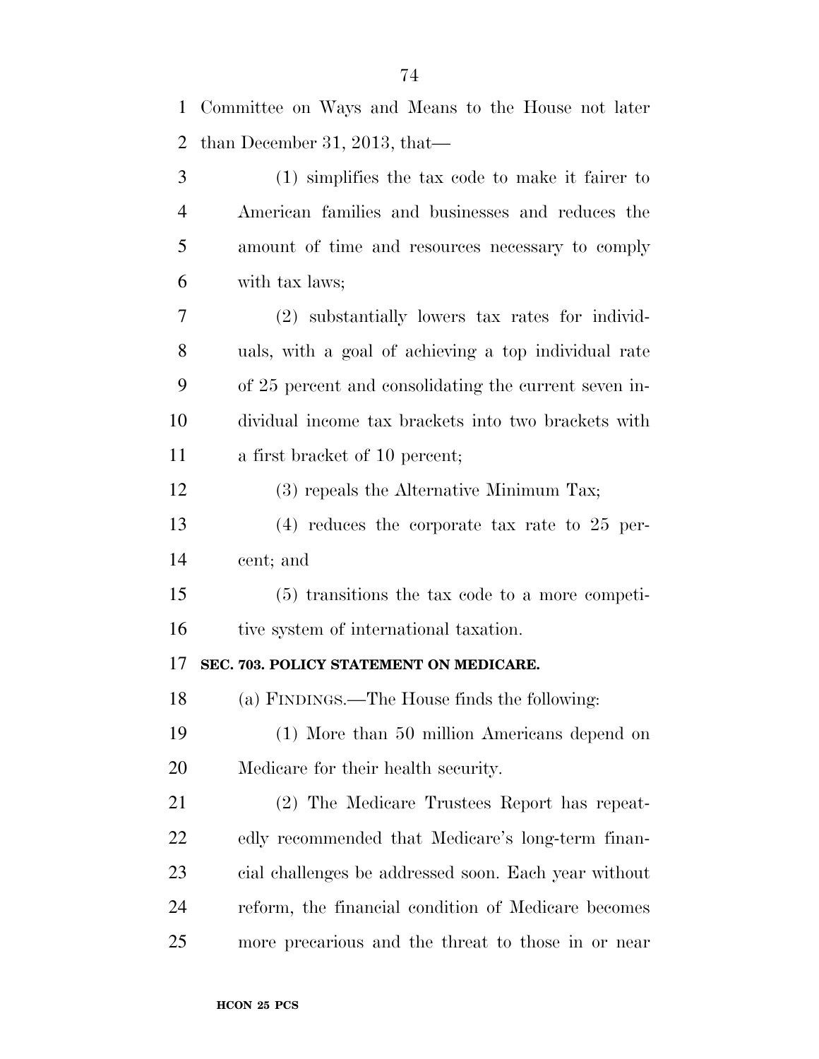Committee on Ways and Means to the House not later than December 31, 2013, that—

(1) simplifies the tax code to make it fairer to American families and businesses and reduces the amount of time and resources necessary to comply with tax laws;

(2) substantially lowers tax rates for individuals, with a goal of achieving a top individual rate of 25 percent and consolidating the current seven individual income tax brackets into two brackets with a first bracket of 10 percent;

(3) repeals the Alternative Minimum Tax;

(4) reduces the corporate tax rate to 25 percent; and

(5) transitions the tax code to a more competitive system of international taxation.

**SEC. 703. POLICY STATEMENT ON MEDICARE.**

(a) FINDINGS.—The House finds the following:

(1) More than 50 million Americans depend on Medicare for their health security.

(2) The Medicare Trustees Report has repeatedly recommended that Medicare's long-term financial challenges be addressed soon. Each year without reform, the financial condition of Medicare becomes more precarious and the threat to those in or near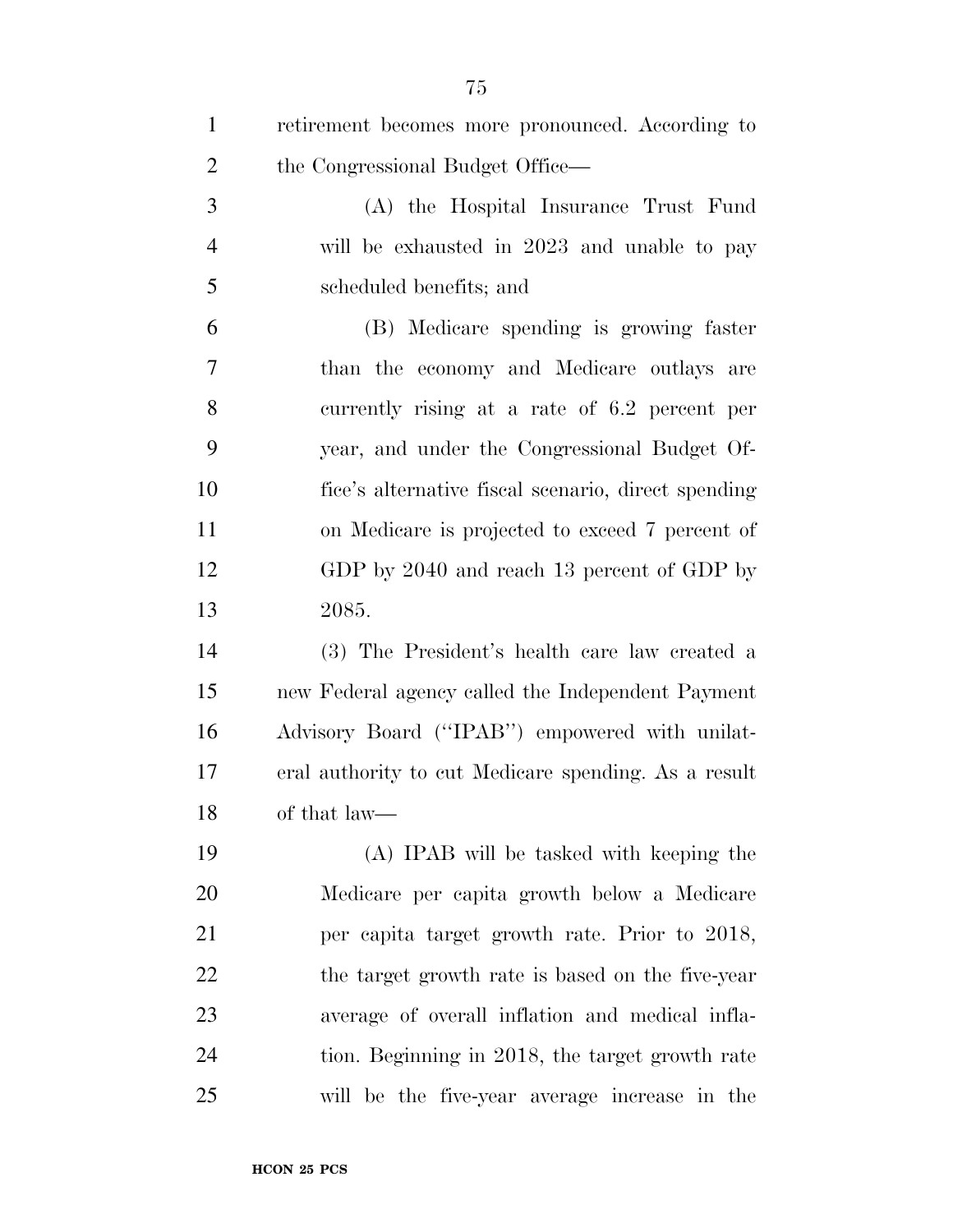retirement becomes more pronounced. According to the Congressional Budget Office—

(A) the Hospital Insurance Trust Fund will be exhausted in 2023 and unable to pay scheduled benefits; and

(B) Medicare spending is growing faster than the economy and Medicare outlays are currently rising at a rate of 6.2 percent per year, and under the Congressional Budget Office's alternative fiscal scenario, direct spending on Medicare is projected to exceed 7 percent of GDP by 2040 and reach 13 percent of GDP by 2085.

(3) The President's health care law created a new Federal agency called the Independent Payment Advisory Board (''IPAB'') empowered with unilateral authority to cut Medicare spending. As a result of that law—

(A) IPAB will be tasked with keeping the Medicare per capita growth below a Medicare per capita target growth rate. Prior to 2018, the target growth rate is based on the five-year average of overall inflation and medical inflation. Beginning in 2018, the target growth rate will be the five-year average increase in the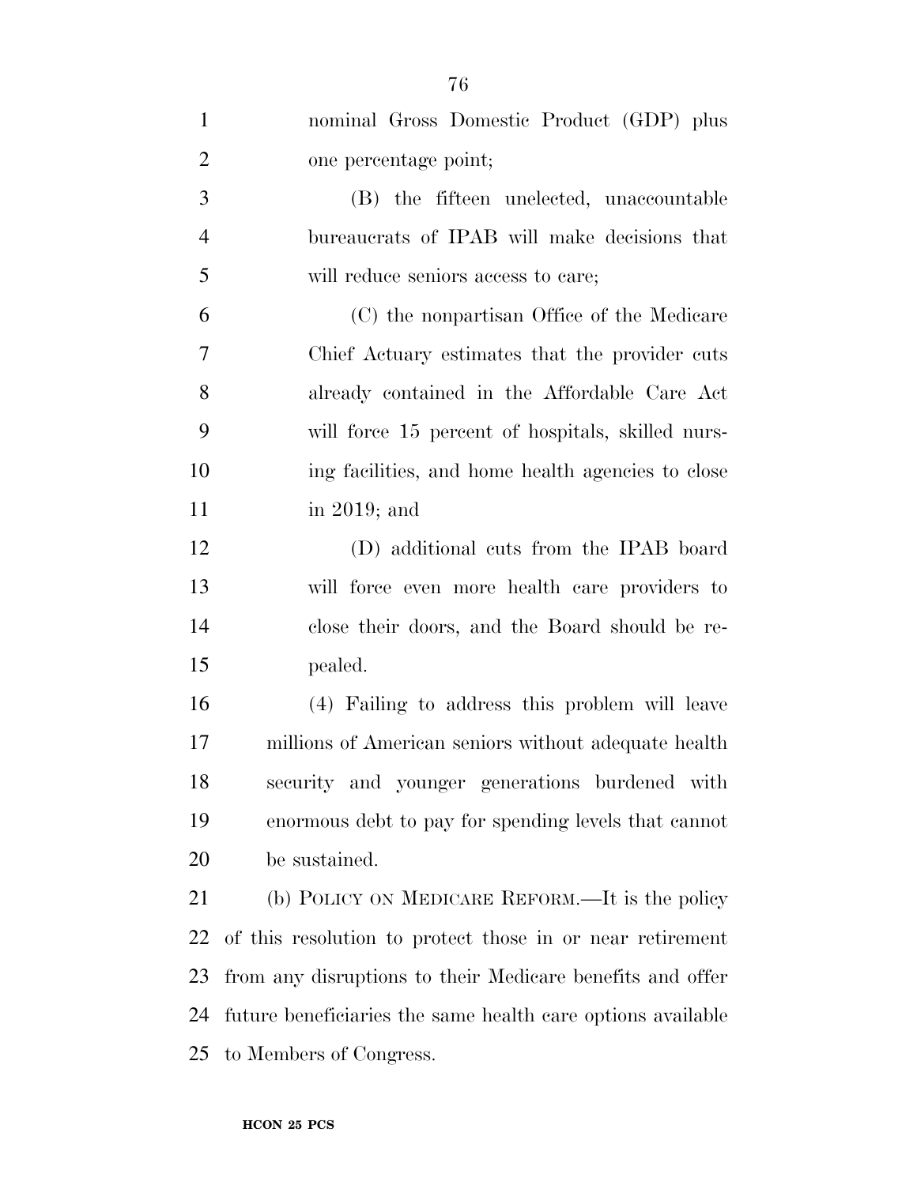nominal Gross Domestic Product (GDP) plus one percentage point;

(B) the fifteen unelected, unaccountable bureaucrats of IPAB will make decisions that will reduce seniors access to care;

(C) the nonpartisan Office of the Medicare Chief Actuary estimates that the provider cuts already contained in the Affordable Care Act will force 15 percent of hospitals, skilled nursing facilities, and home health agencies to close in 2019; and

(D) additional cuts from the IPAB board will force even more health care providers to close their doors, and the Board should be repealed.

(4) Failing to address this problem will leave millions of American seniors without adequate health security and younger generations burdened with enormous debt to pay for spending levels that cannot be sustained.

(b) POLICY ON MEDICARE REFORM.—It is the policy of this resolution to protect those in or near retirement from any disruptions to their Medicare benefits and offer future beneficiaries the same health care options available to Members of Congress.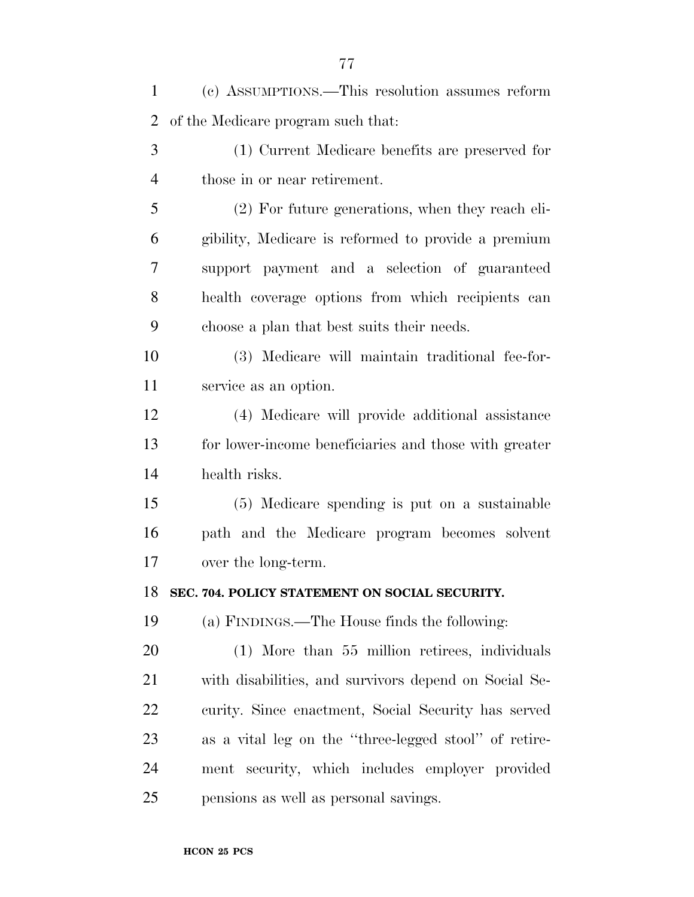(c) ASSUMPTIONS.—This resolution assumes reform of the Medicare program such that:

(1) Current Medicare benefits are preserved for those in or near retirement.

(2) For future generations, when they reach eligibility, Medicare is reformed to provide a premium support payment and a selection of guaranteed health coverage options from which recipients can choose a plan that best suits their needs.

(3) Medicare will maintain traditional fee-for-service as an option.

(4) Medicare will provide additional assistance for lower-income beneficiaries and those with greater health risks.

(5) Medicare spending is put on a sustainable path and the Medicare program becomes solvent over the long-term.

**SEC. 704. POLICY STATEMENT ON SOCIAL SECURITY.**

(a) FINDINGS.—The House finds the following:

(1) More than 55 million retirees, individuals with disabilities, and survivors depend on Social Security. Since enactment, Social Security has served as a vital leg on the ''three-legged stool'' of retirement security, which includes employer provided pensions as well as personal savings.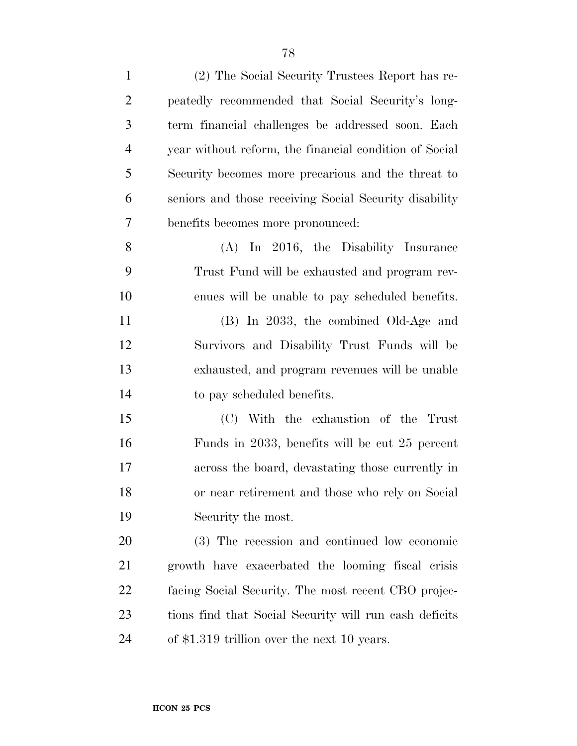(2) The Social Security Trustees Report has repeatedly recommended that Social Security's long-term financial challenges be addressed soon. Each year without reform, the financial condition of Social Security becomes more precarious and the threat to seniors and those receiving Social Security disability benefits becomes more pronounced:

(A) In 2016, the Disability Insurance Trust Fund will be exhausted and program revenues will be unable to pay scheduled benefits.

(B) In 2033, the combined Old-Age and Survivors and Disability Trust Funds will be exhausted, and program revenues will be unable to pay scheduled benefits.

(C) With the exhaustion of the Trust Funds in 2033, benefits will be cut 25 percent across the board, devastating those currently in or near retirement and those who rely on Social Security the most.

(3) The recession and continued low economic growth have exacerbated the looming fiscal crisis facing Social Security. The most recent CBO projections find that Social Security will run cash deficits of $1.319 trillion over the next 10 years.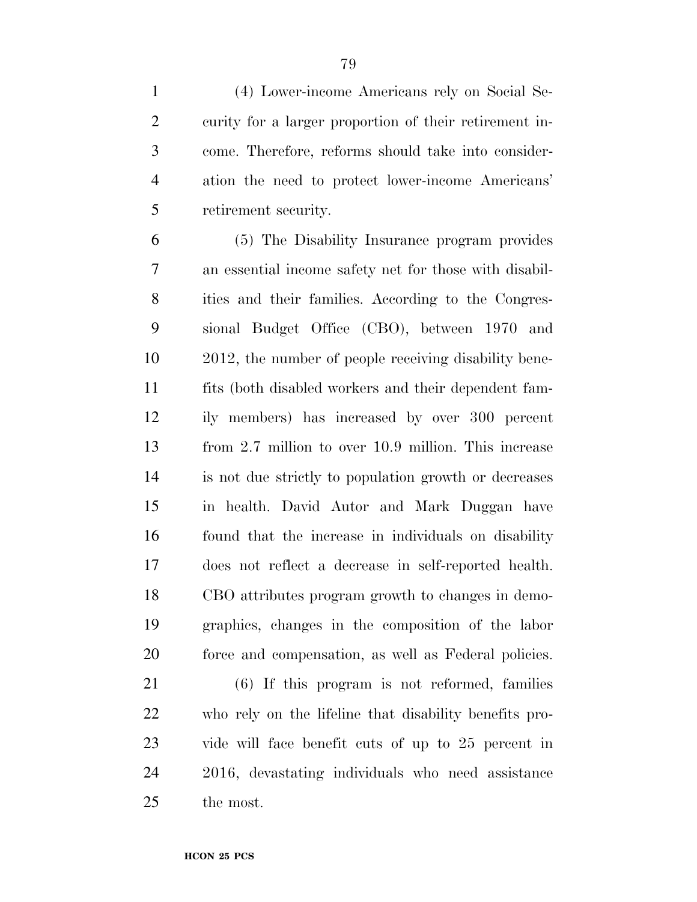(4) Lower-income Americans rely on Social Security for a larger proportion of their retirement income. Therefore, reforms should take into consideration the need to protect lower-income Americans' retirement security.

(5) The Disability Insurance program provides an essential income safety net for those with disabilities and their families. According to the Congressional Budget Office (CBO), between 1970 and 2012, the number of people receiving disability benefits (both disabled workers and their dependent family members) has increased by over 300 percent from 2.7 million to over 10.9 million. This increase is not due strictly to population growth or decreases in health. David Autor and Mark Duggan have found that the increase in individuals on disability does not reflect a decrease in self-reported health. CBO attributes program growth to changes in demographics, changes in the composition of the labor force and compensation, as well as Federal policies.

(6) If this program is not reformed, families who rely on the lifeline that disability benefits provide will face benefit cuts of up to 25 percent in 2016, devastating individuals who need assistance the most.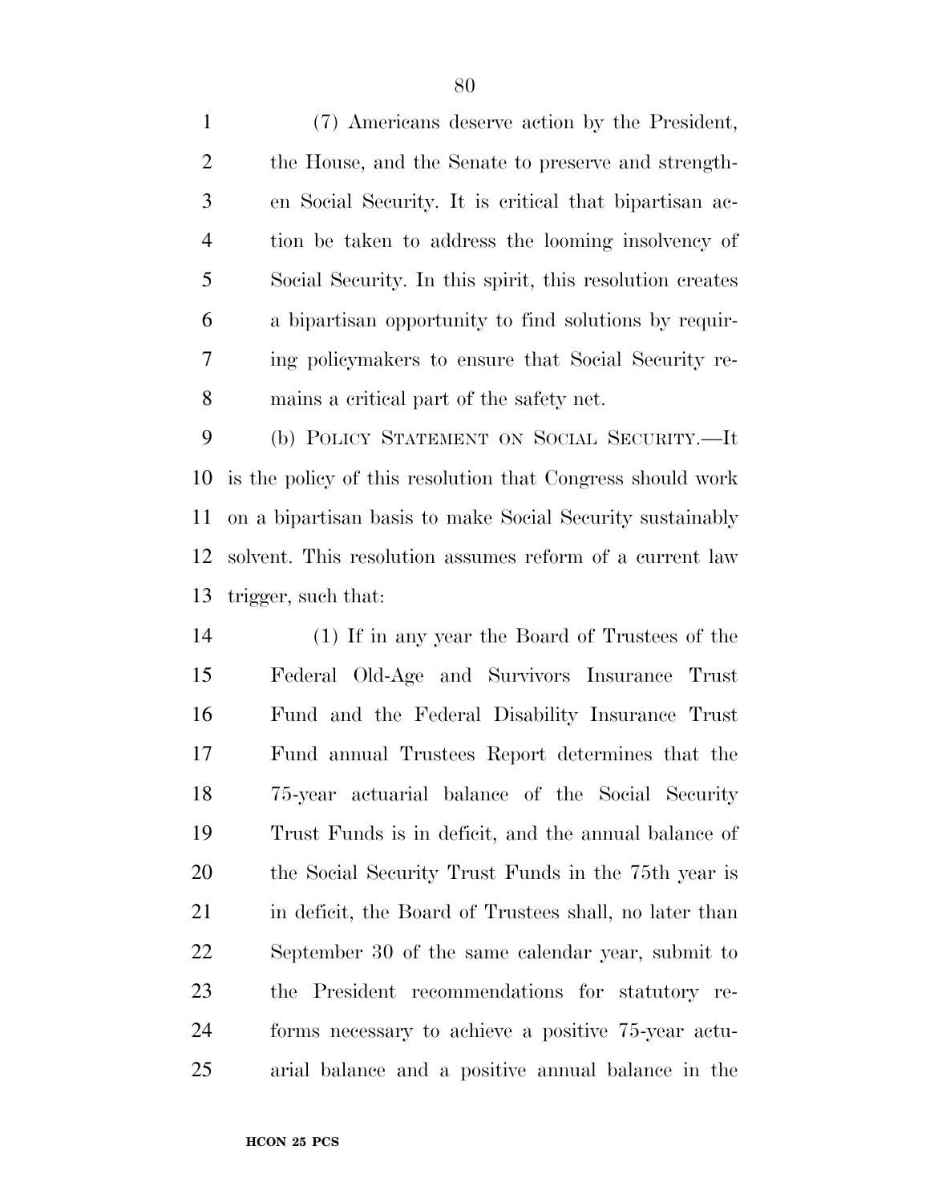(7) Americans deserve action by the President, the House, and the Senate to preserve and strengthen Social Security. It is critical that bipartisan action be taken to address the looming insolvency of Social Security. In this spirit, this resolution creates a bipartisan opportunity to find solutions by requiring policymakers to ensure that Social Security remains a critical part of the safety net.

(b) POLICY STATEMENT ON SOCIAL SECURITY.—It is the policy of this resolution that Congress should work on a bipartisan basis to make Social Security sustainably solvent. This resolution assumes reform of a current law trigger, such that:

(1) If in any year the Board of Trustees of the Federal Old-Age and Survivors Insurance Trust Fund and the Federal Disability Insurance Trust Fund annual Trustees Report determines that the 75-year actuarial balance of the Social Security Trust Funds is in deficit, and the annual balance of the Social Security Trust Funds in the 75th year is in deficit, the Board of Trustees shall, no later than September 30 of the same calendar year, submit to the President recommendations for statutory reforms necessary to achieve a positive 75-year actuarial balance and a positive annual balance in the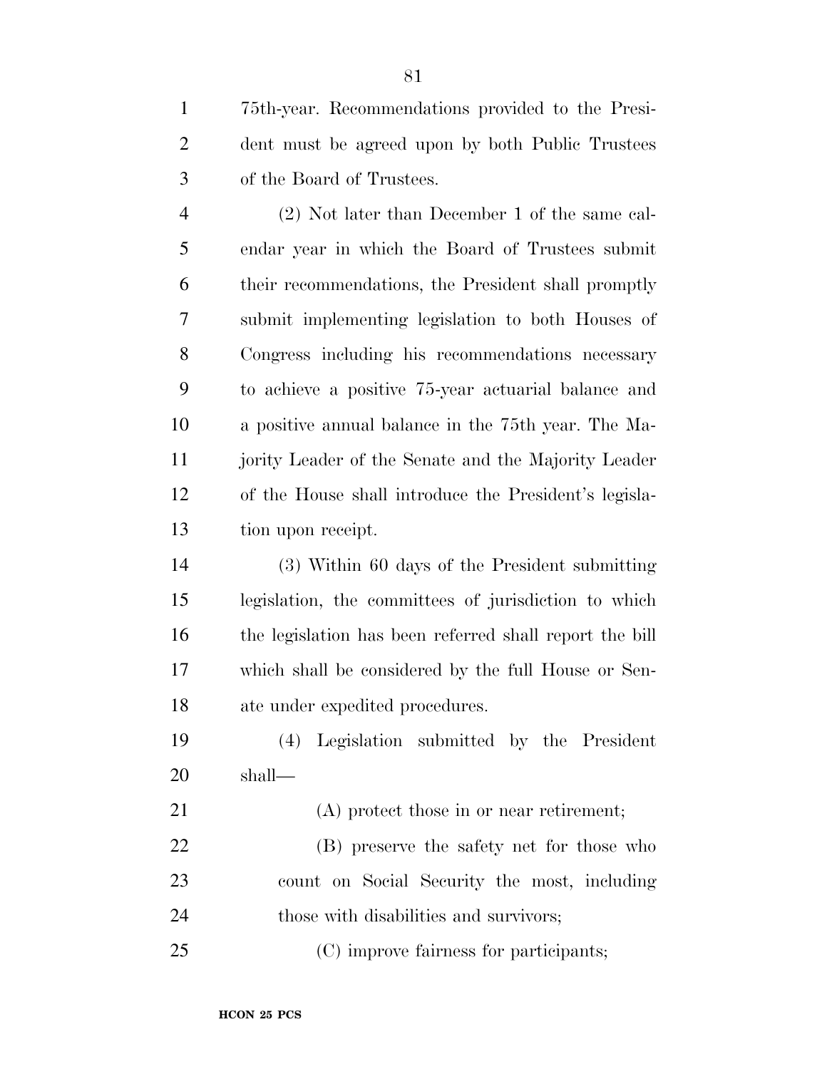75th-year. Recommendations provided to the President must be agreed upon by both Public Trustees of the Board of Trustees.

(2) Not later than December 1 of the same calendar year in which the Board of Trustees submit their recommendations, the President shall promptly submit implementing legislation to both Houses of Congress including his recommendations necessary to achieve a positive 75-year actuarial balance and a positive annual balance in the 75th year. The Majority Leader of the Senate and the Majority Leader of the House shall introduce the President's legislation upon receipt.

(3) Within 60 days of the President submitting legislation, the committees of jurisdiction to which the legislation has been referred shall report the bill which shall be considered by the full House or Senate under expedited procedures.

(4) Legislation submitted by the President shall—

(A) protect those in or near retirement;

(B) preserve the safety net for those who count on Social Security the most, including those with disabilities and survivors;

(C) improve fairness for participants;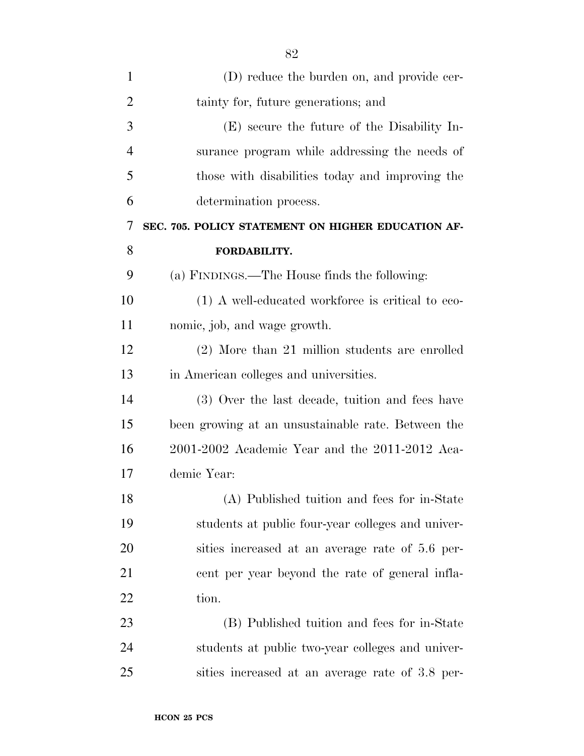(D) reduce the burden on, and provide certainty for, future generations; and

(E) secure the future of the Disability Insurance program while addressing the needs of those with disabilities today and improving the determination process.

### SEC. 705. POLICY STATEMENT ON HIGHER EDUCATION AFFORDABILITY.

(a) FINDINGS.—The House finds the following:

(1) A well-educated workforce is critical to economic, job, and wage growth.

(2) More than 21 million students are enrolled in American colleges and universities.

(3) Over the last decade, tuition and fees have been growing at an unsustainable rate. Between the 2001-2002 Academic Year and the 2011-2012 Academic Year:

(A) Published tuition and fees for in-State students at public four-year colleges and universities increased at an average rate of 5.6 percent per year beyond the rate of general inflation.

(B) Published tuition and fees for in-State students at public two-year colleges and universities increased at an average rate of 3.8 per-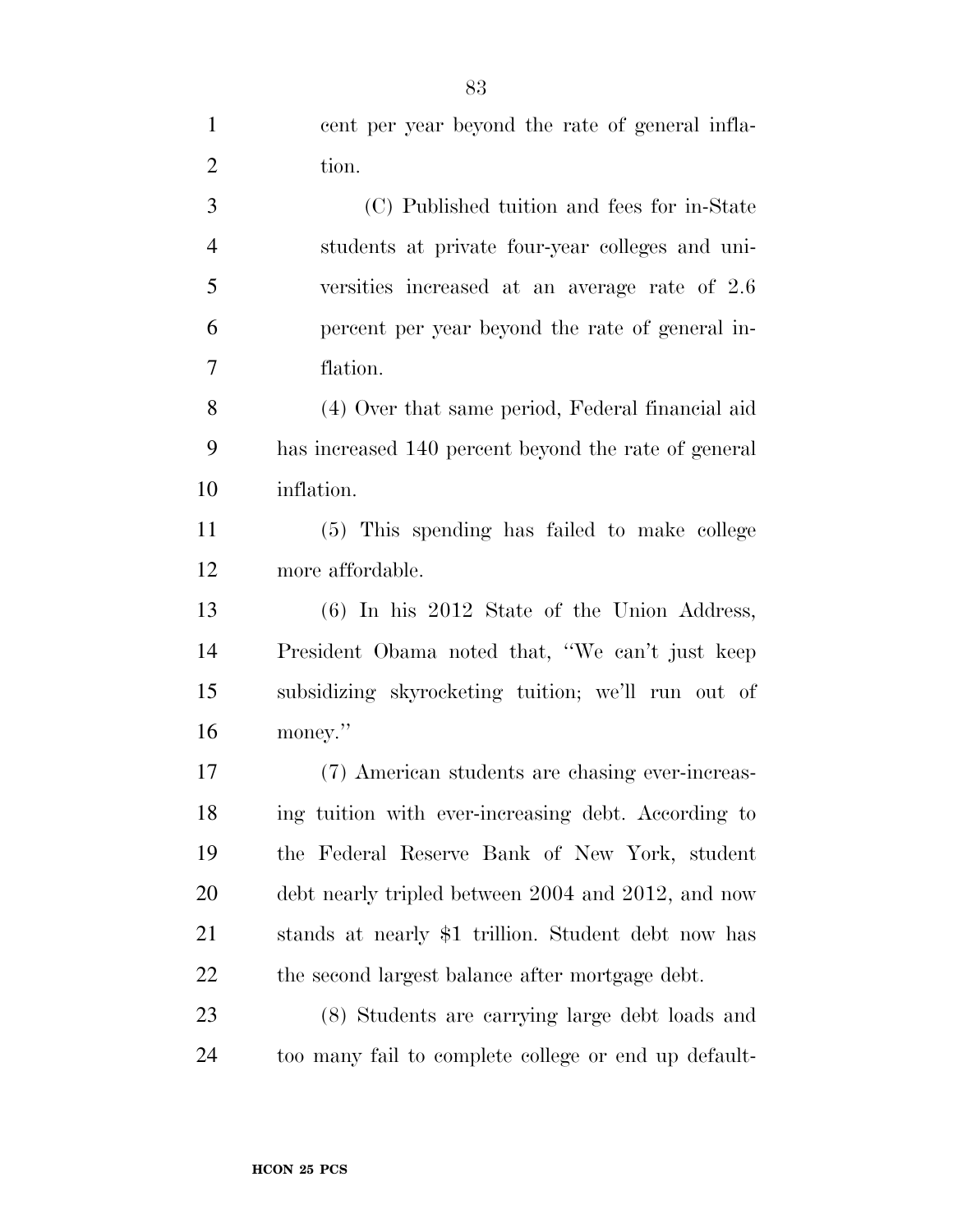cent per year beyond the rate of general inflation.

(C) Published tuition and fees for in-State students at private four-year colleges and universities increased at an average rate of 2.6 percent per year beyond the rate of general inflation.

(4) Over that same period, Federal financial aid has increased 140 percent beyond the rate of general inflation.

(5) This spending has failed to make college more affordable.

(6) In his 2012 State of the Union Address, President Obama noted that, ''We can't just keep subsidizing skyrocketing tuition; we'll run out of money.''

(7) American students are chasing ever-increasing tuition with ever-increasing debt. According to the Federal Reserve Bank of New York, student debt nearly tripled between 2004 and 2012, and now stands at nearly $1 trillion. Student debt now has the second largest balance after mortgage debt.

(8) Students are carrying large debt loads and too many fail to complete college or end up default-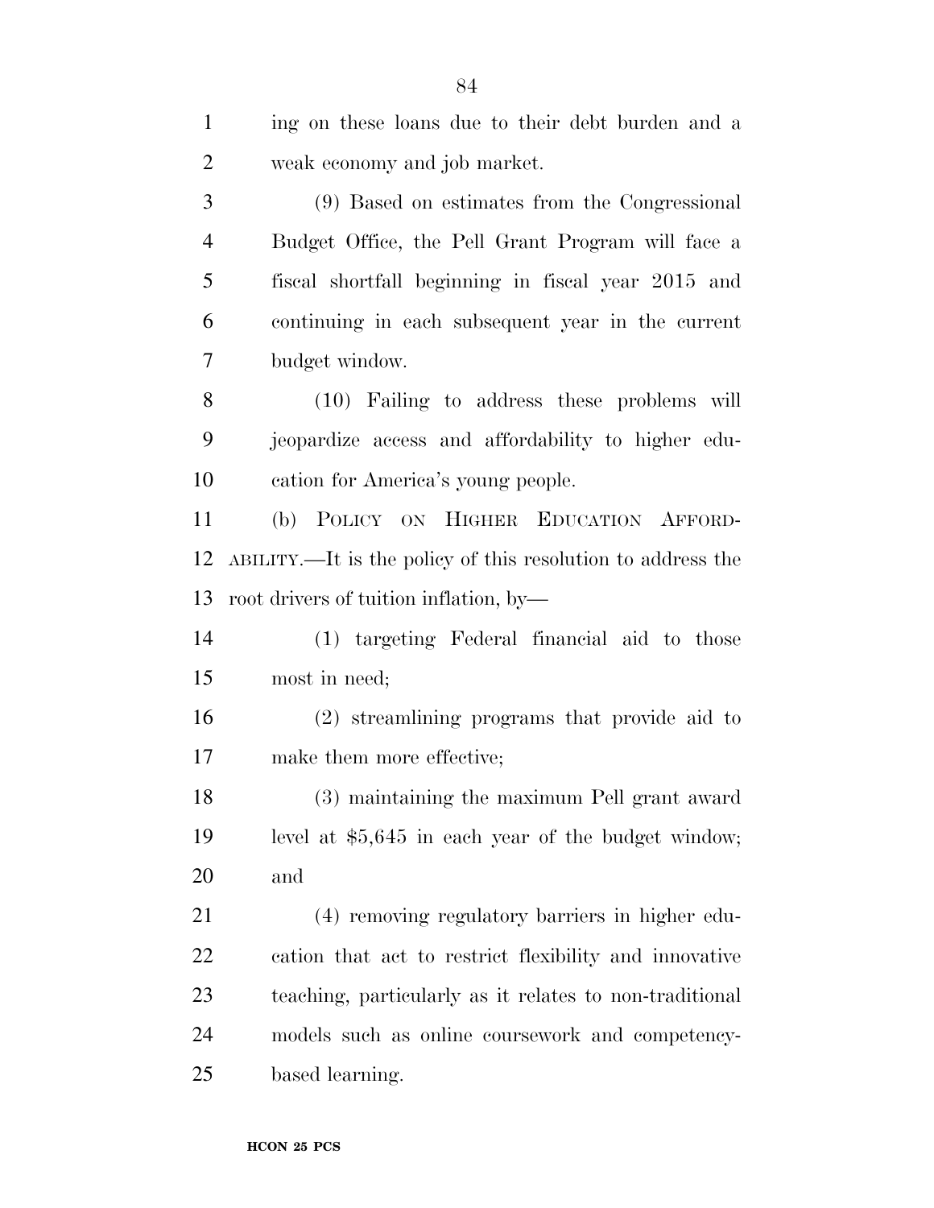ing on these loans due to their debt burden and a weak economy and job market.

(9) Based on estimates from the Congressional Budget Office, the Pell Grant Program will face a fiscal shortfall beginning in fiscal year 2015 and continuing in each subsequent year in the current budget window.

(10) Failing to address these problems will jeopardize access and affordability to higher education for America's young people.

(b) POLICY ON HIGHER EDUCATION AFFORDABILITY.—It is the policy of this resolution to address the root drivers of tuition inflation, by—

(1) targeting Federal financial aid to those most in need;

(2) streamlining programs that provide aid to make them more effective;

(3) maintaining the maximum Pell grant award level at $5,645 in each year of the budget window; and

(4) removing regulatory barriers in higher education that act to restrict flexibility and innovative teaching, particularly as it relates to non-traditional models such as online coursework and competency-based learning.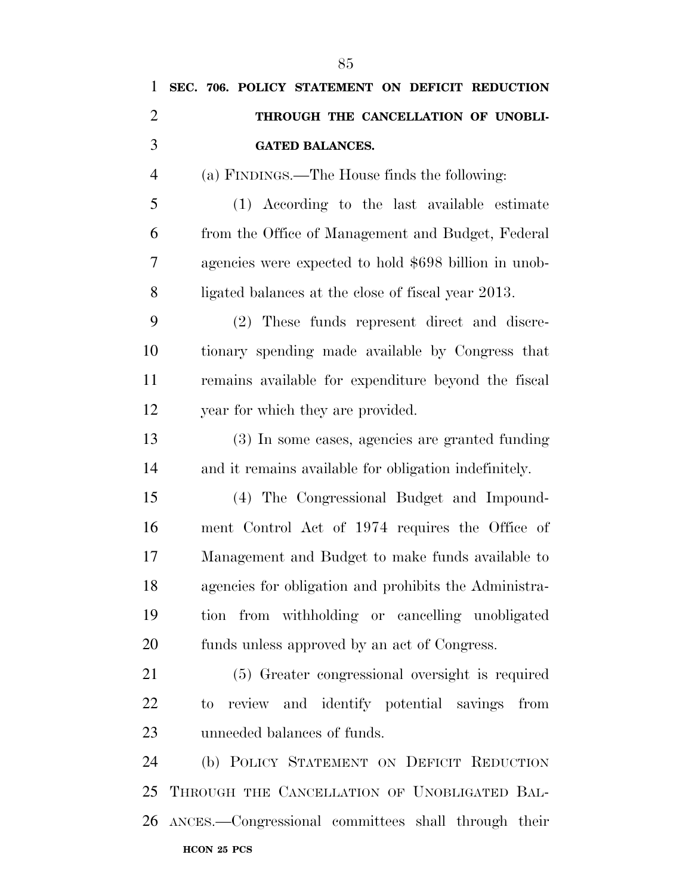**SEC. 706. POLICY STATEMENT ON DEFICIT REDUCTION THROUGH THE CANCELLATION OF UNOBLIGATED BALANCES.**

(a) FINDINGS.—The House finds the following:

(1) According to the last available estimate from the Office of Management and Budget, Federal agencies were expected to hold $698 billion in unobligated balances at the close of fiscal year 2013.

(2) These funds represent direct and discretionary spending made available by Congress that remains available for expenditure beyond the fiscal year for which they are provided.

(3) In some cases, agencies are granted funding and it remains available for obligation indefinitely.

(4) The Congressional Budget and Impoundment Control Act of 1974 requires the Office of Management and Budget to make funds available to agencies for obligation and prohibits the Administration from withholding or cancelling unobligated funds unless approved by an act of Congress.

(5) Greater congressional oversight is required to review and identify potential savings from unneeded balances of funds.

(b) POLICY STATEMENT ON DEFICIT REDUCTION THROUGH THE CANCELLATION OF UNOBLIGATED BALANCES.—Congressional committees shall through their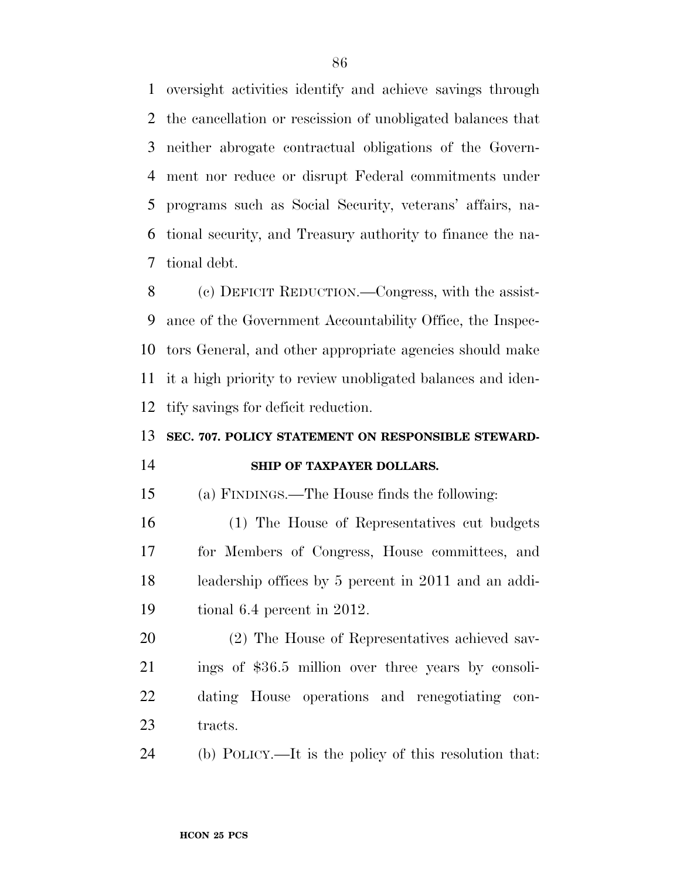oversight activities identify and achieve savings through the cancellation or rescission of unobligated balances that neither abrogate contractual obligations of the Government nor reduce or disrupt Federal commitments under programs such as Social Security, veterans' affairs, national security, and Treasury authority to finance the national debt.

(c) DEFICIT REDUCTION.—Congress, with the assistance of the Government Accountability Office, the Inspectors General, and other appropriate agencies should make it a high priority to review unobligated balances and identify savings for deficit reduction.

**SEC. 707. POLICY STATEMENT ON RESPONSIBLE STEWARDSHIP OF TAXPAYER DOLLARS.**

(a) FINDINGS.—The House finds the following:

(1) The House of Representatives cut budgets for Members of Congress, House committees, and leadership offices by 5 percent in 2011 and an additional 6.4 percent in 2012.

(2) The House of Representatives achieved savings of $36.5 million over three years by consolidating House operations and renegotiating contracts.

(b) POLICY.—It is the policy of this resolution that: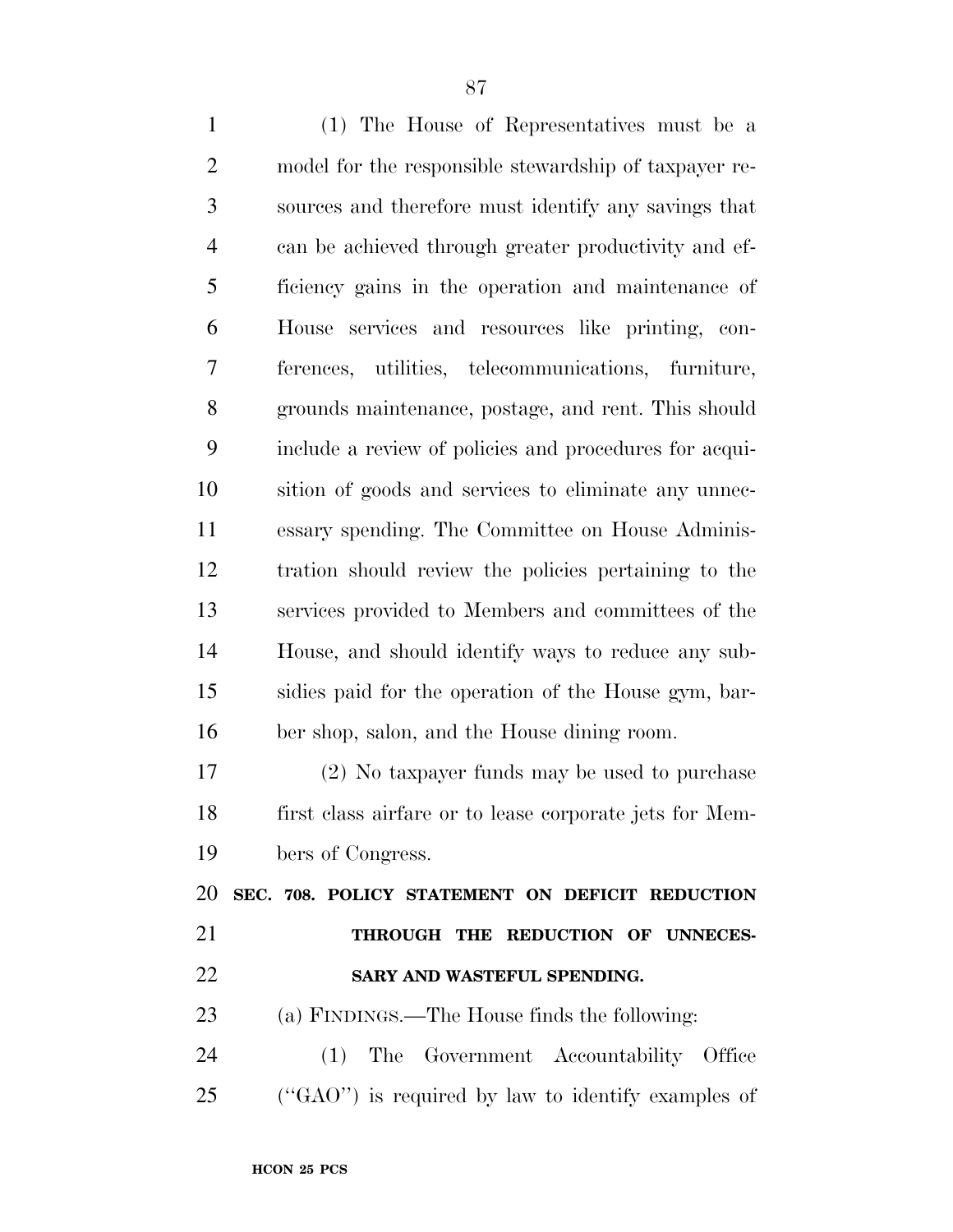(1) The House of Representatives must be a model for the responsible stewardship of taxpayer resources and therefore must identify any savings that can be achieved through greater productivity and efficiency gains in the operation and maintenance of House services and resources like printing, conferences, utilities, telecommunications, furniture, grounds maintenance, postage, and rent. This should include a review of policies and procedures for acquisition of goods and services to eliminate any unnecessary spending. The Committee on House Administration should review the policies pertaining to the services provided to Members and committees of the House, and should identify ways to reduce any subsidies paid for the operation of the House gym, barber shop, salon, and the House dining room.

(2) No taxpayer funds may be used to purchase first class airfare or to lease corporate jets for Members of Congress.

**SEC. 708. POLICY STATEMENT ON DEFICIT REDUCTION THROUGH THE REDUCTION OF UNNECESSARY AND WASTEFUL SPENDING.**

(a) FINDINGS.—The House finds the following:

(1) The Government Accountability Office ("GAO") is required by law to identify examples of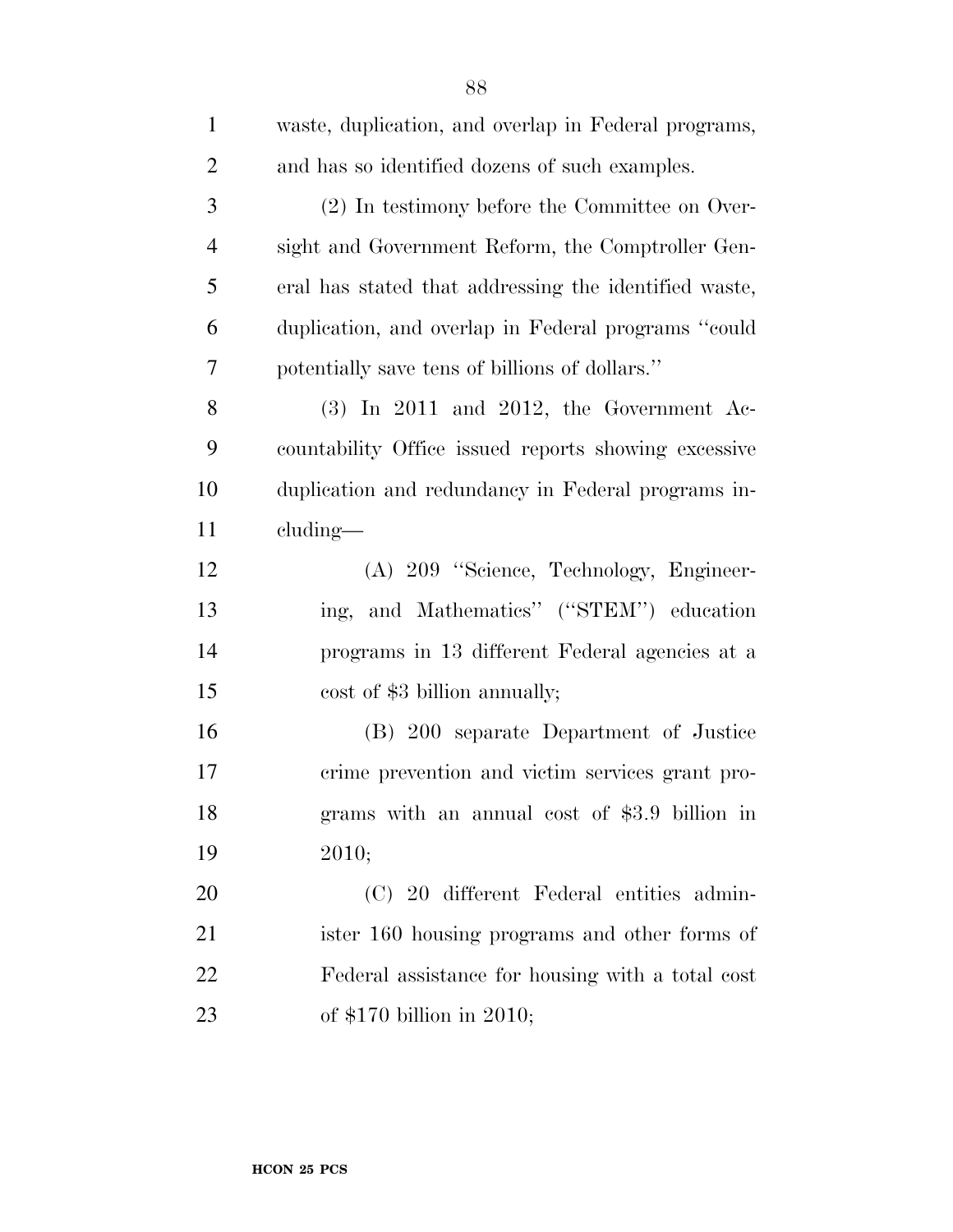waste, duplication, and overlap in Federal programs, and has so identified dozens of such examples.

(2) In testimony before the Committee on Oversight and Government Reform, the Comptroller General has stated that addressing the identified waste, duplication, and overlap in Federal programs "could potentially save tens of billions of dollars."

(3) In 2011 and 2012, the Government Accountability Office issued reports showing excessive duplication and redundancy in Federal programs including—

(A) 209 "Science, Technology, Engineering, and Mathematics" ("STEM") education programs in 13 different Federal agencies at a cost of $3 billion annually;

(B) 200 separate Department of Justice crime prevention and victim services grant programs with an annual cost of $3.9 billion in 2010;

(C) 20 different Federal entities administer 160 housing programs and other forms of Federal assistance for housing with a total cost of $170 billion in 2010;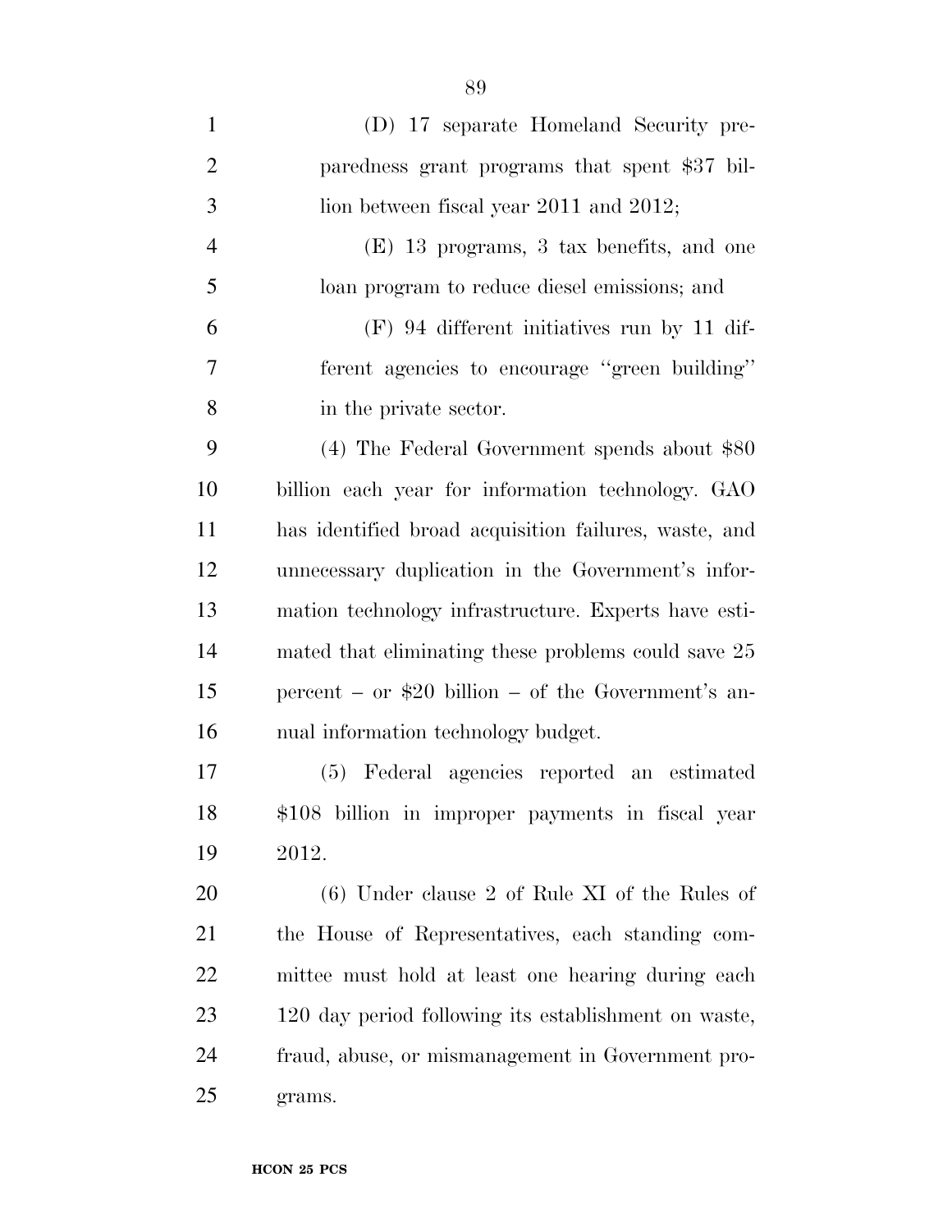(D) 17 separate Homeland Security preparedness grant programs that spent $37 billion between fiscal year 2011 and 2012;

(E) 13 programs, 3 tax benefits, and one loan program to reduce diesel emissions; and

(F) 94 different initiatives run by 11 different agencies to encourage ''green building'' in the private sector.

(4) The Federal Government spends about $80 billion each year for information technology. GAO has identified broad acquisition failures, waste, and unnecessary duplication in the Government's information technology infrastructure. Experts have estimated that eliminating these problems could save 25 percent – or $20 billion – of the Government's annual information technology budget.

(5) Federal agencies reported an estimated $108 billion in improper payments in fiscal year 2012.

(6) Under clause 2 of Rule XI of the Rules of the House of Representatives, each standing committee must hold at least one hearing during each 120 day period following its establishment on waste, fraud, abuse, or mismanagement in Government programs.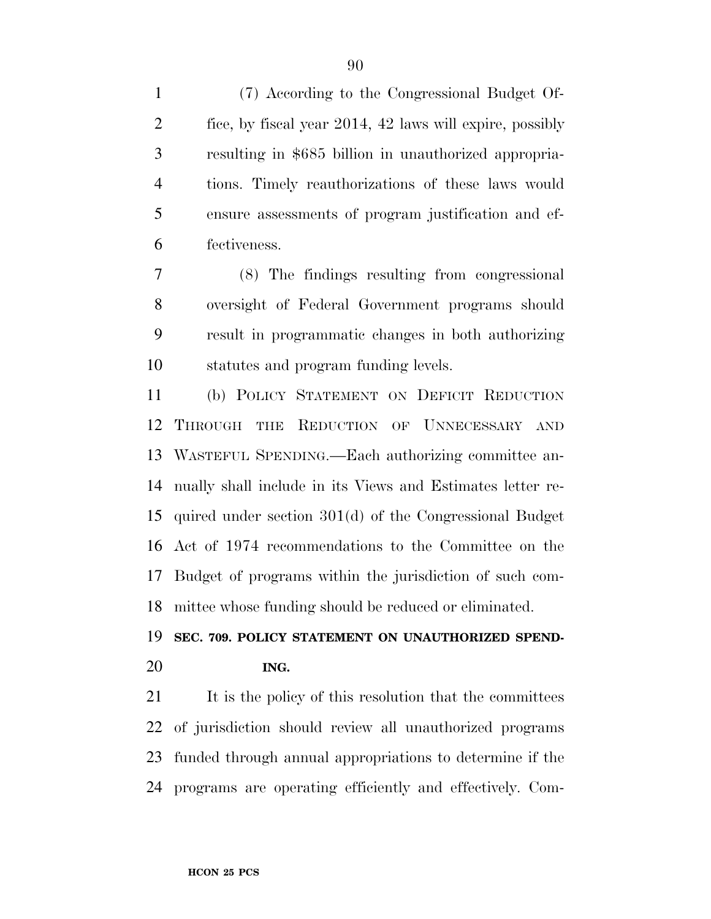(7) According to the Congressional Budget Office, by fiscal year 2014, 42 laws will expire, possibly resulting in $685 billion in unauthorized appropriations. Timely reauthorizations of these laws would ensure assessments of program justification and effectiveness.

(8) The findings resulting from congressional oversight of Federal Government programs should result in programmatic changes in both authorizing statutes and program funding levels.

(b) POLICY STATEMENT ON DEFICIT REDUCTION THROUGH THE REDUCTION OF UNNECESSARY AND WASTEFUL SPENDING.—Each authorizing committee annually shall include in its Views and Estimates letter required under section 301(d) of the Congressional Budget Act of 1974 recommendations to the Committee on the Budget of programs within the jurisdiction of such committee whose funding should be reduced or eliminated.

**SEC. 709. POLICY STATEMENT ON UNAUTHORIZED SPENDING.**

It is the policy of this resolution that the committees of jurisdiction should review all unauthorized programs funded through annual appropriations to determine if the programs are operating efficiently and effectively. Com-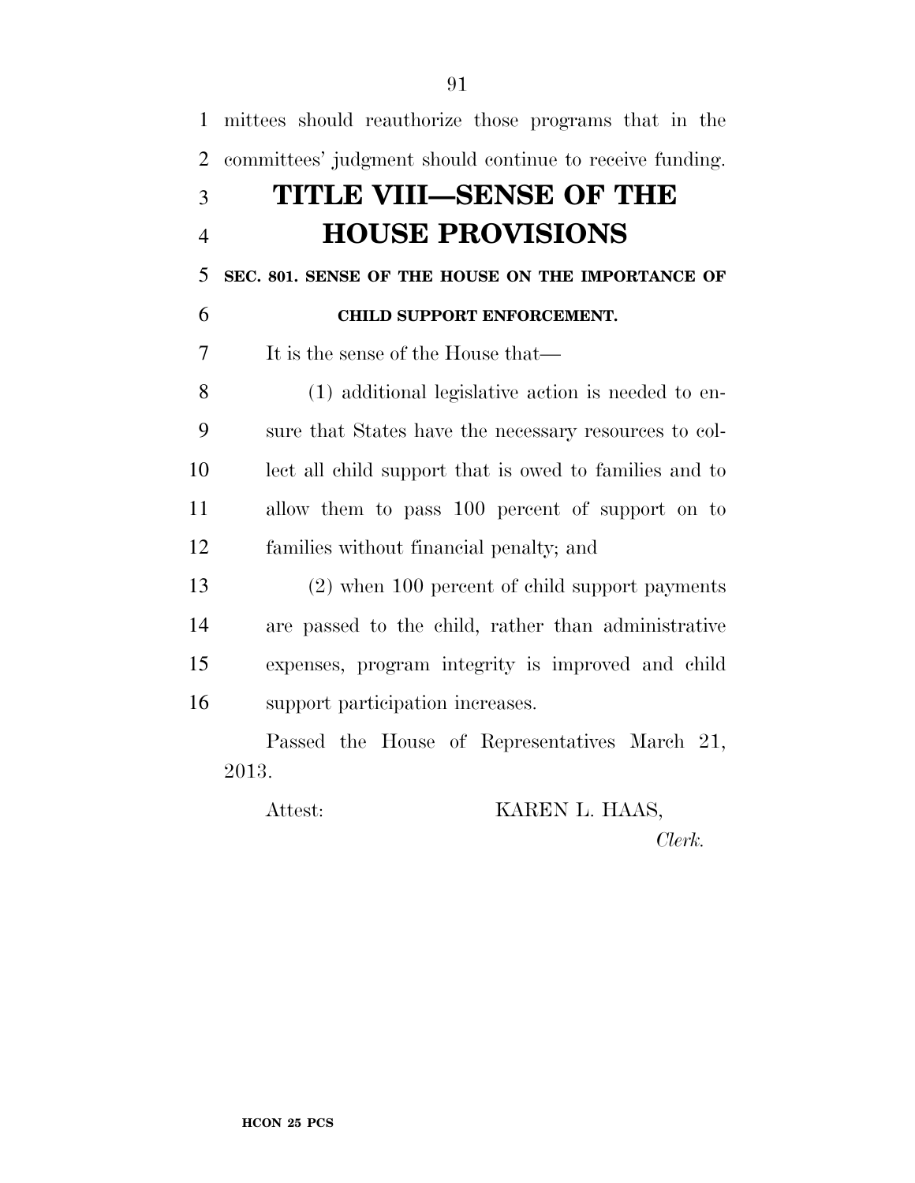mittees should reauthorize those programs that in the committees' judgment should continue to receive funding.

# TITLE VIII—SENSE OF THE HOUSE PROVISIONS

## SEC. 801. SENSE OF THE HOUSE ON THE IMPORTANCE OF CHILD SUPPORT ENFORCEMENT.

It is the sense of the House that—

(1) additional legislative action is needed to ensure that States have the necessary resources to collect all child support that is owed to families and to allow them to pass 100 percent of support on to families without financial penalty; and

(2) when 100 percent of child support payments are passed to the child, rather than administrative expenses, program integrity is improved and child support participation increases.

Passed the House of Representatives March 21, 2013.

Attest: KAREN L. HAAS,

*Clerk.*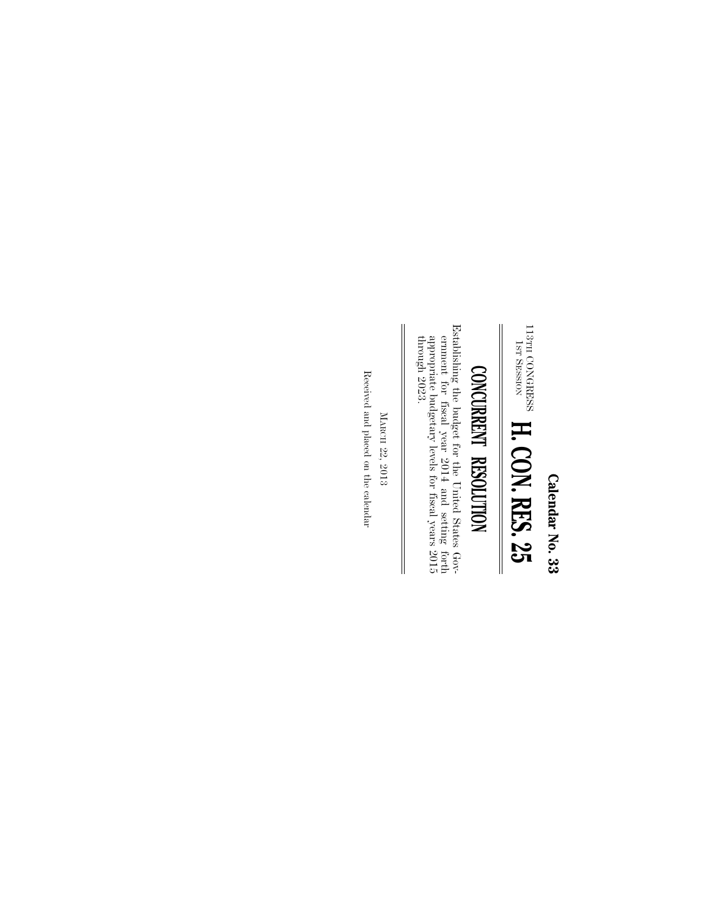Calendar No. 33

113TH CONGRESS
1ST SESSION

# H. CON. RES. 25

---

# CONCURRENT RESOLUTION

Establishing the budget for the United States Government for fiscal year 2014 and setting forth appropriate budgetary levels for fiscal years 2015 through 2023.

---

MARCH 22, 2013

Received and placed on the calendar